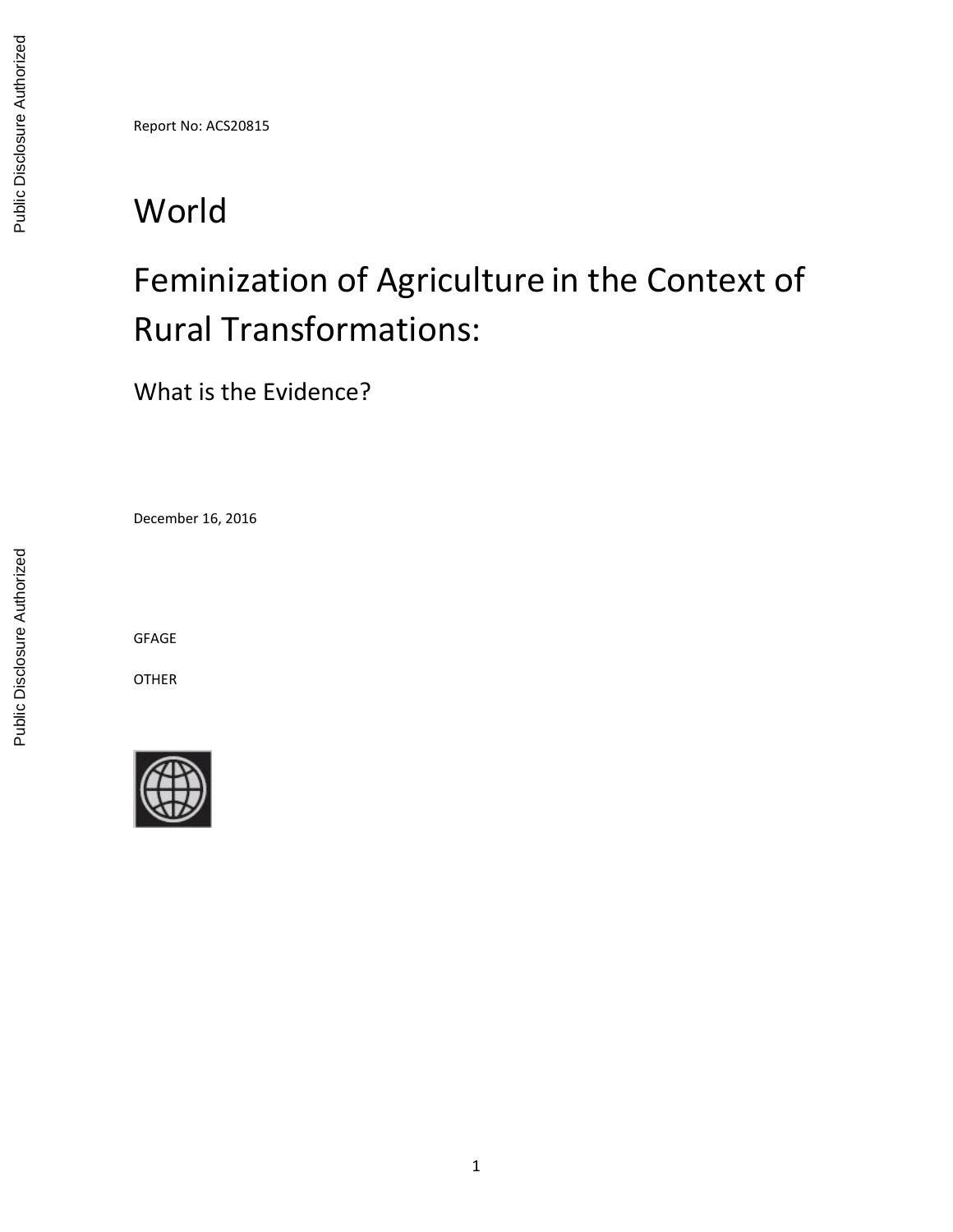Report No: ACS20815

# World

# Feminization of Agriculture in the Context of Rural Transformations:

## What is the Evidence?

December 16, 2016

GFAGE

OTHER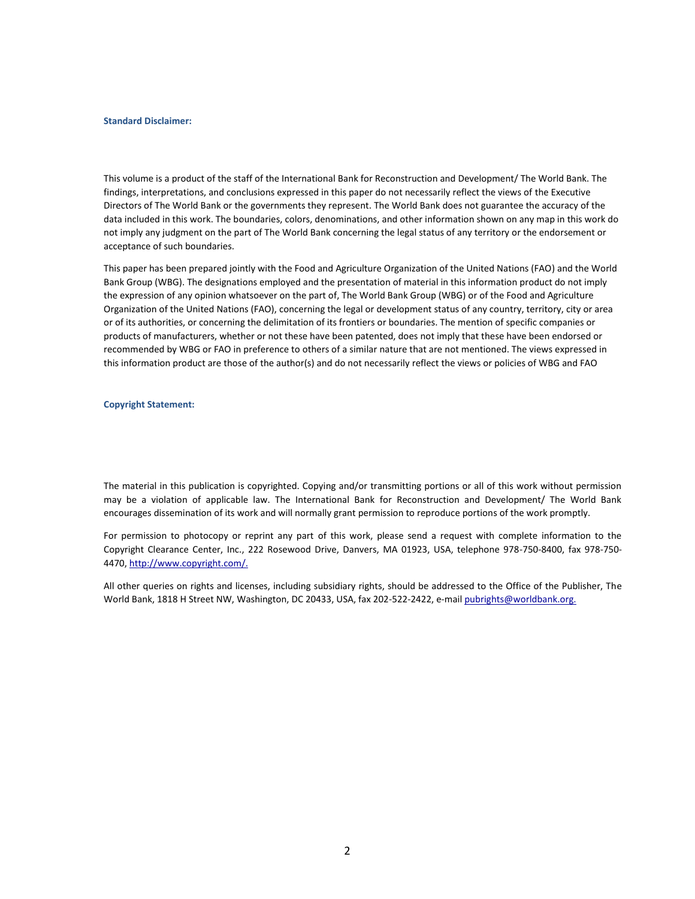**Standard Disclaimer:**

This volume is a product of the staff of the International Bank for Reconstruction and Development/ The World Bank. The findings, interpretations, and conclusions expressed in this paper do not necessarily reflect the views of the Executive Directors of The World Bank or the governments they represent. The World Bank does not guarantee the accuracy of the data included in this work. The boundaries, colors, denominations, and other information shown on any map in this work do not imply any judgment on the part of The World Bank concerning the legal status of any territory or the endorsement or acceptance of such boundaries.

This paper has been prepared jointly with the Food and Agriculture Organization of the United Nations (FAO) and the World Bank Group (WBG). The designations employed and the presentation of material in this information product do not imply the expression of any opinion whatsoever on the part of, The World Bank Group (WBG) or of the Food and Agriculture Organization of the United Nations (FAO), concerning the legal or development status of any country, territory, city or area or of its authorities, or concerning the delimitation of its frontiers or boundaries. The mention of specific companies or products of manufacturers, whether or not these have been patented, does not imply that these have been endorsed or recommended by WBG or FAO in preference to others of a similar nature that are not mentioned. The views expressed in this information product are those of the author(s) and do not necessarily reflect the views or policies of WBG and FAO

**Copyright Statement:**

The material in this publication is copyrighted. Copying and/or transmitting portions or all of this work without permission may be a violation of applicable law. The International Bank for Reconstruction and Development/ The World Bank encourages dissemination of its work and will normally grant permission to reproduce portions of the work promptly.

For permission to photocopy or reprint any part of this work, please send a request with complete information to the Copyright Clearance Center, Inc., 222 Rosewood Drive, Danvers, MA 01923, USA, telephone 978-750-8400, fax 978-750-4470, http://www.copyright.com/.

All other queries on rights and licenses, including subsidiary rights, should be addressed to the Office of the Publisher, The World Bank, 1818 H Street NW, Washington, DC 20433, USA, fax 202-522-2422, e-mail pubrights@worldbank.org.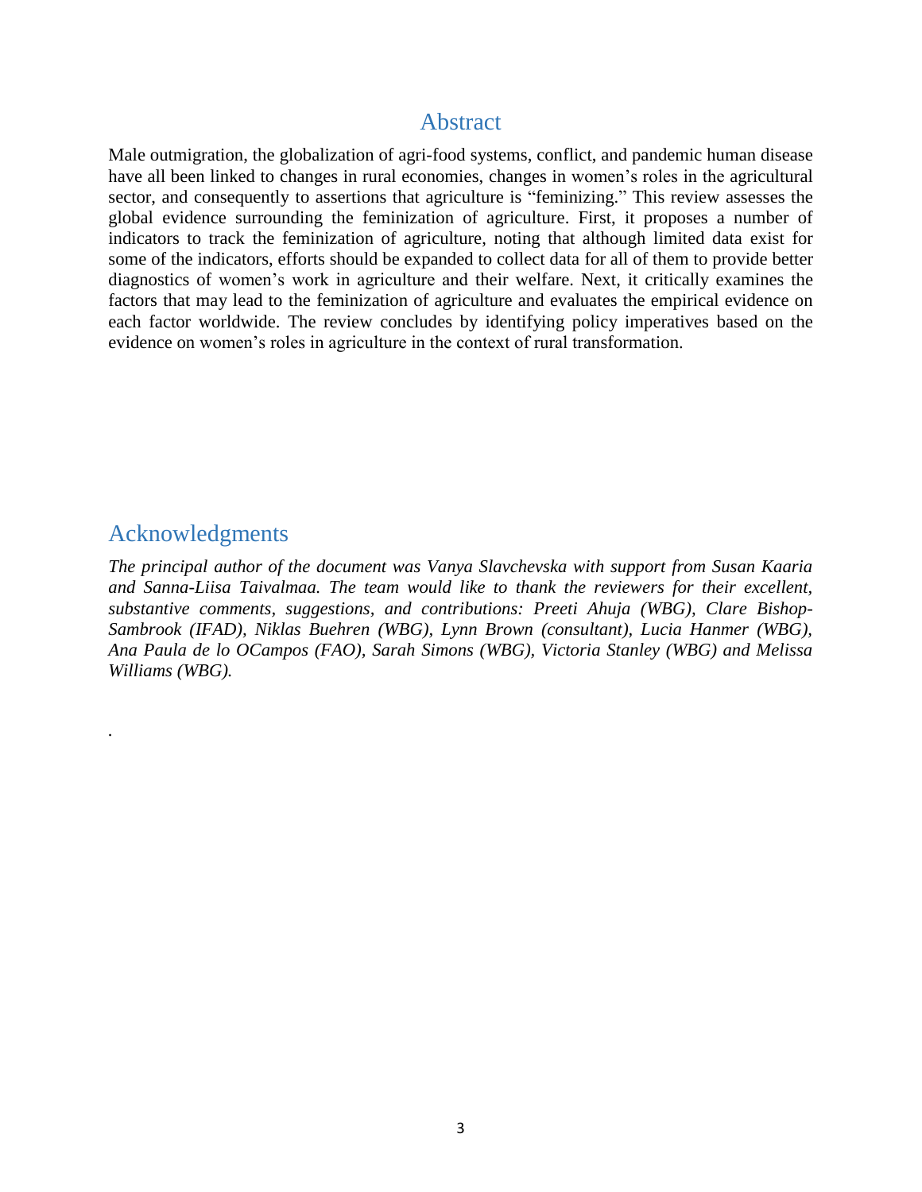# Abstract

Male outmigration, the globalization of agri-food systems, conflict, and pandemic human disease have all been linked to changes in rural economies, changes in women's roles in the agricultural sector, and consequently to assertions that agriculture is "feminizing." This review assesses the global evidence surrounding the feminization of agriculture. First, it proposes a number of indicators to track the feminization of agriculture, noting that although limited data exist for some of the indicators, efforts should be expanded to collect data for all of them to provide better diagnostics of women's work in agriculture and their welfare. Next, it critically examines the factors that may lead to the feminization of agriculture and evaluates the empirical evidence on each factor worldwide. The review concludes by identifying policy imperatives based on the evidence on women's roles in agriculture in the context of rural transformation.

# Acknowledgments

*The principal author of the document was Vanya Slavchevska with support from Susan Kaaria and Sanna-Liisa Taivalmaa. The team would like to thank the reviewers for their excellent, substantive comments, suggestions, and contributions: Preeti Ahuja (WBG), Clare Bishop-Sambrook (IFAD), Niklas Buehren (WBG), Lynn Brown (consultant), Lucia Hanmer (WBG), Ana Paula de lo OCampos (FAO), Sarah Simons (WBG), Victoria Stanley (WBG) and Melissa Williams (WBG).*

.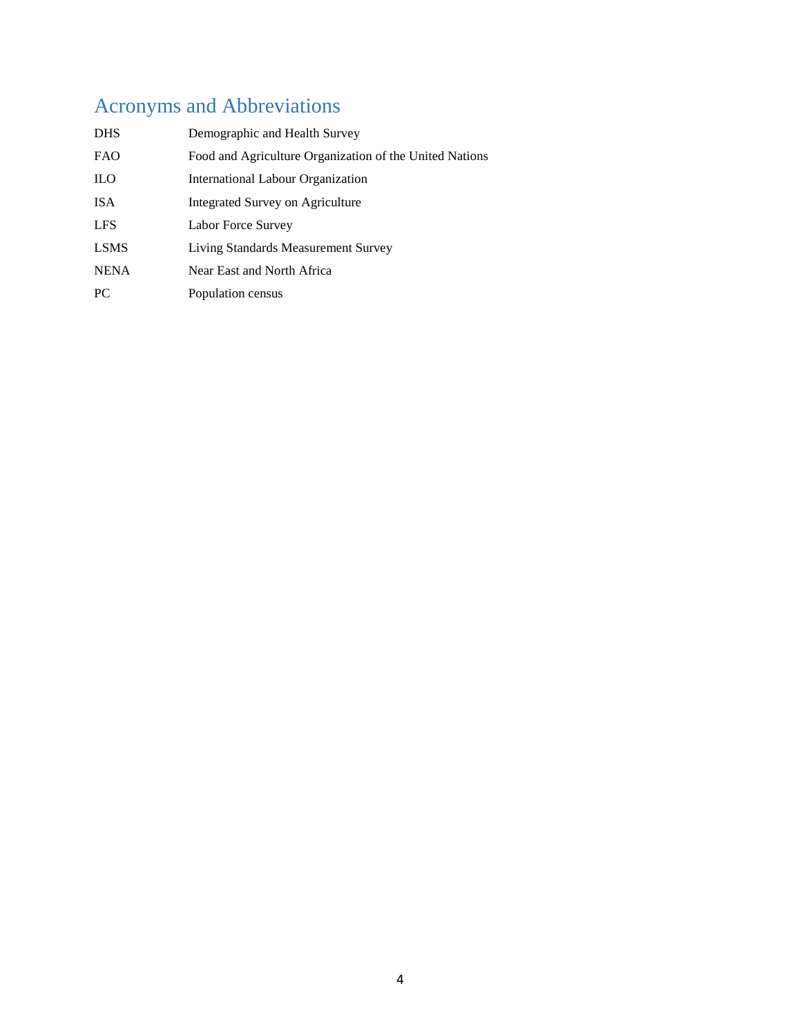# Acronyms and Abbreviations

| | |
|---|---|
| DHS | Demographic and Health Survey |
| FAO | Food and Agriculture Organization of the United Nations |
| ILO | International Labour Organization |
| ISA | Integrated Survey on Agriculture |
| LFS | Labor Force Survey |
| LSMS | Living Standards Measurement Survey |
| NENA | Near East and North Africa |
| PC | Population census |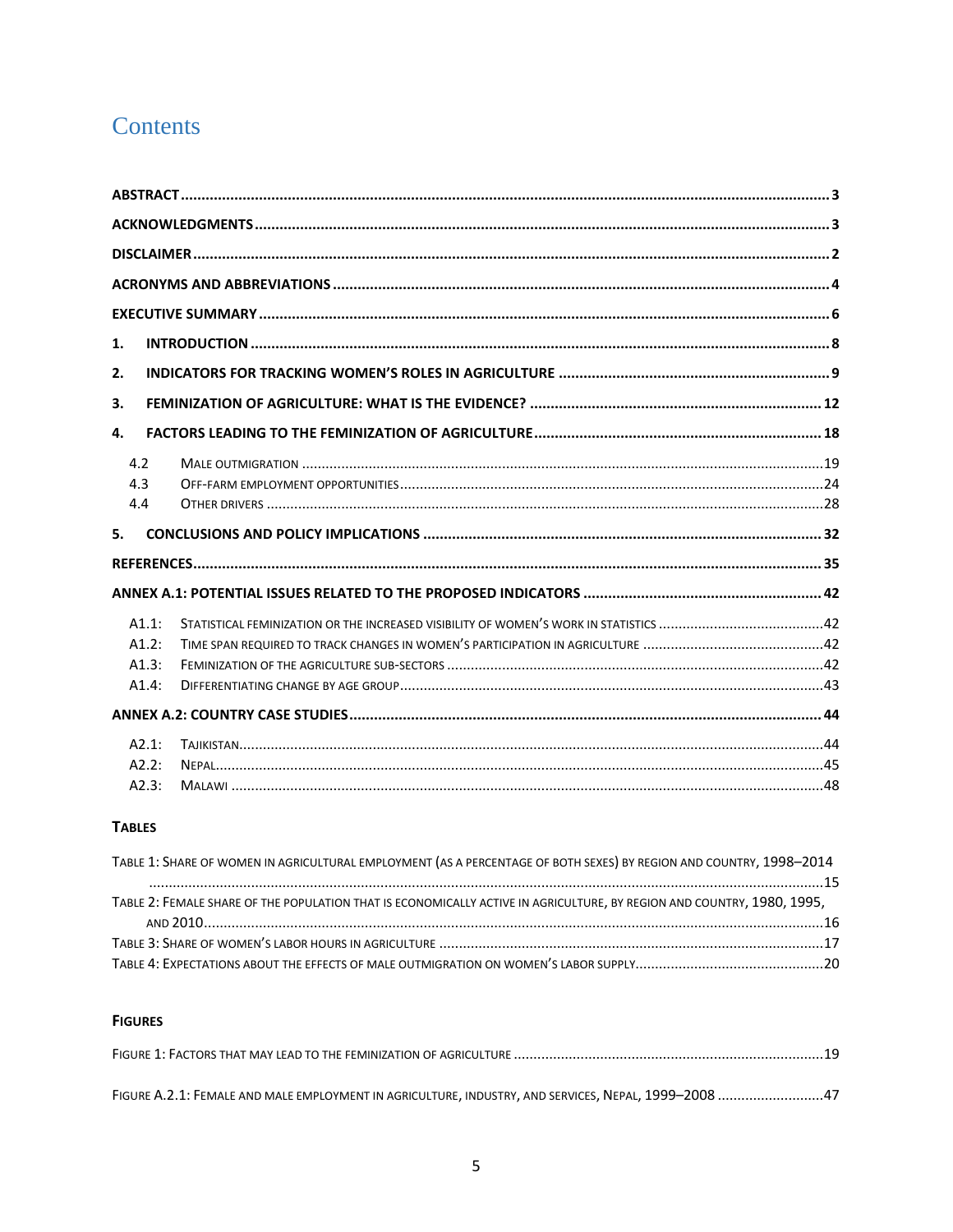# Contents

ABSTRACT ........................................................................................................................................ 3

ACKNOWLEDGMENTS ...................................................................................................................... 3

DISCLAIMER ...................................................................................................................................... 2

ACRONYMS AND ABBREVIATIONS ..................................................................................................... 4

EXECUTIVE SUMMARY ...................................................................................................................... 6

1. INTRODUCTION ......................................................................................................................... 8

2. INDICATORS FOR TRACKING WOMEN'S ROLES IN AGRICULTURE ................................................... 9

3. FEMINIZATION OF AGRICULTURE: WHAT IS THE EVIDENCE? ........................................................ 12

4. FACTORS LEADING TO THE FEMINIZATION OF AGRICULTURE ...................................................... 18

- 4.2 MALE OUTMIGRATION ........................................................................................................ 19
- 4.3 OFF-FARM EMPLOYMENT OPPORTUNITIES .......................................................................... 24
- 4.4 OTHER DRIVERS ................................................................................................................. 28

5. CONCLUSIONS AND POLICY IMPLICATIONS ................................................................................ 32

REFERENCES ..................................................................................................................................... 35

ANNEX A.1: POTENTIAL ISSUES RELATED TO THE PROPOSED INDICATORS ........................................ 42

- A1.1: STATISTICAL FEMINIZATION OR THE INCREASED VISIBILITY OF WOMEN'S WORK IN STATISTICS ........ 42
- A1.2: TIME SPAN REQUIRED TO TRACK CHANGES IN WOMEN'S PARTICIPATION IN AGRICULTURE ........... 42
- A1.3: FEMINIZATION OF THE AGRICULTURE SUB-SECTORS ............................................................. 42
- A1.4: DIFFERENTIATING CHANGE BY AGE GROUP .......................................................................... 43

ANNEX A.2: COUNTRY CASE STUDIES ................................................................................................ 44

- A2.1: TAJIKISTAN ......................................................................................................................... 44
- A2.2: NEPAL ................................................................................................................................ 45
- A2.3: MALAWI ............................................................................................................................. 48

**TABLES**

TABLE 1: SHARE OF WOMEN IN AGRICULTURAL EMPLOYMENT (AS A PERCENTAGE OF BOTH SEXES) BY REGION AND COUNTRY, 1998–2014 .......................................................................................................................................... 15

TABLE 2: FEMALE SHARE OF THE POPULATION THAT IS ECONOMICALLY ACTIVE IN AGRICULTURE, BY REGION AND COUNTRY, 1980, 1995, AND 2010 ........................................................................................................................................... 16

TABLE 3: SHARE OF WOMEN'S LABOR HOURS IN AGRICULTURE ................................................................................. 17

TABLE 4: EXPECTATIONS ABOUT THE EFFECTS OF MALE OUTMIGRATION ON WOMEN'S LABOR SUPPLY ................................ 20

**FIGURES**

FIGURE 1: FACTORS THAT MAY LEAD TO THE FEMINIZATION OF AGRICULTURE ............................................................. 19

FIGURE A.2.1: FEMALE AND MALE EMPLOYMENT IN AGRICULTURE, INDUSTRY, AND SERVICES, NEPAL, 1999–2008 ........................ 47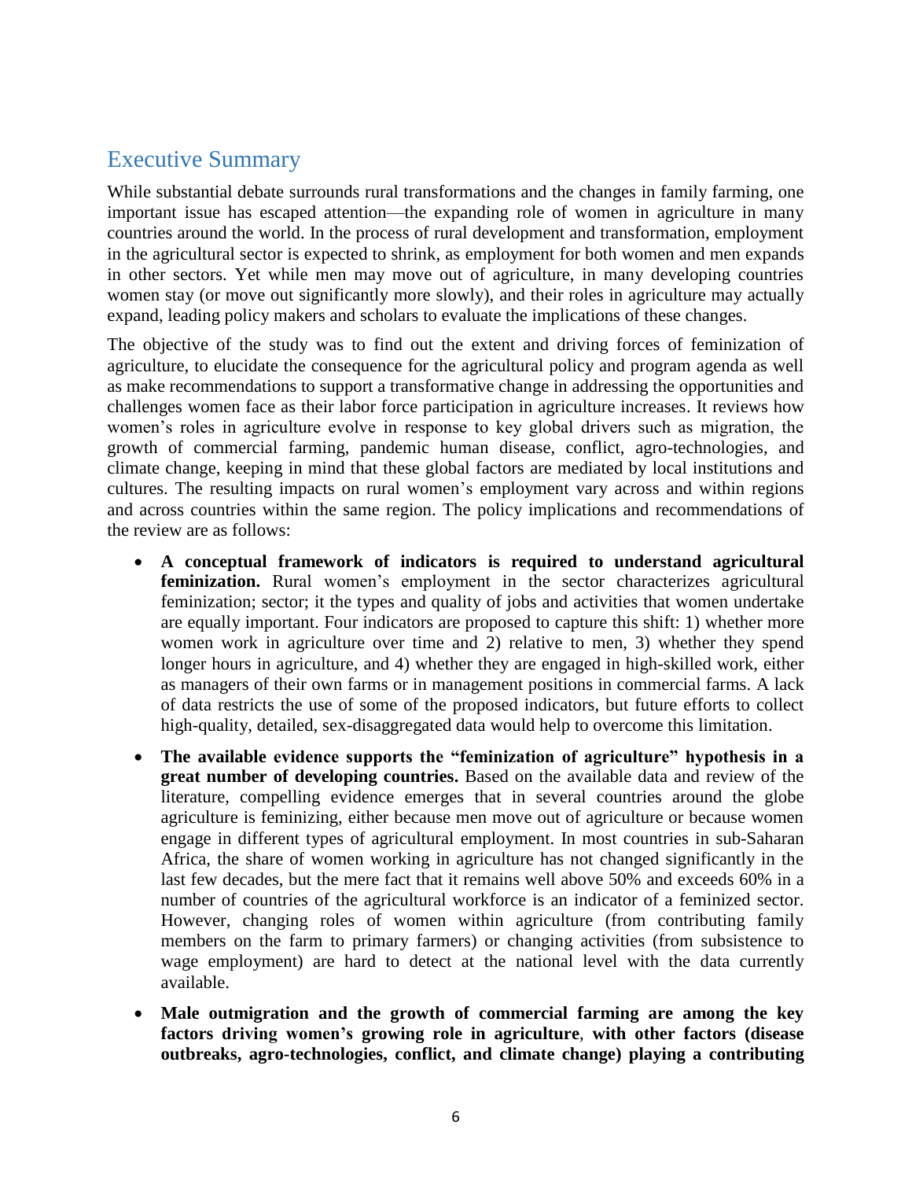## Executive Summary

While substantial debate surrounds rural transformations and the changes in family farming, one important issue has escaped attention—the expanding role of women in agriculture in many countries around the world. In the process of rural development and transformation, employment in the agricultural sector is expected to shrink, as employment for both women and men expands in other sectors. Yet while men may move out of agriculture, in many developing countries women stay (or move out significantly more slowly), and their roles in agriculture may actually expand, leading policy makers and scholars to evaluate the implications of these changes.

The objective of the study was to find out the extent and driving forces of feminization of agriculture, to elucidate the consequence for the agricultural policy and program agenda as well as make recommendations to support a transformative change in addressing the opportunities and challenges women face as their labor force participation in agriculture increases. It reviews how women's roles in agriculture evolve in response to key global drivers such as migration, the growth of commercial farming, pandemic human disease, conflict, agro-technologies, and climate change, keeping in mind that these global factors are mediated by local institutions and cultures. The resulting impacts on rural women's employment vary across and within regions and across countries within the same region. The policy implications and recommendations of the review are as follows:

- **A conceptual framework of indicators is required to understand agricultural feminization.** Rural women's employment in the sector characterizes agricultural feminization; sector; it the types and quality of jobs and activities that women undertake are equally important. Four indicators are proposed to capture this shift: 1) whether more women work in agriculture over time and 2) relative to men, 3) whether they spend longer hours in agriculture, and 4) whether they are engaged in high-skilled work, either as managers of their own farms or in management positions in commercial farms. A lack of data restricts the use of some of the proposed indicators, but future efforts to collect high-quality, detailed, sex-disaggregated data would help to overcome this limitation.
- **The available evidence supports the "feminization of agriculture" hypothesis in a great number of developing countries.** Based on the available data and review of the literature, compelling evidence emerges that in several countries around the globe agriculture is feminizing, either because men move out of agriculture or because women engage in different types of agricultural employment. In most countries in sub-Saharan Africa, the share of women working in agriculture has not changed significantly in the last few decades, but the mere fact that it remains well above 50% and exceeds 60% in a number of countries of the agricultural workforce is an indicator of a feminized sector. However, changing roles of women within agriculture (from contributing family members on the farm to primary farmers) or changing activities (from subsistence to wage employment) are hard to detect at the national level with the data currently available.
- **Male outmigration and the growth of commercial farming are among the key factors driving women's growing role in agriculture**, **with other factors (disease outbreaks, agro-technologies, conflict, and climate change) playing a contributing**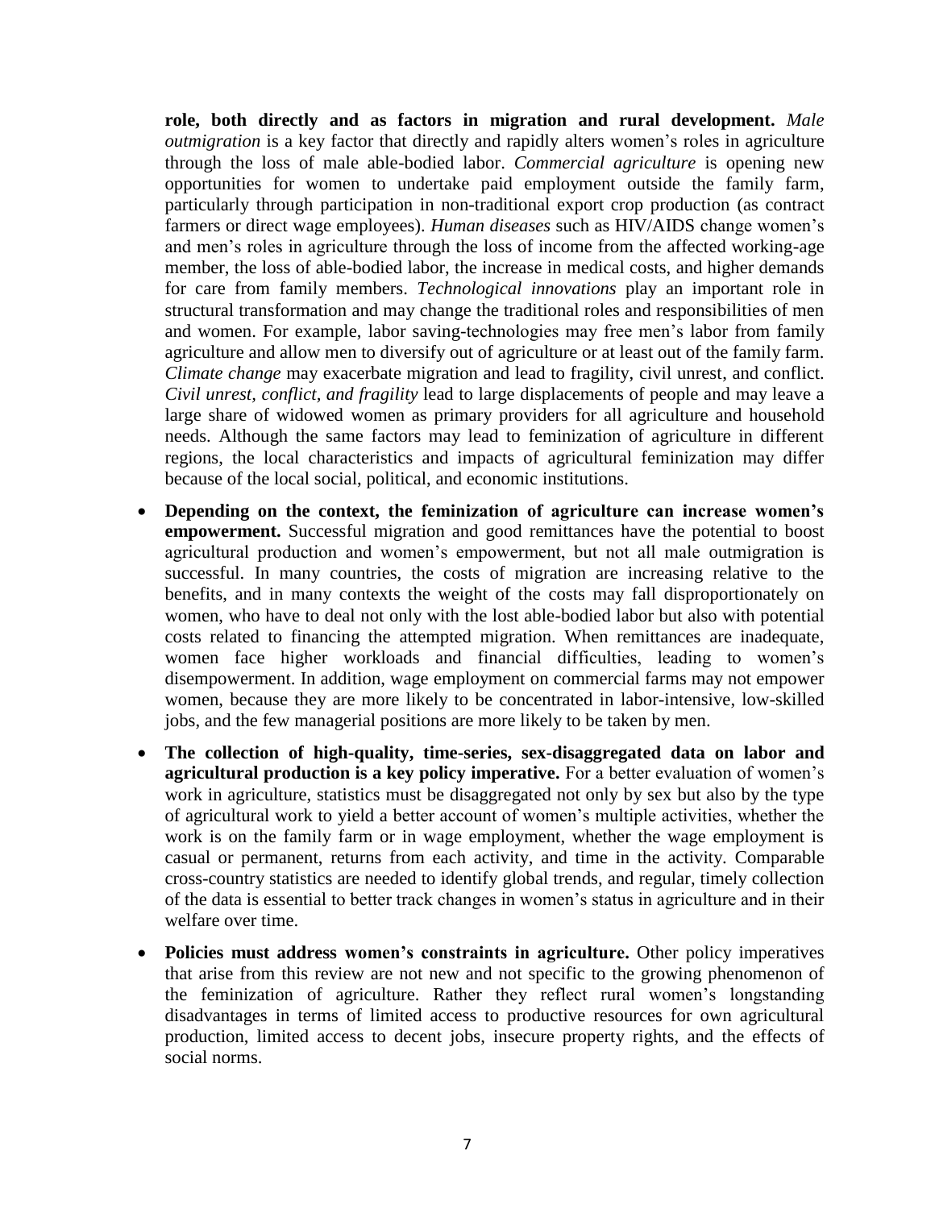**role, both directly and as factors in migration and rural development.** *Male outmigration* is a key factor that directly and rapidly alters women's roles in agriculture through the loss of male able-bodied labor. *Commercial agriculture* is opening new opportunities for women to undertake paid employment outside the family farm, particularly through participation in non-traditional export crop production (as contract farmers or direct wage employees). *Human diseases* such as HIV/AIDS change women's and men's roles in agriculture through the loss of income from the affected working-age member, the loss of able-bodied labor, the increase in medical costs, and higher demands for care from family members. *Technological innovations* play an important role in structural transformation and may change the traditional roles and responsibilities of men and women. For example, labor saving-technologies may free men's labor from family agriculture and allow men to diversify out of agriculture or at least out of the family farm. *Climate change* may exacerbate migration and lead to fragility, civil unrest, and conflict. *Civil unrest, conflict, and fragility* lead to large displacements of people and may leave a large share of widowed women as primary providers for all agriculture and household needs. Although the same factors may lead to feminization of agriculture in different regions, the local characteristics and impacts of agricultural feminization may differ because of the local social, political, and economic institutions.

- **Depending on the context, the feminization of agriculture can increase women's empowerment.** Successful migration and good remittances have the potential to boost agricultural production and women's empowerment, but not all male outmigration is successful. In many countries, the costs of migration are increasing relative to the benefits, and in many contexts the weight of the costs may fall disproportionately on women, who have to deal not only with the lost able-bodied labor but also with potential costs related to financing the attempted migration. When remittances are inadequate, women face higher workloads and financial difficulties, leading to women's disempowerment. In addition, wage employment on commercial farms may not empower women, because they are more likely to be concentrated in labor-intensive, low-skilled jobs, and the few managerial positions are more likely to be taken by men.
- **The collection of high-quality, time-series, sex-disaggregated data on labor and agricultural production is a key policy imperative.** For a better evaluation of women's work in agriculture, statistics must be disaggregated not only by sex but also by the type of agricultural work to yield a better account of women's multiple activities, whether the work is on the family farm or in wage employment, whether the wage employment is casual or permanent, returns from each activity, and time in the activity. Comparable cross-country statistics are needed to identify global trends, and regular, timely collection of the data is essential to better track changes in women's status in agriculture and in their welfare over time.
- **Policies must address women's constraints in agriculture.** Other policy imperatives that arise from this review are not new and not specific to the growing phenomenon of the feminization of agriculture. Rather they reflect rural women's longstanding disadvantages in terms of limited access to productive resources for own agricultural production, limited access to decent jobs, insecure property rights, and the effects of social norms.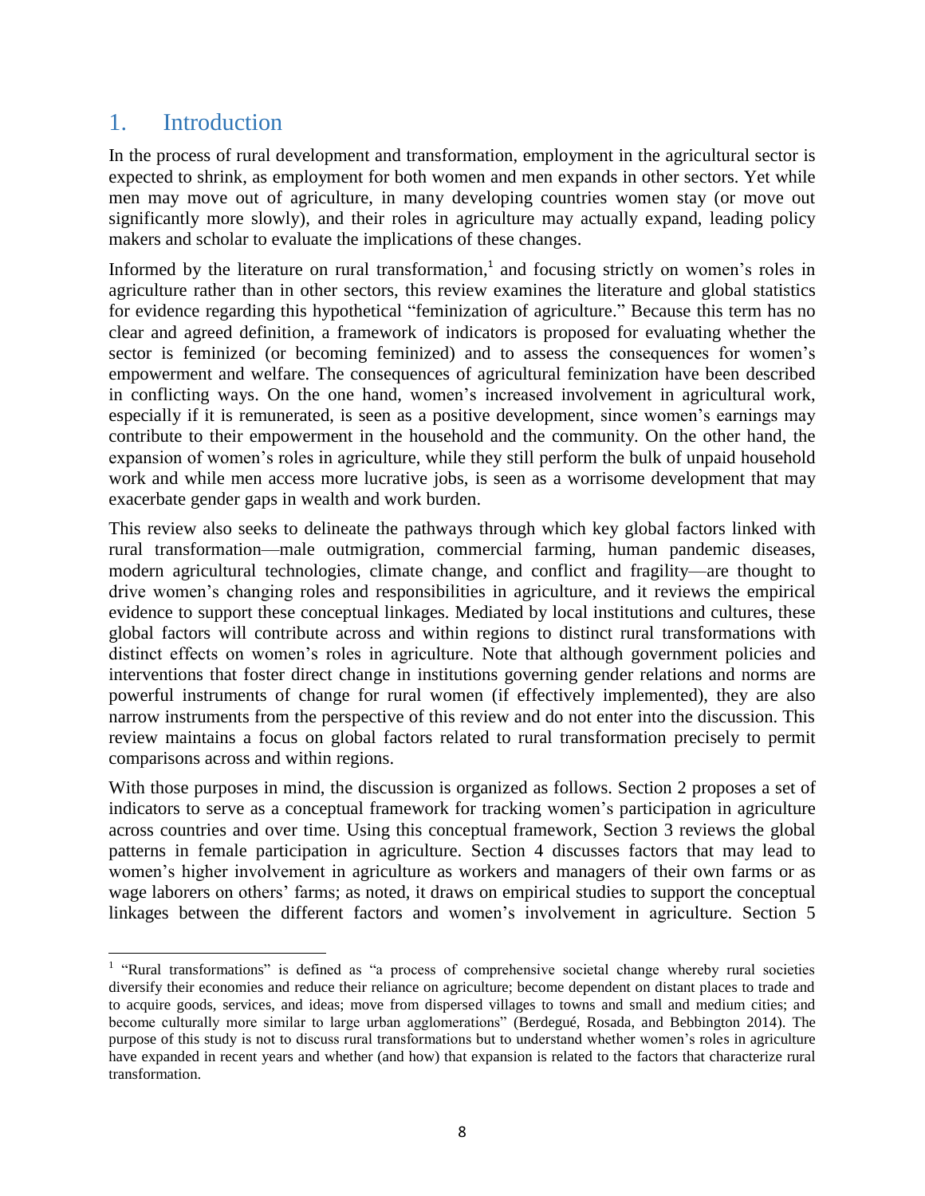# 1. Introduction

In the process of rural development and transformation, employment in the agricultural sector is expected to shrink, as employment for both women and men expands in other sectors. Yet while men may move out of agriculture, in many developing countries women stay (or move out significantly more slowly), and their roles in agriculture may actually expand, leading policy makers and scholar to evaluate the implications of these changes.

Informed by the literature on rural transformation,[1] and focusing strictly on women's roles in agriculture rather than in other sectors, this review examines the literature and global statistics for evidence regarding this hypothetical "feminization of agriculture." Because this term has no clear and agreed definition, a framework of indicators is proposed for evaluating whether the sector is feminized (or becoming feminized) and to assess the consequences for women's empowerment and welfare. The consequences of agricultural feminization have been described in conflicting ways. On the one hand, women's increased involvement in agricultural work, especially if it is remunerated, is seen as a positive development, since women's earnings may contribute to their empowerment in the household and the community. On the other hand, the expansion of women's roles in agriculture, while they still perform the bulk of unpaid household work and while men access more lucrative jobs, is seen as a worrisome development that may exacerbate gender gaps in wealth and work burden.

This review also seeks to delineate the pathways through which key global factors linked with rural transformation—male outmigration, commercial farming, human pandemic diseases, modern agricultural technologies, climate change, and conflict and fragility—are thought to drive women's changing roles and responsibilities in agriculture, and it reviews the empirical evidence to support these conceptual linkages. Mediated by local institutions and cultures, these global factors will contribute across and within regions to distinct rural transformations with distinct effects on women's roles in agriculture. Note that although government policies and interventions that foster direct change in institutions governing gender relations and norms are powerful instruments of change for rural women (if effectively implemented), they are also narrow instruments from the perspective of this review and do not enter into the discussion. This review maintains a focus on global factors related to rural transformation precisely to permit comparisons across and within regions.

With those purposes in mind, the discussion is organized as follows. Section 2 proposes a set of indicators to serve as a conceptual framework for tracking women's participation in agriculture across countries and over time. Using this conceptual framework, Section 3 reviews the global patterns in female participation in agriculture. Section 4 discusses factors that may lead to women's higher involvement in agriculture as workers and managers of their own farms or as wage laborers on others' farms; as noted, it draws on empirical studies to support the conceptual linkages between the different factors and women's involvement in agriculture. Section 5

[1] "Rural transformations" is defined as "a process of comprehensive societal change whereby rural societies diversify their economies and reduce their reliance on agriculture; become dependent on distant places to trade and to acquire goods, services, and ideas; move from dispersed villages to towns and small and medium cities; and become culturally more similar to large urban agglomerations" (Berdegué, Rosada, and Bebbington 2014). The purpose of this study is not to discuss rural transformations but to understand whether women's roles in agriculture have expanded in recent years and whether (and how) that expansion is related to the factors that characterize rural transformation.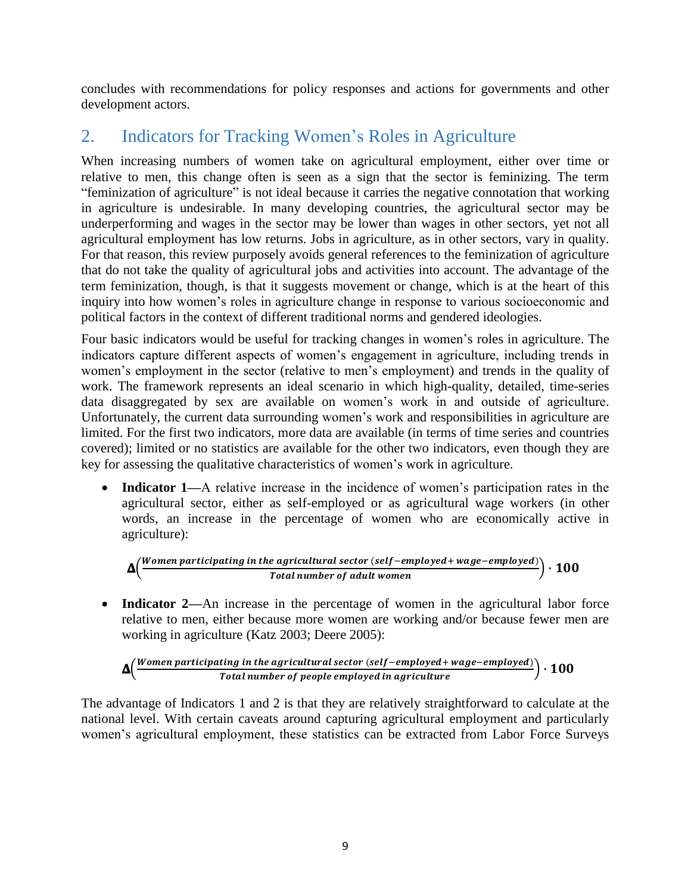concludes with recommendations for policy responses and actions for governments and other development actors.

## 2. Indicators for Tracking Women's Roles in Agriculture

When increasing numbers of women take on agricultural employment, either over time or relative to men, this change often is seen as a sign that the sector is feminizing. The term "feminization of agriculture" is not ideal because it carries the negative connotation that working in agriculture is undesirable. In many developing countries, the agricultural sector may be underperforming and wages in the sector may be lower than wages in other sectors, yet not all agricultural employment has low returns. Jobs in agriculture, as in other sectors, vary in quality. For that reason, this review purposely avoids general references to the feminization of agriculture that do not take the quality of agricultural jobs and activities into account. The advantage of the term feminization, though, is that it suggests movement or change, which is at the heart of this inquiry into how women's roles in agriculture change in response to various socioeconomic and political factors in the context of different traditional norms and gendered ideologies.

Four basic indicators would be useful for tracking changes in women's roles in agriculture. The indicators capture different aspects of women's engagement in agriculture, including trends in women's employment in the sector (relative to men's employment) and trends in the quality of work. The framework represents an ideal scenario in which high-quality, detailed, time-series data disaggregated by sex are available on women's work in and outside of agriculture. Unfortunately, the current data surrounding women's work and responsibilities in agriculture are limited. For the first two indicators, more data are available (in terms of time series and countries covered); limited or no statistics are available for the other two indicators, even though they are key for assessing the qualitative characteristics of women's work in agriculture.

- **Indicator 1—**A relative increase in the incidence of women's participation rates in the agricultural sector, either as self-employed or as agricultural wage workers (in other words, an increase in the percentage of women who are economically active in agriculture):

$$\boldsymbol{\Delta}\left(\frac{\textit{Women participating in the agricultural sector (self-employed + wage-employed)}}{\textit{Total number of adult women}}\right) \cdot \mathbf{100}$$

- **Indicator 2—**An increase in the percentage of women in the agricultural labor force relative to men, either because more women are working and/or because fewer men are working in agriculture (Katz 2003; Deere 2005):

$$\boldsymbol{\Delta}\left(\frac{\textit{Women participating in the agricultural sector (self-employed + wage-employed)}}{\textit{Total number of people employed in agriculture}}\right) \cdot \mathbf{100}$$

The advantage of Indicators 1 and 2 is that they are relatively straightforward to calculate at the national level. With certain caveats around capturing agricultural employment and particularly women's agricultural employment, these statistics can be extracted from Labor Force Surveys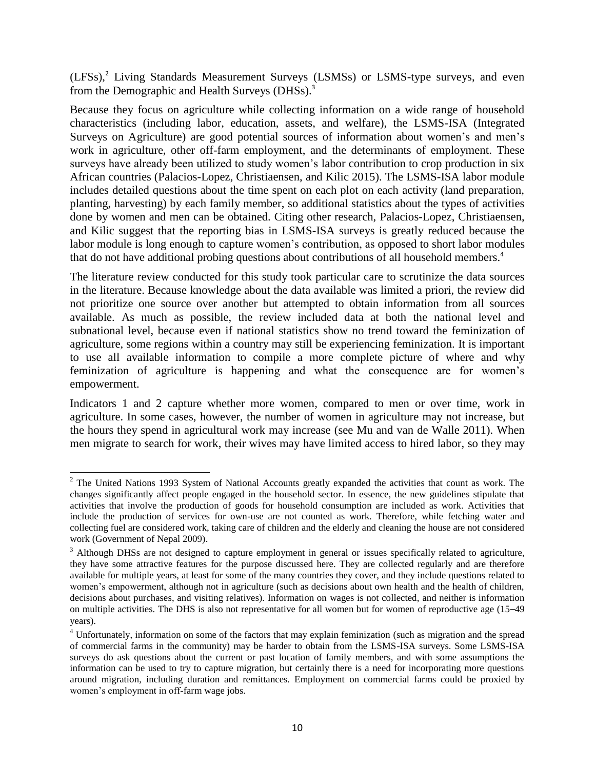(LFSs),[2] Living Standards Measurement Surveys (LSMSs) or LSMS-type surveys, and even from the Demographic and Health Surveys (DHSs).[3]

Because they focus on agriculture while collecting information on a wide range of household characteristics (including labor, education, assets, and welfare), the LSMS-ISA (Integrated Surveys on Agriculture) are good potential sources of information about women's and men's work in agriculture, other off-farm employment, and the determinants of employment. These surveys have already been utilized to study women's labor contribution to crop production in six African countries (Palacios-Lopez, Christiaensen, and Kilic 2015). The LSMS-ISA labor module includes detailed questions about the time spent on each plot on each activity (land preparation, planting, harvesting) by each family member, so additional statistics about the types of activities done by women and men can be obtained. Citing other research, Palacios-Lopez, Christiaensen, and Kilic suggest that the reporting bias in LSMS-ISA surveys is greatly reduced because the labor module is long enough to capture women's contribution, as opposed to short labor modules that do not have additional probing questions about contributions of all household members.[4]

The literature review conducted for this study took particular care to scrutinize the data sources in the literature. Because knowledge about the data available was limited a priori, the review did not prioritize one source over another but attempted to obtain information from all sources available. As much as possible, the review included data at both the national level and subnational level, because even if national statistics show no trend toward the feminization of agriculture, some regions within a country may still be experiencing feminization. It is important to use all available information to compile a more complete picture of where and why feminization of agriculture is happening and what the consequence are for women's empowerment.

Indicators 1 and 2 capture whether more women, compared to men or over time, work in agriculture. In some cases, however, the number of women in agriculture may not increase, but the hours they spend in agricultural work may increase (see Mu and van de Walle 2011). When men migrate to search for work, their wives may have limited access to hired labor, so they may

---

[2] The United Nations 1993 System of National Accounts greatly expanded the activities that count as work. The changes significantly affect people engaged in the household sector. In essence, the new guidelines stipulate that activities that involve the production of goods for household consumption are included as work. Activities that include the production of services for own-use are not counted as work. Therefore, while fetching water and collecting fuel are considered work, taking care of children and the elderly and cleaning the house are not considered work (Government of Nepal 2009).

[3] Although DHSs are not designed to capture employment in general or issues specifically related to agriculture, they have some attractive features for the purpose discussed here. They are collected regularly and are therefore available for multiple years, at least for some of the many countries they cover, and they include questions related to women's empowerment, although not in agriculture (such as decisions about own health and the health of children, decisions about purchases, and visiting relatives). Information on wages is not collected, and neither is information on multiple activities. The DHS is also not representative for all women but for women of reproductive age (15–49 years).

[4] Unfortunately, information on some of the factors that may explain feminization (such as migration and the spread of commercial farms in the community) may be harder to obtain from the LSMS-ISA surveys. Some LSMS-ISA surveys do ask questions about the current or past location of family members, and with some assumptions the information can be used to try to capture migration, but certainly there is a need for incorporating more questions around migration, including duration and remittances. Employment on commercial farms could be proxied by women's employment in off-farm wage jobs.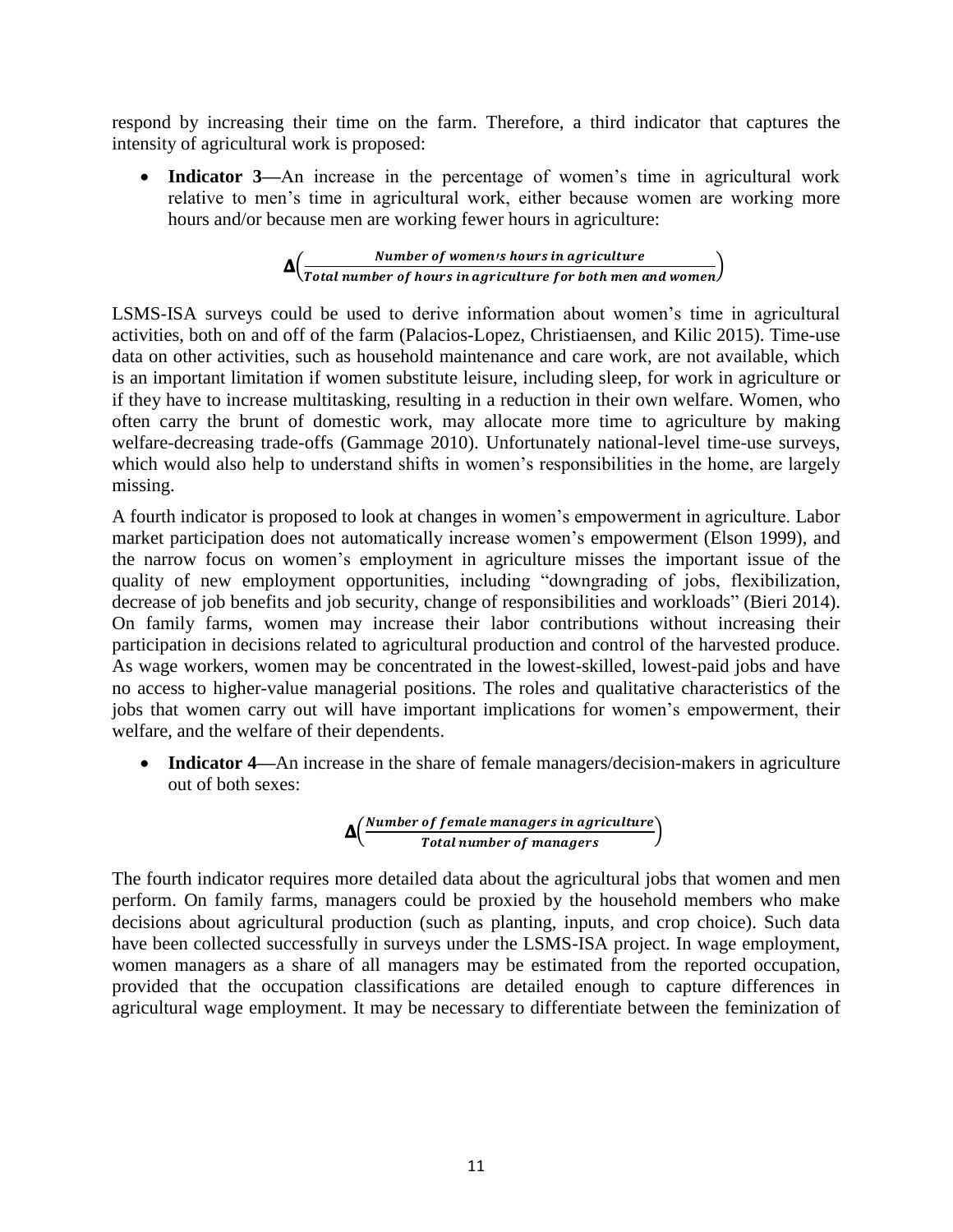respond by increasing their time on the farm. Therefore, a third indicator that captures the intensity of agricultural work is proposed:

- **Indicator 3—**An increase in the percentage of women's time in agricultural work relative to men's time in agricultural work, either because women are working more hours and/or because men are working fewer hours in agriculture:

$$\Delta\left(\frac{\textit{Number of women's hours in agriculture}}{\textit{Total number of hours in agriculture for both men and women}}\right)$$

LSMS-ISA surveys could be used to derive information about women's time in agricultural activities, both on and off of the farm (Palacios-Lopez, Christiaensen, and Kilic 2015). Time-use data on other activities, such as household maintenance and care work, are not available, which is an important limitation if women substitute leisure, including sleep, for work in agriculture or if they have to increase multitasking, resulting in a reduction in their own welfare. Women, who often carry the brunt of domestic work, may allocate more time to agriculture by making welfare-decreasing trade-offs (Gammage 2010). Unfortunately national-level time-use surveys, which would also help to understand shifts in women's responsibilities in the home, are largely missing.

A fourth indicator is proposed to look at changes in women's empowerment in agriculture. Labor market participation does not automatically increase women's empowerment (Elson 1999), and the narrow focus on women's employment in agriculture misses the important issue of the quality of new employment opportunities, including "downgrading of jobs, flexibilization, decrease of job benefits and job security, change of responsibilities and workloads" (Bieri 2014). On family farms, women may increase their labor contributions without increasing their participation in decisions related to agricultural production and control of the harvested produce. As wage workers, women may be concentrated in the lowest-skilled, lowest-paid jobs and have no access to higher-value managerial positions. The roles and qualitative characteristics of the jobs that women carry out will have important implications for women's empowerment, their welfare, and the welfare of their dependents.

- **Indicator 4—**An increase in the share of female managers/decision-makers in agriculture out of both sexes:

$$\Delta\left(\frac{\textit{Number of female managers in agriculture}}{\textit{Total number of managers}}\right)$$

The fourth indicator requires more detailed data about the agricultural jobs that women and men perform. On family farms, managers could be proxied by the household members who make decisions about agricultural production (such as planting, inputs, and crop choice). Such data have been collected successfully in surveys under the LSMS-ISA project. In wage employment, women managers as a share of all managers may be estimated from the reported occupation, provided that the occupation classifications are detailed enough to capture differences in agricultural wage employment. It may be necessary to differentiate between the feminization of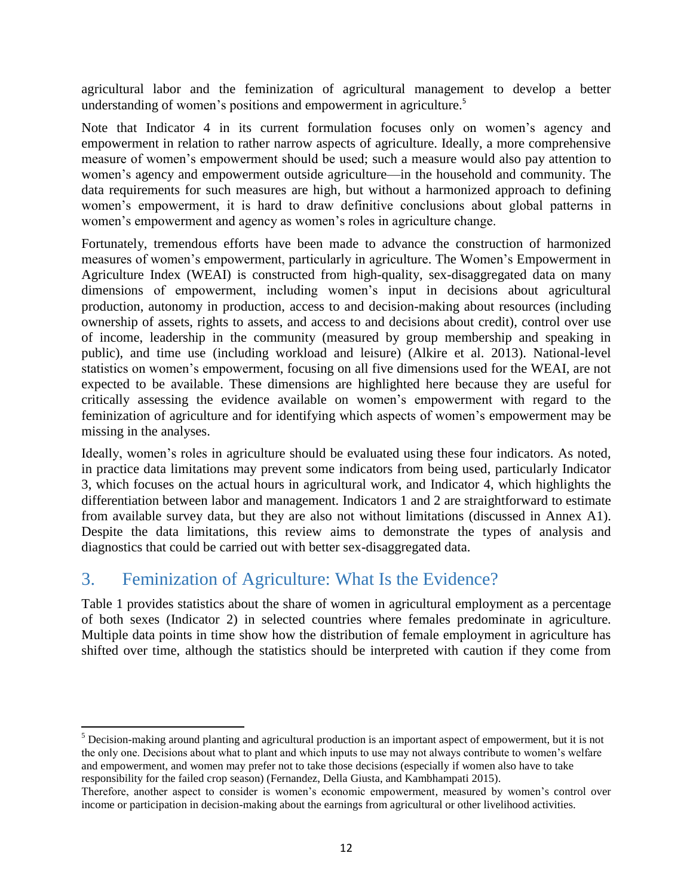agricultural labor and the feminization of agricultural management to develop a better understanding of women's positions and empowerment in agriculture.[5]

Note that Indicator 4 in its current formulation focuses only on women's agency and empowerment in relation to rather narrow aspects of agriculture. Ideally, a more comprehensive measure of women's empowerment should be used; such a measure would also pay attention to women's agency and empowerment outside agriculture—in the household and community. The data requirements for such measures are high, but without a harmonized approach to defining women's empowerment, it is hard to draw definitive conclusions about global patterns in women's empowerment and agency as women's roles in agriculture change.

Fortunately, tremendous efforts have been made to advance the construction of harmonized measures of women's empowerment, particularly in agriculture. The Women's Empowerment in Agriculture Index (WEAI) is constructed from high-quality, sex-disaggregated data on many dimensions of empowerment, including women's input in decisions about agricultural production, autonomy in production, access to and decision-making about resources (including ownership of assets, rights to assets, and access to and decisions about credit), control over use of income, leadership in the community (measured by group membership and speaking in public), and time use (including workload and leisure) (Alkire et al. 2013). National-level statistics on women's empowerment, focusing on all five dimensions used for the WEAI, are not expected to be available. These dimensions are highlighted here because they are useful for critically assessing the evidence available on women's empowerment with regard to the feminization of agriculture and for identifying which aspects of women's empowerment may be missing in the analyses.

Ideally, women's roles in agriculture should be evaluated using these four indicators. As noted, in practice data limitations may prevent some indicators from being used, particularly Indicator 3, which focuses on the actual hours in agricultural work, and Indicator 4, which highlights the differentiation between labor and management. Indicators 1 and 2 are straightforward to estimate from available survey data, but they are also not without limitations (discussed in Annex A1). Despite the data limitations, this review aims to demonstrate the types of analysis and diagnostics that could be carried out with better sex-disaggregated data.

## 3. Feminization of Agriculture: What Is the Evidence?

Table 1 provides statistics about the share of women in agricultural employment as a percentage of both sexes (Indicator 2) in selected countries where females predominate in agriculture. Multiple data points in time show how the distribution of female employment in agriculture has shifted over time, although the statistics should be interpreted with caution if they come from

---

[5] Decision-making around planting and agricultural production is an important aspect of empowerment, but it is not the only one. Decisions about what to plant and which inputs to use may not always contribute to women's welfare and empowerment, and women may prefer not to take those decisions (especially if women also have to take responsibility for the failed crop season) (Fernandez, Della Giusta, and Kambhampati 2015).

Therefore, another aspect to consider is women's economic empowerment, measured by women's control over income or participation in decision-making about the earnings from agricultural or other livelihood activities.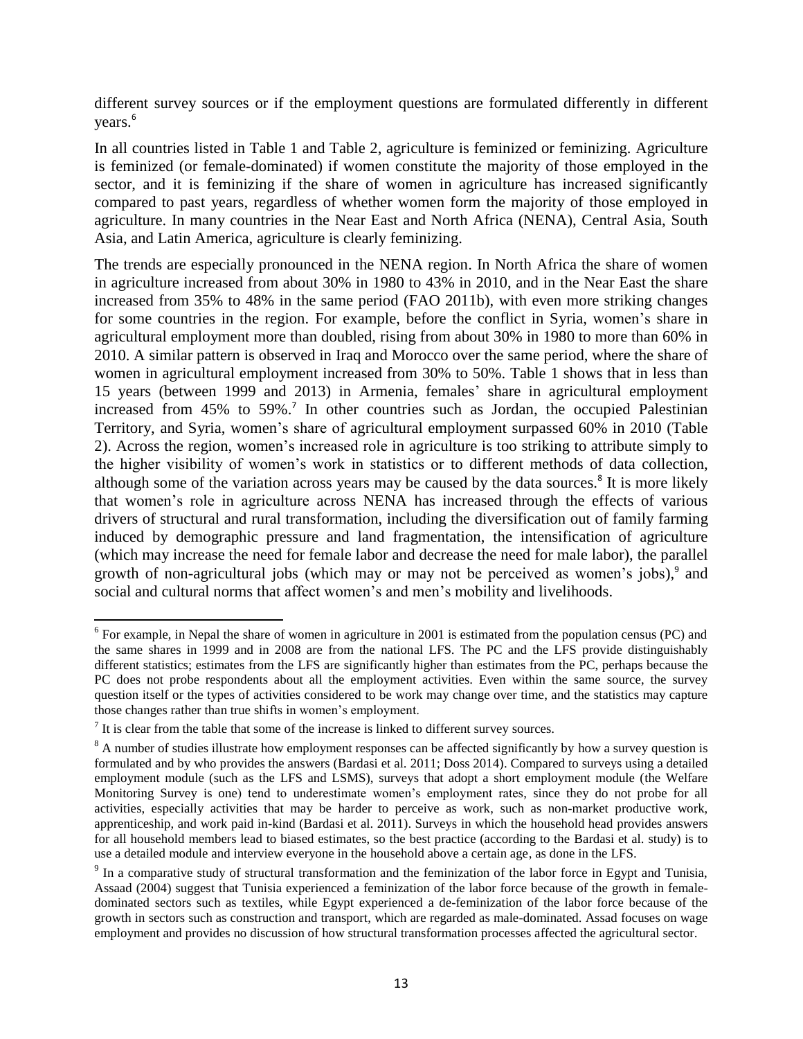different survey sources or if the employment questions are formulated differently in different years.[6]

In all countries listed in Table 1 and Table 2, agriculture is feminized or feminizing. Agriculture is feminized (or female-dominated) if women constitute the majority of those employed in the sector, and it is feminizing if the share of women in agriculture has increased significantly compared to past years, regardless of whether women form the majority of those employed in agriculture. In many countries in the Near East and North Africa (NENA), Central Asia, South Asia, and Latin America, agriculture is clearly feminizing.

The trends are especially pronounced in the NENA region. In North Africa the share of women in agriculture increased from about 30% in 1980 to 43% in 2010, and in the Near East the share increased from 35% to 48% in the same period (FAO 2011b), with even more striking changes for some countries in the region. For example, before the conflict in Syria, women's share in agricultural employment more than doubled, rising from about 30% in 1980 to more than 60% in 2010. A similar pattern is observed in Iraq and Morocco over the same period, where the share of women in agricultural employment increased from 30% to 50%. Table 1 shows that in less than 15 years (between 1999 and 2013) in Armenia, females' share in agricultural employment increased from 45% to 59%.[7] In other countries such as Jordan, the occupied Palestinian Territory, and Syria, women's share of agricultural employment surpassed 60% in 2010 (Table 2). Across the region, women's increased role in agriculture is too striking to attribute simply to the higher visibility of women's work in statistics or to different methods of data collection, although some of the variation across years may be caused by the data sources.[8] It is more likely that women's role in agriculture across NENA has increased through the effects of various drivers of structural and rural transformation, including the diversification out of family farming induced by demographic pressure and land fragmentation, the intensification of agriculture (which may increase the need for female labor and decrease the need for male labor), the parallel growth of non-agricultural jobs (which may or may not be perceived as women's jobs),[9] and social and cultural norms that affect women's and men's mobility and livelihoods.

---

[6] For example, in Nepal the share of women in agriculture in 2001 is estimated from the population census (PC) and the same shares in 1999 and in 2008 are from the national LFS. The PC and the LFS provide distinguishably different statistics; estimates from the LFS are significantly higher than estimates from the PC, perhaps because the PC does not probe respondents about all the employment activities. Even within the same source, the survey question itself or the types of activities considered to be work may change over time, and the statistics may capture those changes rather than true shifts in women's employment.

[7] It is clear from the table that some of the increase is linked to different survey sources.

[8] A number of studies illustrate how employment responses can be affected significantly by how a survey question is formulated and by who provides the answers (Bardasi et al. 2011; Doss 2014). Compared to surveys using a detailed employment module (such as the LFS and LSMS), surveys that adopt a short employment module (the Welfare Monitoring Survey is one) tend to underestimate women's employment rates, since they do not probe for all activities, especially activities that may be harder to perceive as work, such as non-market productive work, apprenticeship, and work paid in-kind (Bardasi et al. 2011). Surveys in which the household head provides answers for all household members lead to biased estimates, so the best practice (according to the Bardasi et al. study) is to use a detailed module and interview everyone in the household above a certain age, as done in the LFS.

[9] In a comparative study of structural transformation and the feminization of the labor force in Egypt and Tunisia, Assaad (2004) suggest that Tunisia experienced a feminization of the labor force because of the growth in female-dominated sectors such as textiles, while Egypt experienced a de-feminization of the labor force because of the growth in sectors such as construction and transport, which are regarded as male-dominated. Assad focuses on wage employment and provides no discussion of how structural transformation processes affected the agricultural sector.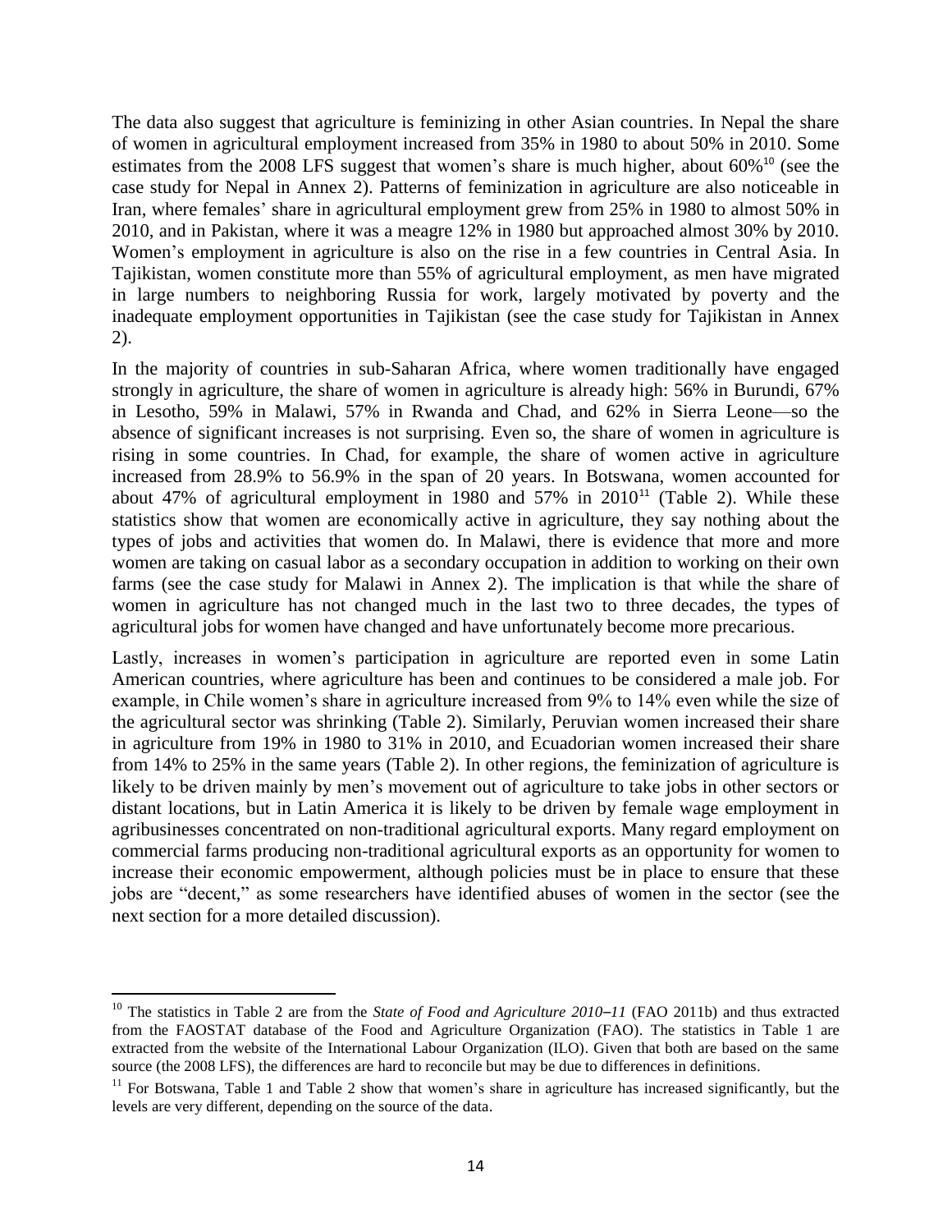The data also suggest that agriculture is feminizing in other Asian countries. In Nepal the share of women in agricultural employment increased from 35% in 1980 to about 50% in 2010. Some estimates from the 2008 LFS suggest that women's share is much higher, about 60%[10] (see the case study for Nepal in Annex 2). Patterns of feminization in agriculture are also noticeable in Iran, where females' share in agricultural employment grew from 25% in 1980 to almost 50% in 2010, and in Pakistan, where it was a meagre 12% in 1980 but approached almost 30% by 2010. Women's employment in agriculture is also on the rise in a few countries in Central Asia. In Tajikistan, women constitute more than 55% of agricultural employment, as men have migrated in large numbers to neighboring Russia for work, largely motivated by poverty and the inadequate employment opportunities in Tajikistan (see the case study for Tajikistan in Annex 2).

In the majority of countries in sub-Saharan Africa, where women traditionally have engaged strongly in agriculture, the share of women in agriculture is already high: 56% in Burundi, 67% in Lesotho, 59% in Malawi, 57% in Rwanda and Chad, and 62% in Sierra Leone—so the absence of significant increases is not surprising. Even so, the share of women in agriculture is rising in some countries. In Chad, for example, the share of women active in agriculture increased from 28.9% to 56.9% in the span of 20 years. In Botswana, women accounted for about 47% of agricultural employment in 1980 and 57% in 2010[11] (Table 2). While these statistics show that women are economically active in agriculture, they say nothing about the types of jobs and activities that women do. In Malawi, there is evidence that more and more women are taking on casual labor as a secondary occupation in addition to working on their own farms (see the case study for Malawi in Annex 2). The implication is that while the share of women in agriculture has not changed much in the last two to three decades, the types of agricultural jobs for women have changed and have unfortunately become more precarious.

Lastly, increases in women's participation in agriculture are reported even in some Latin American countries, where agriculture has been and continues to be considered a male job. For example, in Chile women's share in agriculture increased from 9% to 14% even while the size of the agricultural sector was shrinking (Table 2). Similarly, Peruvian women increased their share in agriculture from 19% in 1980 to 31% in 2010, and Ecuadorian women increased their share from 14% to 25% in the same years (Table 2). In other regions, the feminization of agriculture is likely to be driven mainly by men's movement out of agriculture to take jobs in other sectors or distant locations, but in Latin America it is likely to be driven by female wage employment in agribusinesses concentrated on non-traditional agricultural exports. Many regard employment on commercial farms producing non-traditional agricultural exports as an opportunity for women to increase their economic empowerment, although policies must be in place to ensure that these jobs are "decent," as some researchers have identified abuses of women in the sector (see the next section for a more detailed discussion).

---

[10] The statistics in Table 2 are from the *State of Food and Agriculture 2010–11* (FAO 2011b) and thus extracted from the FAOSTAT database of the Food and Agriculture Organization (FAO). The statistics in Table 1 are extracted from the website of the International Labour Organization (ILO). Given that both are based on the same source (the 2008 LFS), the differences are hard to reconcile but may be due to differences in definitions.

[11] For Botswana, Table 1 and Table 2 show that women's share in agriculture has increased significantly, but the levels are very different, depending on the source of the data.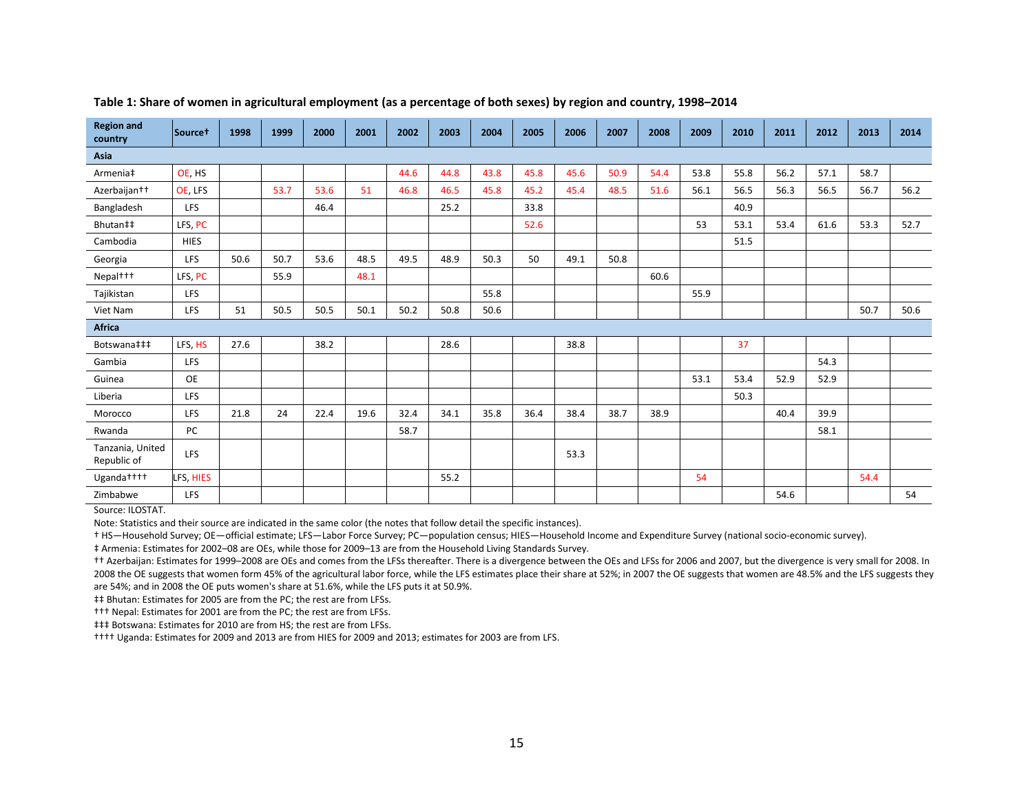**Table 1: Share of women in agricultural employment (as a percentage of both sexes) by region and country, 1998–2014**

| Region and country | Source† | 1998 | 1999 | 2000 | 2001 | 2002 | 2003 | 2004 | 2005 | 2006 | 2007 | 2008 | 2009 | 2010 | 2011 | 2012 | 2013 | 2014 |
|---|---|---|---|---|---|---|---|---|---|---|---|---|---|---|---|---|---|---|
| **Asia** | | | | | | | | | | | | | | | | | | |
| Armenia‡ | OE, HS | | | | | 44.6 | 44.8 | 43.8 | 45.8 | 45.6 | 50.9 | 54.4 | 53.8 | 55.8 | 56.2 | 57.1 | 58.7 | |
| Azerbaijan†† | OE, LFS | | 53.7 | 53.6 | 51 | 46.8 | 46.5 | 45.8 | 45.2 | 45.4 | 48.5 | 51.6 | 56.1 | 56.5 | 56.3 | 56.5 | 56.7 | 56.2 |
| Bangladesh | LFS | | | 46.4 | | | 25.2 | | 33.8 | | | | | 40.9 | | | | |
| Bhutan‡‡ | LFS, PC | | | | | | | | 52.6 | | | | 53 | 53.1 | 53.4 | 61.6 | 53.3 | 52.7 |
| Cambodia | HIES | | | | | | | | | | | | | 51.5 | | | | |
| Georgia | LFS | 50.6 | 50.7 | 53.6 | 48.5 | 49.5 | 48.9 | 50.3 | 50 | 49.1 | 50.8 | | | | | | | |
| Nepal††† | LFS, PC | | 55.9 | | 48.1 | | | | | | | 60.6 | | | | | | |
| Tajikistan | LFS | | | | | | | 55.8 | | | | | 55.9 | | | | | |
| Viet Nam | LFS | 51 | 50.5 | 50.5 | 50.1 | 50.2 | 50.8 | 50.6 | | | | | | | | | 50.7 | 50.6 |
| **Africa** | | | | | | | | | | | | | | | | | | |
| Botswana‡‡‡ | LFS, HS | 27.6 | | 38.2 | | | 28.6 | | | 38.8 | | | | 37 | | | | |
| Gambia | LFS | | | | | | | | | | | | | | | 54.3 | | |
| Guinea | OE | | | | | | | | | | | | 53.1 | 53.4 | 52.9 | 52.9 | | |
| Liberia | LFS | | | | | | | | | | | | | 50.3 | | | | |
| Morocco | LFS | 21.8 | 24 | 22.4 | 19.6 | 32.4 | 34.1 | 35.8 | 36.4 | 38.4 | 38.7 | 38.9 | | | 40.4 | 39.9 | | |
| Rwanda | PC | | | | | 58.7 | | | | | | | | | | 58.1 | | |
| Tanzania, United Republic of | LFS | | | | | | | | | 53.3 | | | | | | | | |
| Uganda†††† | LFS, HIES | | | | | | 55.2 | | | | | | 54 | | | | 54.4 | |
| Zimbabwe | LFS | | | | | | | | | | | | | | 54.6 | | | 54 |

Source: ILOSTAT.

Note: Statistics and their source are indicated in the same color (the notes that follow detail the specific instances).

† HS—Household Survey; OE—official estimate; LFS—Labor Force Survey; PC—population census; HIES—Household Income and Expenditure Survey (national socio-economic survey).

‡ Armenia: Estimates for 2002–08 are OEs, while those for 2009–13 are from the Household Living Standards Survey.

†† Azerbaijan: Estimates for 1999–2008 are OEs and comes from the LFSs thereafter. There is a divergence between the OEs and LFSs for 2006 and 2007, but the divergence is very small for 2008. In 2008 the OE suggests that women form 45% of the agricultural labor force, while the LFS estimates place their share at 52%; in 2007 the OE suggests that women are 48.5% and the LFS suggests they are 54%; and in 2008 the OE puts women's share at 51.6%, while the LFS puts it at 50.9%.

‡‡ Bhutan: Estimates for 2005 are from the PC; the rest are from LFSs.

††† Nepal: Estimates for 2001 are from the PC; the rest are from LFSs.

‡‡‡ Botswana: Estimates for 2010 are from HS; the rest are from LFSs.

†††† Uganda: Estimates for 2009 and 2013 are from HIES for 2009 and 2013; estimates for 2003 are from LFS.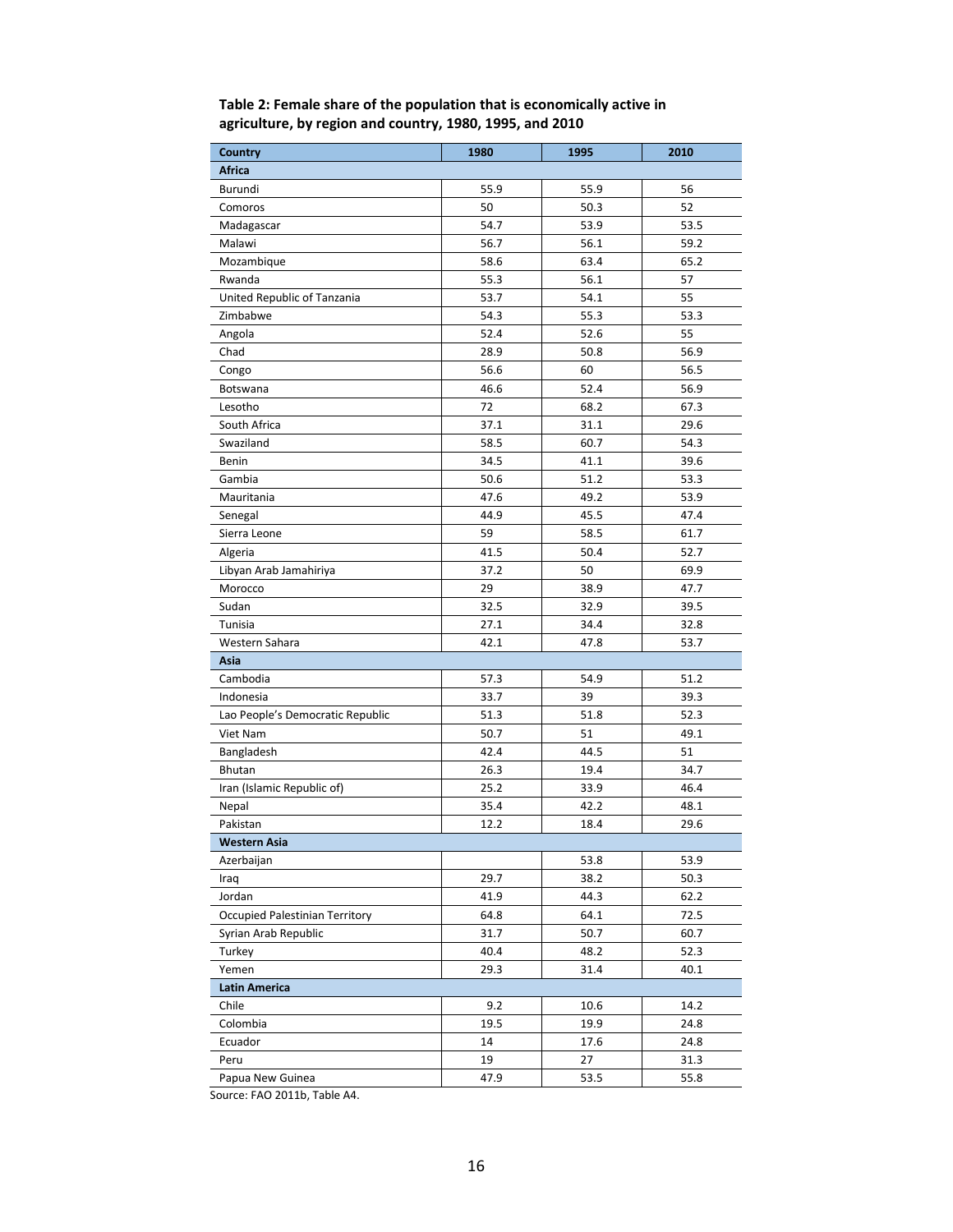**Table 2: Female share of the population that is economically active in agriculture, by region and country, 1980, 1995, and 2010**

| Country | 1980 | 1995 | 2010 |
|---|---|---|---|
| **Africa** | | | |
| Burundi | 55.9 | 55.9 | 56 |
| Comoros | 50 | 50.3 | 52 |
| Madagascar | 54.7 | 53.9 | 53.5 |
| Malawi | 56.7 | 56.1 | 59.2 |
| Mozambique | 58.6 | 63.4 | 65.2 |
| Rwanda | 55.3 | 56.1 | 57 |
| United Republic of Tanzania | 53.7 | 54.1 | 55 |
| Zimbabwe | 54.3 | 55.3 | 53.3 |
| Angola | 52.4 | 52.6 | 55 |
| Chad | 28.9 | 50.8 | 56.9 |
| Congo | 56.6 | 60 | 56.5 |
| Botswana | 46.6 | 52.4 | 56.9 |
| Lesotho | 72 | 68.2 | 67.3 |
| South Africa | 37.1 | 31.1 | 29.6 |
| Swaziland | 58.5 | 60.7 | 54.3 |
| Benin | 34.5 | 41.1 | 39.6 |
| Gambia | 50.6 | 51.2 | 53.3 |
| Mauritania | 47.6 | 49.2 | 53.9 |
| Senegal | 44.9 | 45.5 | 47.4 |
| Sierra Leone | 59 | 58.5 | 61.7 |
| Algeria | 41.5 | 50.4 | 52.7 |
| Libyan Arab Jamahiriya | 37.2 | 50 | 69.9 |
| Morocco | 29 | 38.9 | 47.7 |
| Sudan | 32.5 | 32.9 | 39.5 |
| Tunisia | 27.1 | 34.4 | 32.8 |
| Western Sahara | 42.1 | 47.8 | 53.7 |
| **Asia** | | | |
| Cambodia | 57.3 | 54.9 | 51.2 |
| Indonesia | 33.7 | 39 | 39.3 |
| Lao People's Democratic Republic | 51.3 | 51.8 | 52.3 |
| Viet Nam | 50.7 | 51 | 49.1 |
| Bangladesh | 42.4 | 44.5 | 51 |
| Bhutan | 26.3 | 19.4 | 34.7 |
| Iran (Islamic Republic of) | 25.2 | 33.9 | 46.4 |
| Nepal | 35.4 | 42.2 | 48.1 |
| Pakistan | 12.2 | 18.4 | 29.6 |
| **Western Asia** | | | |
| Azerbaijan | | 53.8 | 53.9 |
| Iraq | 29.7 | 38.2 | 50.3 |
| Jordan | 41.9 | 44.3 | 62.2 |
| Occupied Palestinian Territory | 64.8 | 64.1 | 72.5 |
| Syrian Arab Republic | 31.7 | 50.7 | 60.7 |
| Turkey | 40.4 | 48.2 | 52.3 |
| Yemen | 29.3 | 31.4 | 40.1 |
| **Latin America** | | | |
| Chile | 9.2 | 10.6 | 14.2 |
| Colombia | 19.5 | 19.9 | 24.8 |
| Ecuador | 14 | 17.6 | 24.8 |
| Peru | 19 | 27 | 31.3 |
| Papua New Guinea | 47.9 | 53.5 | 55.8 |

Source: FAO 2011b, Table A4.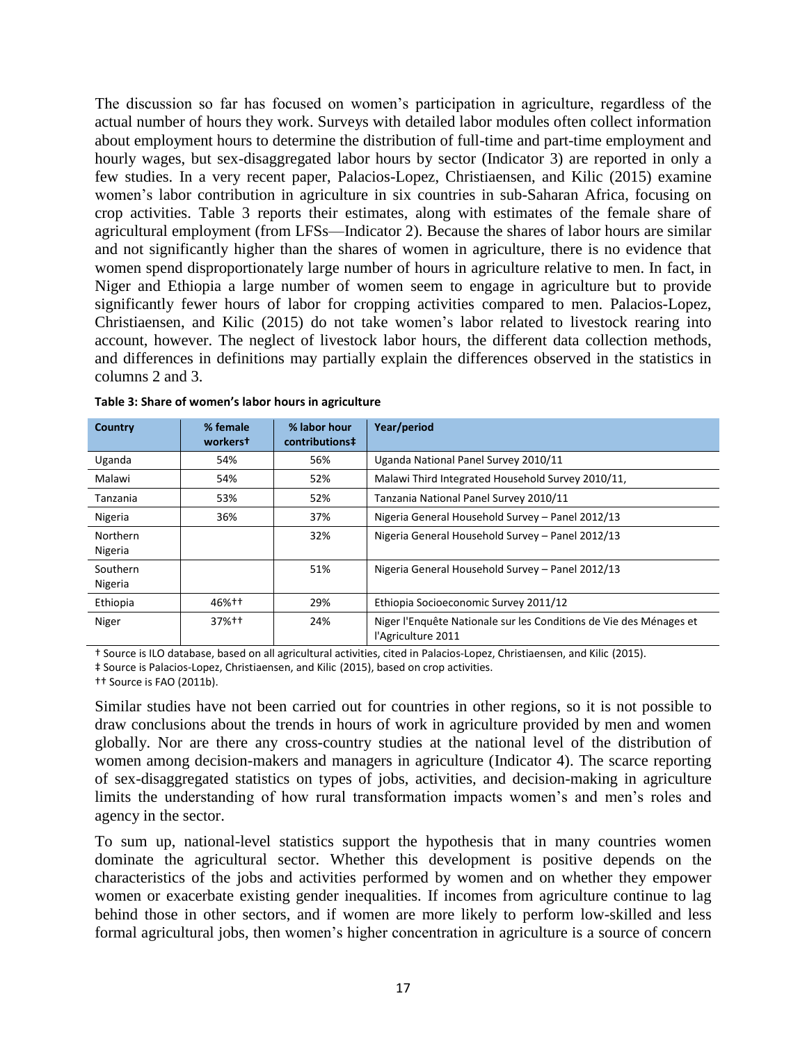The discussion so far has focused on women's participation in agriculture, regardless of the actual number of hours they work. Surveys with detailed labor modules often collect information about employment hours to determine the distribution of full-time and part-time employment and hourly wages, but sex-disaggregated labor hours by sector (Indicator 3) are reported in only a few studies. In a very recent paper, Palacios-Lopez, Christiaensen, and Kilic (2015) examine women's labor contribution in agriculture in six countries in sub-Saharan Africa, focusing on crop activities. Table 3 reports their estimates, along with estimates of the female share of agricultural employment (from LFSs—Indicator 2). Because the shares of labor hours are similar and not significantly higher than the shares of women in agriculture, there is no evidence that women spend disproportionately large number of hours in agriculture relative to men. In fact, in Niger and Ethiopia a large number of women seem to engage in agriculture but to provide significantly fewer hours of labor for cropping activities compared to men. Palacios-Lopez, Christiaensen, and Kilic (2015) do not take women's labor related to livestock rearing into account, however. The neglect of livestock labor hours, the different data collection methods, and differences in definitions may partially explain the differences observed in the statistics in columns 2 and 3.

**Table 3: Share of women's labor hours in agriculture**

| Country | % female workers† | % labor hour contributions‡ | Year/period |
|---|---|---|---|
| Uganda | 54% | 56% | Uganda National Panel Survey 2010/11 |
| Malawi | 54% | 52% | Malawi Third Integrated Household Survey 2010/11, |
| Tanzania | 53% | 52% | Tanzania National Panel Survey 2010/11 |
| Nigeria | 36% | 37% | Nigeria General Household Survey – Panel 2012/13 |
| Northern Nigeria | | 32% | Nigeria General Household Survey – Panel 2012/13 |
| Southern Nigeria | | 51% | Nigeria General Household Survey – Panel 2012/13 |
| Ethiopia | 46%†† | 29% | Ethiopia Socioeconomic Survey 2011/12 |
| Niger | 37%†† | 24% | Niger l'Enquête Nationale sur les Conditions de Vie des Ménages et l'Agriculture 2011 |

† Source is ILO database, based on all agricultural activities, cited in Palacios-Lopez, Christiaensen, and Kilic (2015).

‡ Source is Palacios-Lopez, Christiaensen, and Kilic (2015), based on crop activities.

†† Source is FAO (2011b).

Similar studies have not been carried out for countries in other regions, so it is not possible to draw conclusions about the trends in hours of work in agriculture provided by men and women globally. Nor are there any cross-country studies at the national level of the distribution of women among decision-makers and managers in agriculture (Indicator 4). The scarce reporting of sex-disaggregated statistics on types of jobs, activities, and decision-making in agriculture limits the understanding of how rural transformation impacts women's and men's roles and agency in the sector.

To sum up, national-level statistics support the hypothesis that in many countries women dominate the agricultural sector. Whether this development is positive depends on the characteristics of the jobs and activities performed by women and on whether they empower women or exacerbate existing gender inequalities. If incomes from agriculture continue to lag behind those in other sectors, and if women are more likely to perform low-skilled and less formal agricultural jobs, then women's higher concentration in agriculture is a source of concern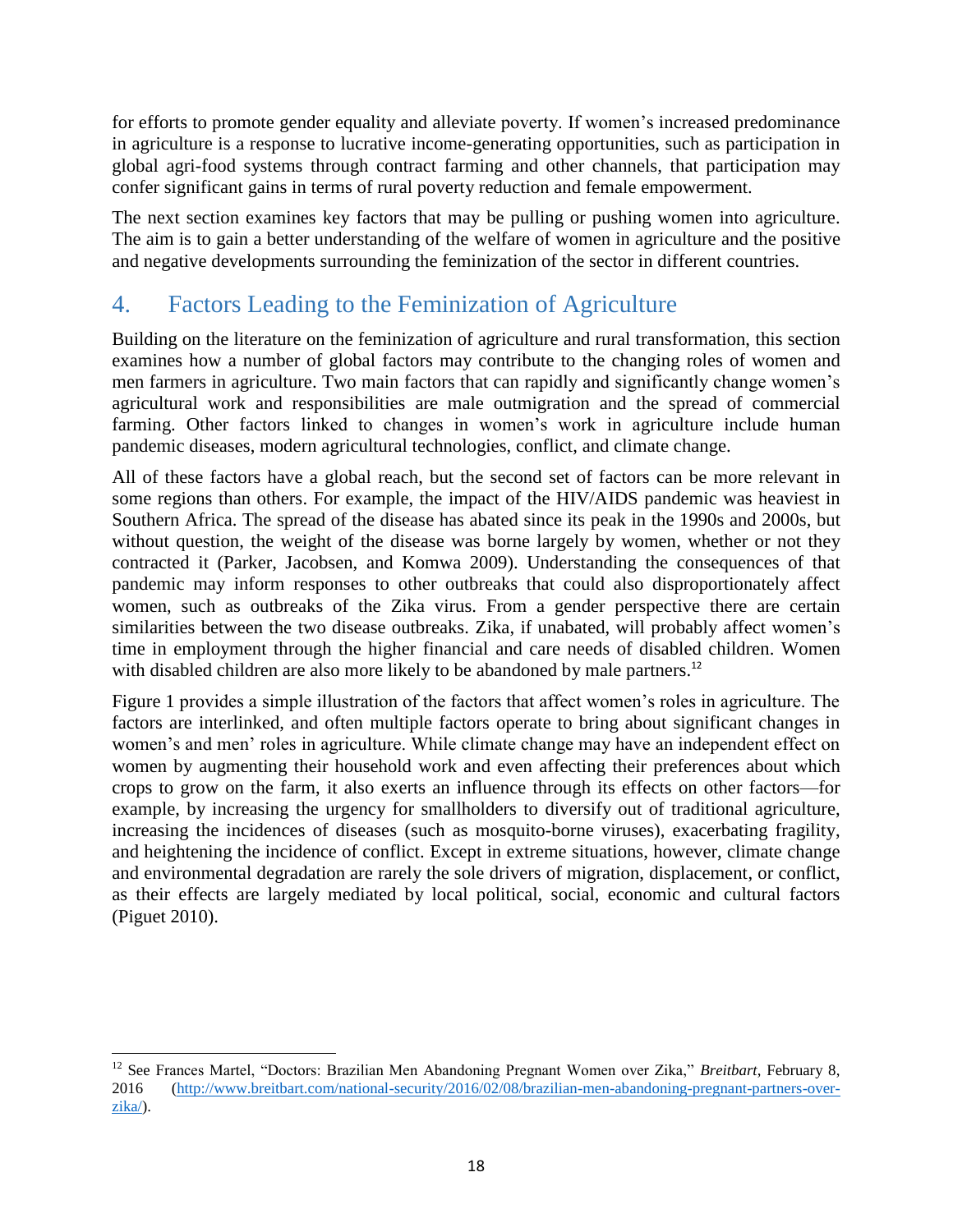for efforts to promote gender equality and alleviate poverty. If women's increased predominance in agriculture is a response to lucrative income-generating opportunities, such as participation in global agri-food systems through contract farming and other channels, that participation may confer significant gains in terms of rural poverty reduction and female empowerment.

The next section examines key factors that may be pulling or pushing women into agriculture. The aim is to gain a better understanding of the welfare of women in agriculture and the positive and negative developments surrounding the feminization of the sector in different countries.

## 4. Factors Leading to the Feminization of Agriculture

Building on the literature on the feminization of agriculture and rural transformation, this section examines how a number of global factors may contribute to the changing roles of women and men farmers in agriculture. Two main factors that can rapidly and significantly change women's agricultural work and responsibilities are male outmigration and the spread of commercial farming. Other factors linked to changes in women's work in agriculture include human pandemic diseases, modern agricultural technologies, conflict, and climate change.

All of these factors have a global reach, but the second set of factors can be more relevant in some regions than others. For example, the impact of the HIV/AIDS pandemic was heaviest in Southern Africa. The spread of the disease has abated since its peak in the 1990s and 2000s, but without question, the weight of the disease was borne largely by women, whether or not they contracted it (Parker, Jacobsen, and Komwa 2009). Understanding the consequences of that pandemic may inform responses to other outbreaks that could also disproportionately affect women, such as outbreaks of the Zika virus. From a gender perspective there are certain similarities between the two disease outbreaks. Zika, if unabated, will probably affect women's time in employment through the higher financial and care needs of disabled children. Women with disabled children are also more likely to be abandoned by male partners.[12]

Figure 1 provides a simple illustration of the factors that affect women's roles in agriculture. The factors are interlinked, and often multiple factors operate to bring about significant changes in women's and men' roles in agriculture. While climate change may have an independent effect on women by augmenting their household work and even affecting their preferences about which crops to grow on the farm, it also exerts an influence through its effects on other factors—for example, by increasing the urgency for smallholders to diversify out of traditional agriculture, increasing the incidences of diseases (such as mosquito-borne viruses), exacerbating fragility, and heightening the incidence of conflict. Except in extreme situations, however, climate change and environmental degradation are rarely the sole drivers of migration, displacement, or conflict, as their effects are largely mediated by local political, social, economic and cultural factors (Piguet 2010).

---

[12] See Frances Martel, "Doctors: Brazilian Men Abandoning Pregnant Women over Zika," *Breitbart*, February 8, 2016 (http://www.breitbart.com/national-security/2016/02/08/brazilian-men-abandoning-pregnant-partners-over-zika/).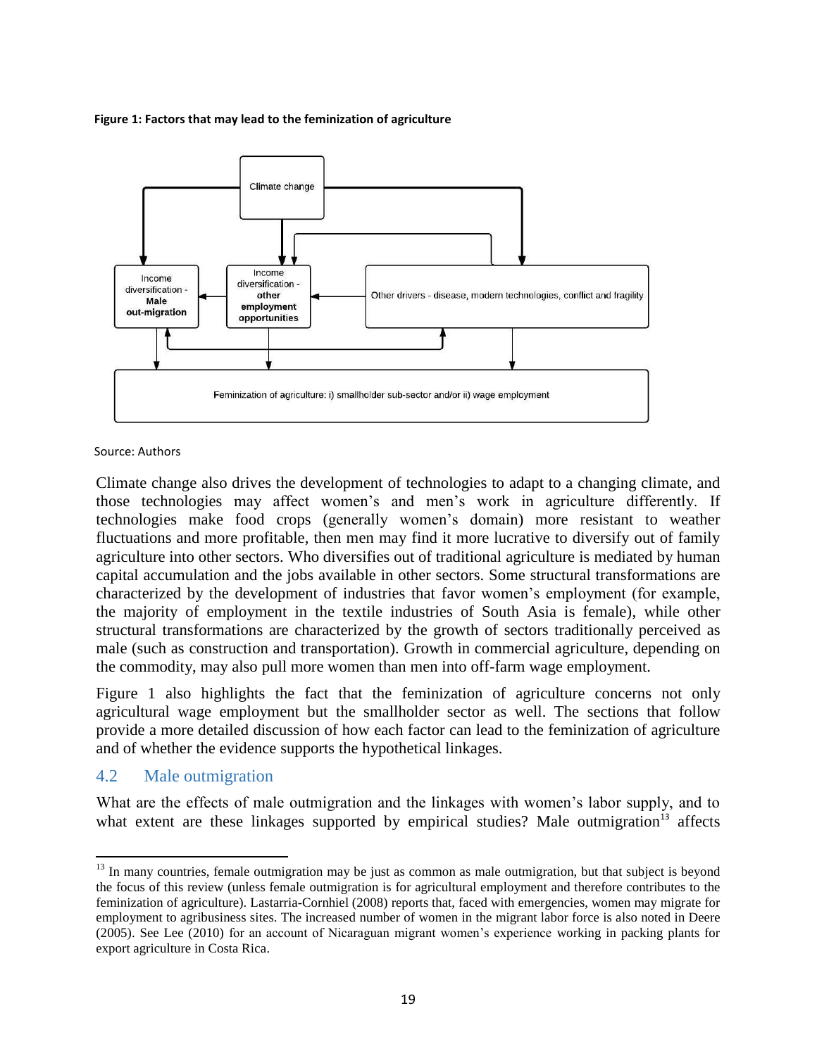**Figure 1: Factors that may lead to the feminization of agriculture**

Climate change

Income diversification - **Male out-migration**

Income diversification - **other employment opportunities**

Other drivers - disease, modern technologies, conflict and fragility

Feminization of agriculture: i) smallholder sub-sector and/or ii) wage employment

Source: Authors

Climate change also drives the development of technologies to adapt to a changing climate, and those technologies may affect women's and men's work in agriculture differently. If technologies make food crops (generally women's domain) more resistant to weather fluctuations and more profitable, then men may find it more lucrative to diversify out of family agriculture into other sectors. Who diversifies out of traditional agriculture is mediated by human capital accumulation and the jobs available in other sectors. Some structural transformations are characterized by the development of industries that favor women's employment (for example, the majority of employment in the textile industries of South Asia is female), while other structural transformations are characterized by the growth of sectors traditionally perceived as male (such as construction and transportation). Growth in commercial agriculture, depending on the commodity, may also pull more women than men into off-farm wage employment.

Figure 1 also highlights the fact that the feminization of agriculture concerns not only agricultural wage employment but the smallholder sector as well. The sections that follow provide a more detailed discussion of how each factor can lead to the feminization of agriculture and of whether the evidence supports the hypothetical linkages.

## 4.2 Male outmigration

What are the effects of male outmigration and the linkages with women's labor supply, and to what extent are these linkages supported by empirical studies? Male outmigration[13] affects

[13] In many countries, female outmigration may be just as common as male outmigration, but that subject is beyond the focus of this review (unless female outmigration is for agricultural employment and therefore contributes to the feminization of agriculture). Lastarria-Cornhiel (2008) reports that, faced with emergencies, women may migrate for employment to agribusiness sites. The increased number of women in the migrant labor force is also noted in Deere (2005). See Lee (2010) for an account of Nicaraguan migrant women's experience working in packing plants for export agriculture in Costa Rica.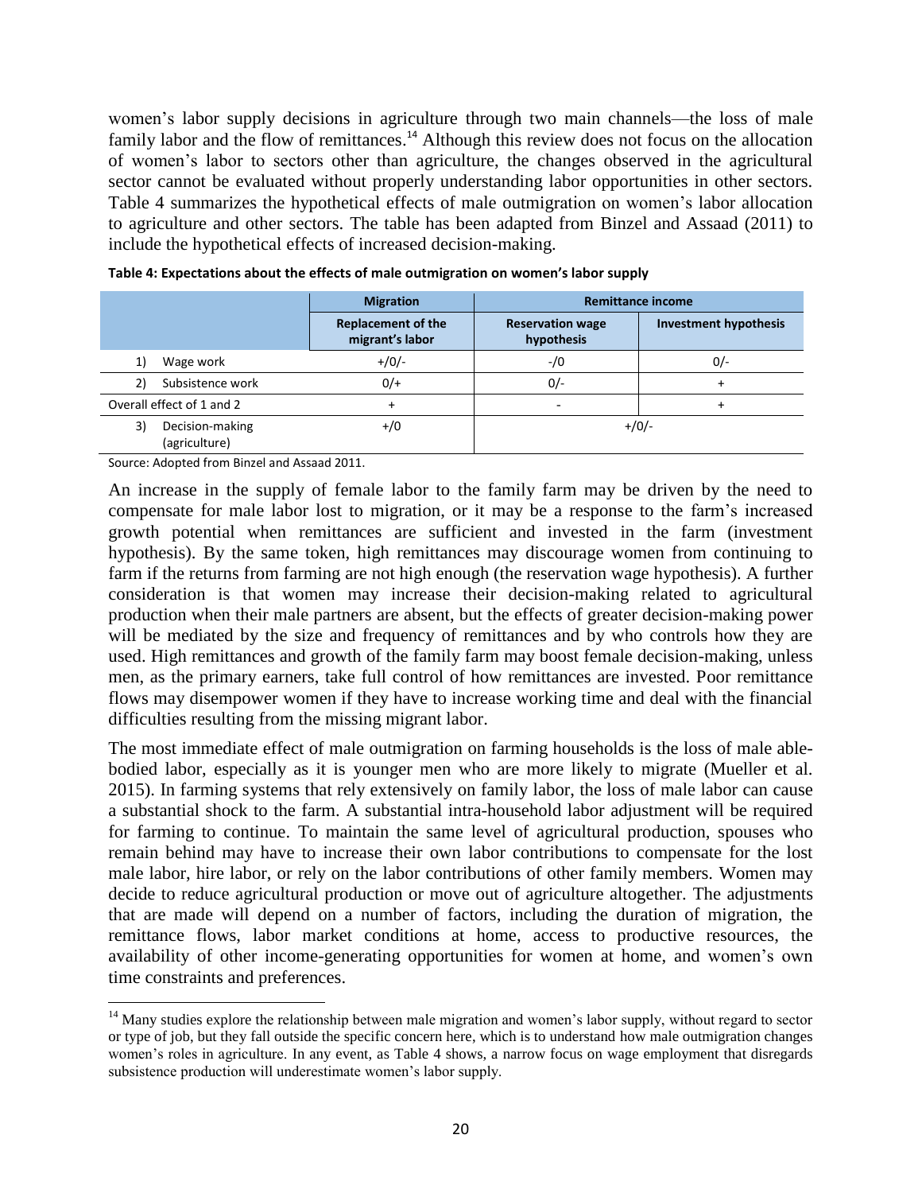women's labor supply decisions in agriculture through two main channels—the loss of male family labor and the flow of remittances.[14] Although this review does not focus on the allocation of women's labor to sectors other than agriculture, the changes observed in the agricultural sector cannot be evaluated without properly understanding labor opportunities in other sectors. Table 4 summarizes the hypothetical effects of male outmigration on women's labor allocation to agriculture and other sectors. The table has been adapted from Binzel and Assaad (2011) to include the hypothetical effects of increased decision-making.

**Table 4: Expectations about the effects of male outmigration on women's labor supply**

| | Migration | Remittance income | |
|---|---|---|---|
| | **Replacement of the migrant's labor** | **Reservation wage hypothesis** | **Investment hypothesis** |
| 1) Wage work | +/0/- | -/0 | 0/- |
| 2) Subsistence work | 0/+ | 0/- | + |
| Overall effect of 1 and 2 | + | - | + |
| 3) Decision-making (agriculture) | +/0 | +/0/- | |

Source: Adopted from Binzel and Assaad 2011.

An increase in the supply of female labor to the family farm may be driven by the need to compensate for male labor lost to migration, or it may be a response to the farm's increased growth potential when remittances are sufficient and invested in the farm (investment hypothesis). By the same token, high remittances may discourage women from continuing to farm if the returns from farming are not high enough (the reservation wage hypothesis). A further consideration is that women may increase their decision-making related to agricultural production when their male partners are absent, but the effects of greater decision-making power will be mediated by the size and frequency of remittances and by who controls how they are used. High remittances and growth of the family farm may boost female decision-making, unless men, as the primary earners, take full control of how remittances are invested. Poor remittance flows may disempower women if they have to increase working time and deal with the financial difficulties resulting from the missing migrant labor.

The most immediate effect of male outmigration on farming households is the loss of male able-bodied labor, especially as it is younger men who are more likely to migrate (Mueller et al. 2015). In farming systems that rely extensively on family labor, the loss of male labor can cause a substantial shock to the farm. A substantial intra-household labor adjustment will be required for farming to continue. To maintain the same level of agricultural production, spouses who remain behind may have to increase their own labor contributions to compensate for the lost male labor, hire labor, or rely on the labor contributions of other family members. Women may decide to reduce agricultural production or move out of agriculture altogether. The adjustments that are made will depend on a number of factors, including the duration of migration, the remittance flows, labor market conditions at home, access to productive resources, the availability of other income-generating opportunities for women at home, and women's own time constraints and preferences.

[14] Many studies explore the relationship between male migration and women's labor supply, without regard to sector or type of job, but they fall outside the specific concern here, which is to understand how male outmigration changes women's roles in agriculture. In any event, as Table 4 shows, a narrow focus on wage employment that disregards subsistence production will underestimate women's labor supply.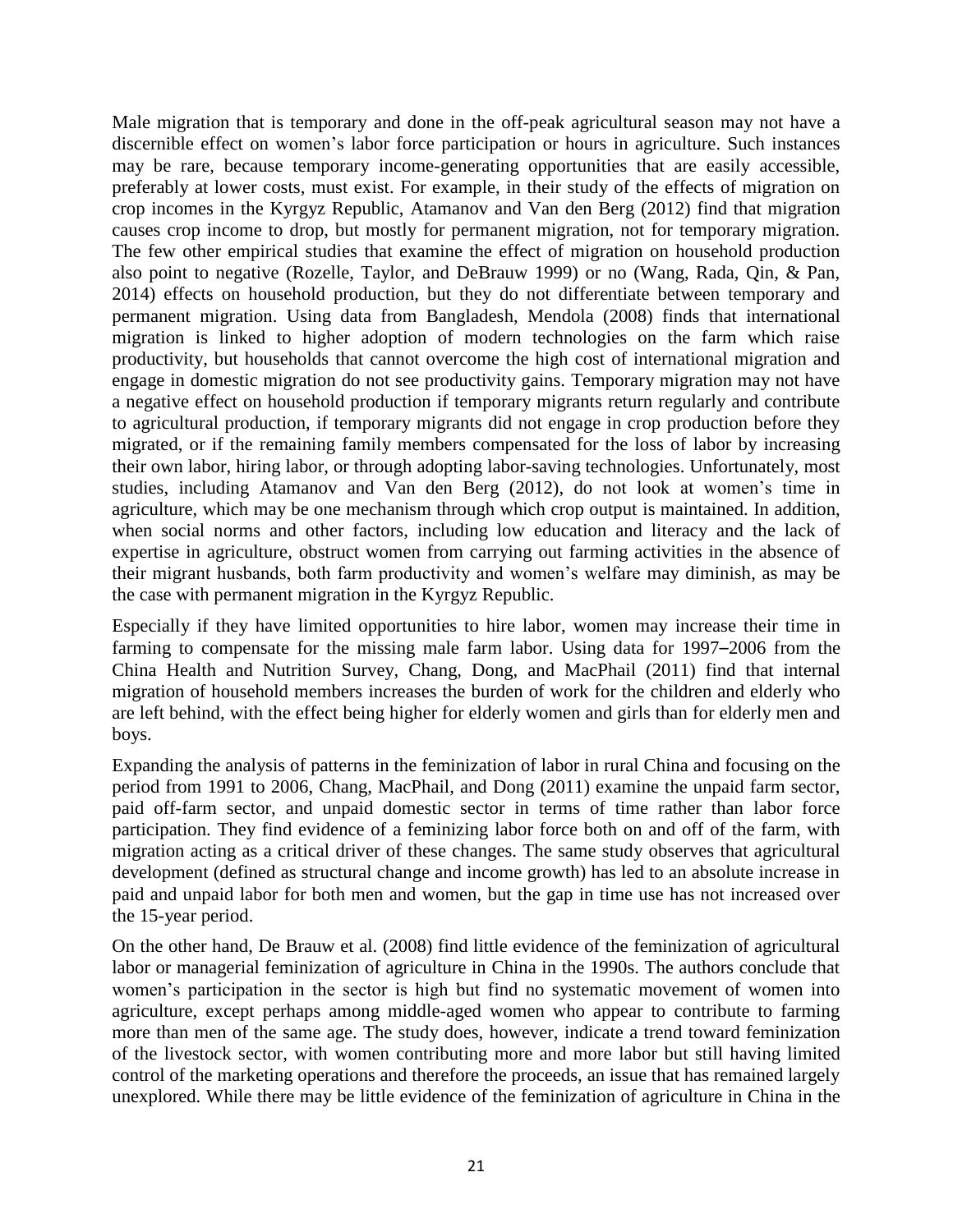Male migration that is temporary and done in the off-peak agricultural season may not have a discernible effect on women's labor force participation or hours in agriculture. Such instances may be rare, because temporary income-generating opportunities that are easily accessible, preferably at lower costs, must exist. For example, in their study of the effects of migration on crop incomes in the Kyrgyz Republic, Atamanov and Van den Berg (2012) find that migration causes crop income to drop, but mostly for permanent migration, not for temporary migration. The few other empirical studies that examine the effect of migration on household production also point to negative (Rozelle, Taylor, and DeBrauw 1999) or no (Wang, Rada, Qin, & Pan, 2014) effects on household production, but they do not differentiate between temporary and permanent migration. Using data from Bangladesh, Mendola (2008) finds that international migration is linked to higher adoption of modern technologies on the farm which raise productivity, but households that cannot overcome the high cost of international migration and engage in domestic migration do not see productivity gains. Temporary migration may not have a negative effect on household production if temporary migrants return regularly and contribute to agricultural production, if temporary migrants did not engage in crop production before they migrated, or if the remaining family members compensated for the loss of labor by increasing their own labor, hiring labor, or through adopting labor-saving technologies. Unfortunately, most studies, including Atamanov and Van den Berg (2012), do not look at women's time in agriculture, which may be one mechanism through which crop output is maintained. In addition, when social norms and other factors, including low education and literacy and the lack of expertise in agriculture, obstruct women from carrying out farming activities in the absence of their migrant husbands, both farm productivity and women's welfare may diminish, as may be the case with permanent migration in the Kyrgyz Republic.

Especially if they have limited opportunities to hire labor, women may increase their time in farming to compensate for the missing male farm labor. Using data for 1997–2006 from the China Health and Nutrition Survey, Chang, Dong, and MacPhail (2011) find that internal migration of household members increases the burden of work for the children and elderly who are left behind, with the effect being higher for elderly women and girls than for elderly men and boys.

Expanding the analysis of patterns in the feminization of labor in rural China and focusing on the period from 1991 to 2006, Chang, MacPhail, and Dong (2011) examine the unpaid farm sector, paid off-farm sector, and unpaid domestic sector in terms of time rather than labor force participation. They find evidence of a feminizing labor force both on and off of the farm, with migration acting as a critical driver of these changes. The same study observes that agricultural development (defined as structural change and income growth) has led to an absolute increase in paid and unpaid labor for both men and women, but the gap in time use has not increased over the 15-year period.

On the other hand, De Brauw et al. (2008) find little evidence of the feminization of agricultural labor or managerial feminization of agriculture in China in the 1990s. The authors conclude that women's participation in the sector is high but find no systematic movement of women into agriculture, except perhaps among middle-aged women who appear to contribute to farming more than men of the same age. The study does, however, indicate a trend toward feminization of the livestock sector, with women contributing more and more labor but still having limited control of the marketing operations and therefore the proceeds, an issue that has remained largely unexplored. While there may be little evidence of the feminization of agriculture in China in the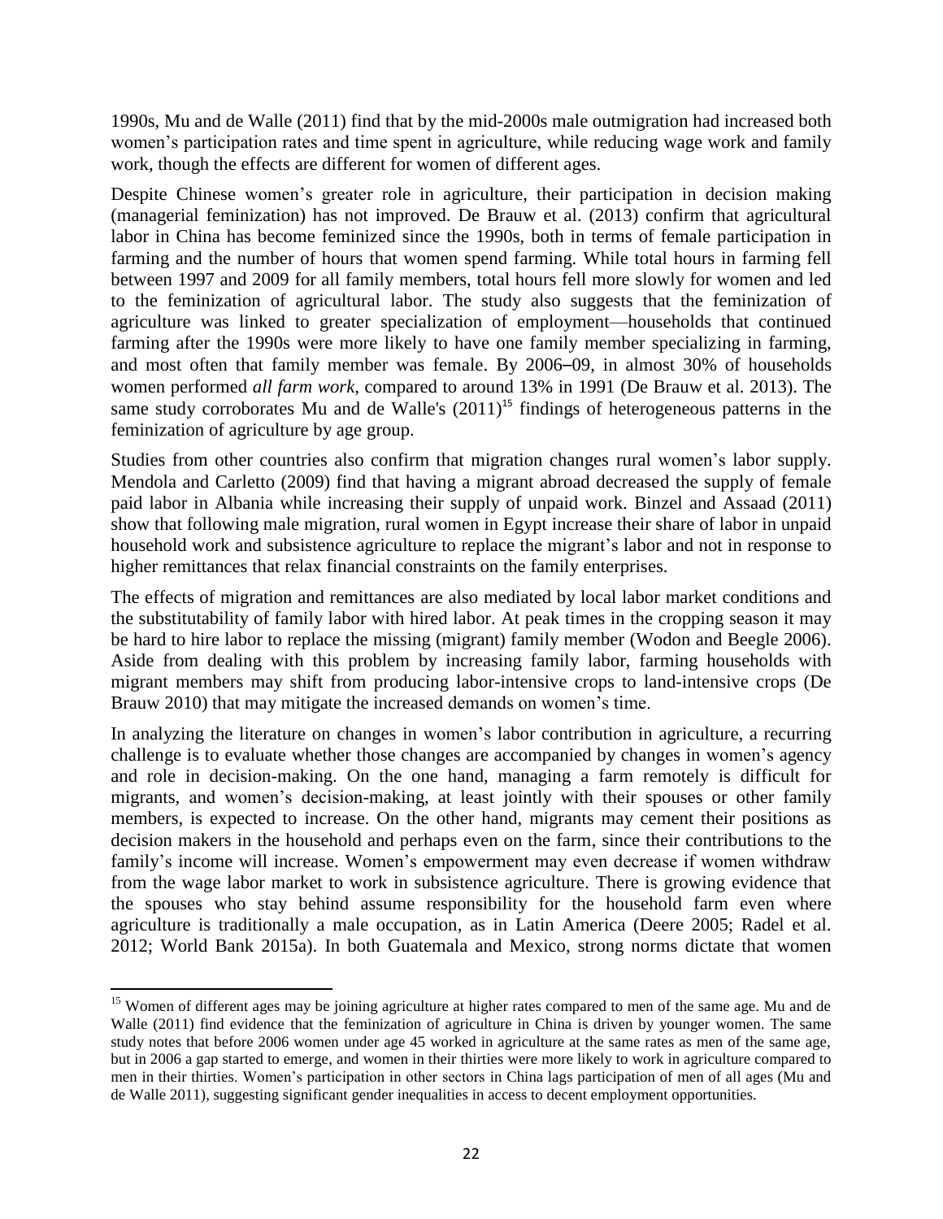1990s, Mu and de Walle (2011) find that by the mid-2000s male outmigration had increased both women's participation rates and time spent in agriculture, while reducing wage work and family work, though the effects are different for women of different ages.

Despite Chinese women's greater role in agriculture, their participation in decision making (managerial feminization) has not improved. De Brauw et al. (2013) confirm that agricultural labor in China has become feminized since the 1990s, both in terms of female participation in farming and the number of hours that women spend farming. While total hours in farming fell between 1997 and 2009 for all family members, total hours fell more slowly for women and led to the feminization of agricultural labor. The study also suggests that the feminization of agriculture was linked to greater specialization of employment—households that continued farming after the 1990s were more likely to have one family member specializing in farming, and most often that family member was female. By 2006–09, in almost 30% of households women performed *all farm work*, compared to around 13% in 1991 (De Brauw et al. 2013). The same study corroborates Mu and de Walle's (2011)[15] findings of heterogeneous patterns in the feminization of agriculture by age group.

Studies from other countries also confirm that migration changes rural women's labor supply. Mendola and Carletto (2009) find that having a migrant abroad decreased the supply of female paid labor in Albania while increasing their supply of unpaid work. Binzel and Assaad (2011) show that following male migration, rural women in Egypt increase their share of labor in unpaid household work and subsistence agriculture to replace the migrant's labor and not in response to higher remittances that relax financial constraints on the family enterprises.

The effects of migration and remittances are also mediated by local labor market conditions and the substitutability of family labor with hired labor. At peak times in the cropping season it may be hard to hire labor to replace the missing (migrant) family member (Wodon and Beegle 2006). Aside from dealing with this problem by increasing family labor, farming households with migrant members may shift from producing labor-intensive crops to land-intensive crops (De Brauw 2010) that may mitigate the increased demands on women's time.

In analyzing the literature on changes in women's labor contribution in agriculture, a recurring challenge is to evaluate whether those changes are accompanied by changes in women's agency and role in decision-making. On the one hand, managing a farm remotely is difficult for migrants, and women's decision-making, at least jointly with their spouses or other family members, is expected to increase. On the other hand, migrants may cement their positions as decision makers in the household and perhaps even on the farm, since their contributions to the family's income will increase. Women's empowerment may even decrease if women withdraw from the wage labor market to work in subsistence agriculture. There is growing evidence that the spouses who stay behind assume responsibility for the household farm even where agriculture is traditionally a male occupation, as in Latin America (Deere 2005; Radel et al. 2012; World Bank 2015a). In both Guatemala and Mexico, strong norms dictate that women

---

[15] Women of different ages may be joining agriculture at higher rates compared to men of the same age. Mu and de Walle (2011) find evidence that the feminization of agriculture in China is driven by younger women. The same study notes that before 2006 women under age 45 worked in agriculture at the same rates as men of the same age, but in 2006 a gap started to emerge, and women in their thirties were more likely to work in agriculture compared to men in their thirties. Women's participation in other sectors in China lags participation of men of all ages (Mu and de Walle 2011), suggesting significant gender inequalities in access to decent employment opportunities.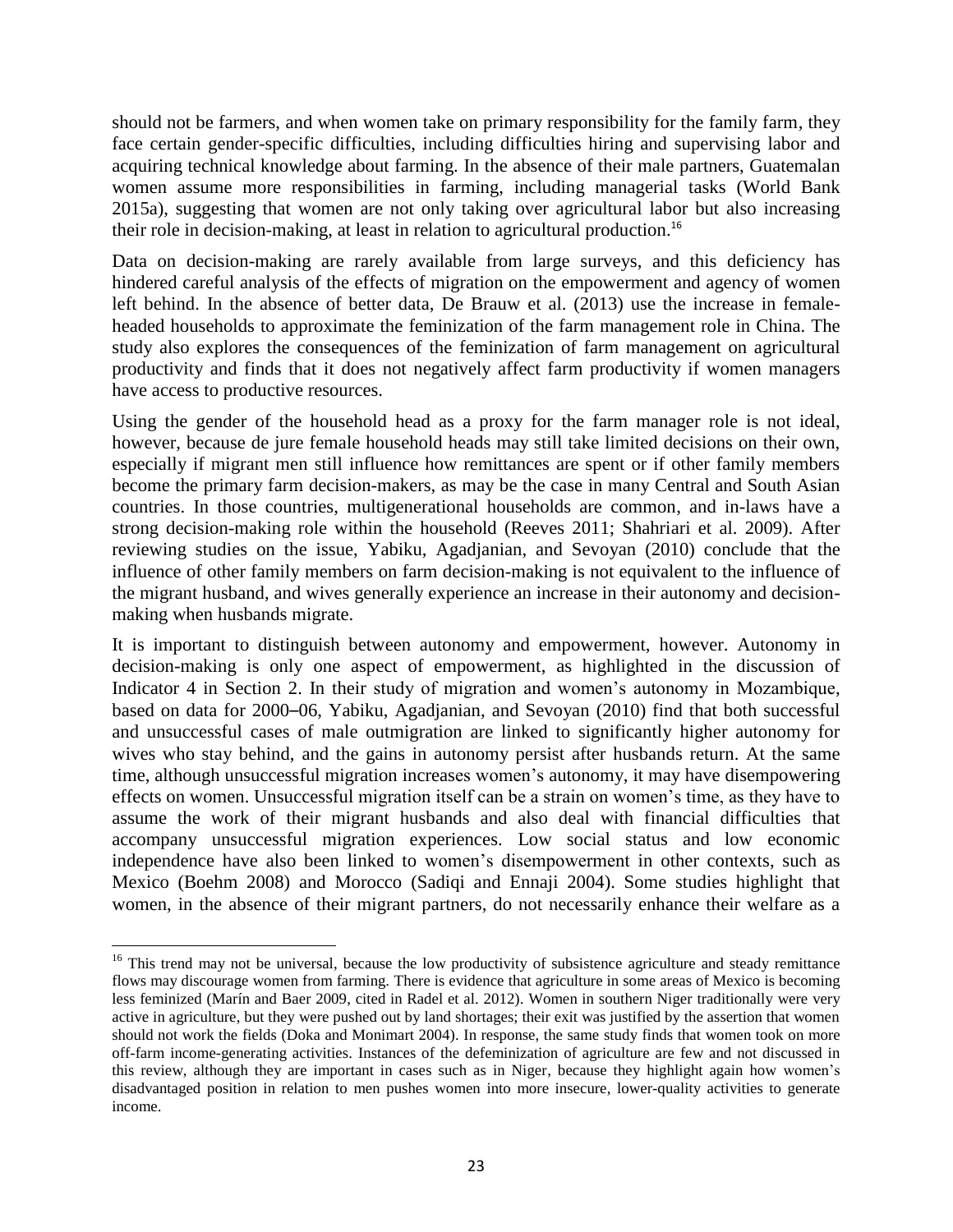should not be farmers, and when women take on primary responsibility for the family farm, they face certain gender-specific difficulties, including difficulties hiring and supervising labor and acquiring technical knowledge about farming. In the absence of their male partners, Guatemalan women assume more responsibilities in farming, including managerial tasks (World Bank 2015a), suggesting that women are not only taking over agricultural labor but also increasing their role in decision-making, at least in relation to agricultural production.[16]

Data on decision-making are rarely available from large surveys, and this deficiency has hindered careful analysis of the effects of migration on the empowerment and agency of women left behind. In the absence of better data, De Brauw et al. (2013) use the increase in female-headed households to approximate the feminization of the farm management role in China. The study also explores the consequences of the feminization of farm management on agricultural productivity and finds that it does not negatively affect farm productivity if women managers have access to productive resources.

Using the gender of the household head as a proxy for the farm manager role is not ideal, however, because de jure female household heads may still take limited decisions on their own, especially if migrant men still influence how remittances are spent or if other family members become the primary farm decision-makers, as may be the case in many Central and South Asian countries. In those countries, multigenerational households are common, and in-laws have a strong decision-making role within the household (Reeves 2011; Shahriari et al. 2009). After reviewing studies on the issue, Yabiku, Agadjanian, and Sevoyan (2010) conclude that the influence of other family members on farm decision-making is not equivalent to the influence of the migrant husband, and wives generally experience an increase in their autonomy and decision-making when husbands migrate.

It is important to distinguish between autonomy and empowerment, however. Autonomy in decision-making is only one aspect of empowerment, as highlighted in the discussion of Indicator 4 in Section 2. In their study of migration and women's autonomy in Mozambique, based on data for 2000–06, Yabiku, Agadjanian, and Sevoyan (2010) find that both successful and unsuccessful cases of male outmigration are linked to significantly higher autonomy for wives who stay behind, and the gains in autonomy persist after husbands return. At the same time, although unsuccessful migration increases women's autonomy, it may have disempowering effects on women. Unsuccessful migration itself can be a strain on women's time, as they have to assume the work of their migrant husbands and also deal with financial difficulties that accompany unsuccessful migration experiences. Low social status and low economic independence have also been linked to women's disempowerment in other contexts, such as Mexico (Boehm 2008) and Morocco (Sadiqi and Ennaji 2004). Some studies highlight that women, in the absence of their migrant partners, do not necessarily enhance their welfare as a

---

[16] This trend may not be universal, because the low productivity of subsistence agriculture and steady remittance flows may discourage women from farming. There is evidence that agriculture in some areas of Mexico is becoming less feminized (Marín and Baer 2009, cited in Radel et al. 2012). Women in southern Niger traditionally were very active in agriculture, but they were pushed out by land shortages; their exit was justified by the assertion that women should not work the fields (Doka and Monimart 2004). In response, the same study finds that women took on more off-farm income-generating activities. Instances of the defeminization of agriculture are few and not discussed in this review, although they are important in cases such as in Niger, because they highlight again how women's disadvantaged position in relation to men pushes women into more insecure, lower-quality activities to generate income.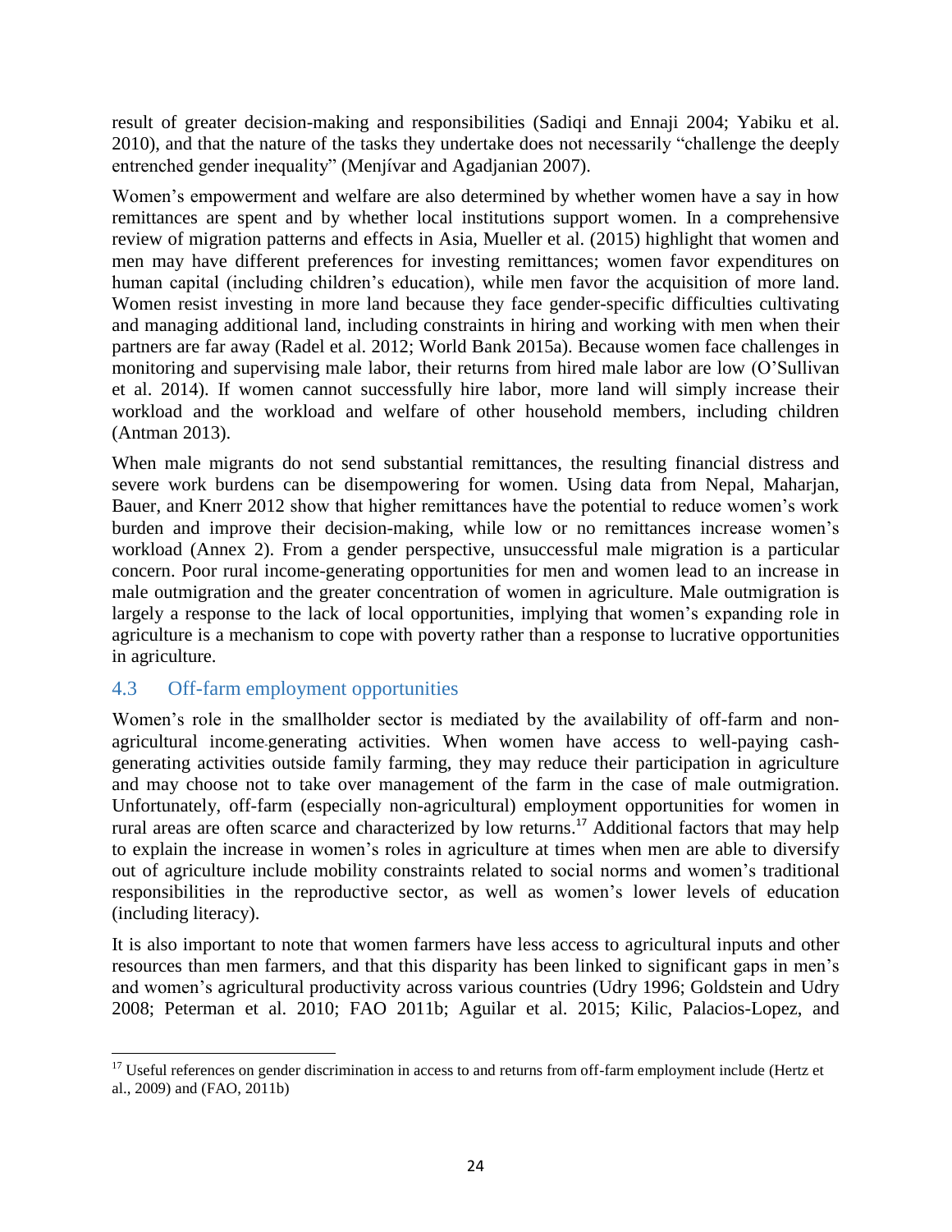result of greater decision-making and responsibilities (Sadiqi and Ennaji 2004; Yabiku et al. 2010), and that the nature of the tasks they undertake does not necessarily "challenge the deeply entrenched gender inequality" (Menjívar and Agadjanian 2007).

Women's empowerment and welfare are also determined by whether women have a say in how remittances are spent and by whether local institutions support women. In a comprehensive review of migration patterns and effects in Asia, Mueller et al. (2015) highlight that women and men may have different preferences for investing remittances; women favor expenditures on human capital (including children's education), while men favor the acquisition of more land. Women resist investing in more land because they face gender-specific difficulties cultivating and managing additional land, including constraints in hiring and working with men when their partners are far away (Radel et al. 2012; World Bank 2015a). Because women face challenges in monitoring and supervising male labor, their returns from hired male labor are low (O'Sullivan et al. 2014). If women cannot successfully hire labor, more land will simply increase their workload and the workload and welfare of other household members, including children (Antman 2013).

When male migrants do not send substantial remittances, the resulting financial distress and severe work burdens can be disempowering for women. Using data from Nepal, Maharjan, Bauer, and Knerr 2012 show that higher remittances have the potential to reduce women's work burden and improve their decision-making, while low or no remittances increase women's workload (Annex 2). From a gender perspective, unsuccessful male migration is a particular concern. Poor rural income-generating opportunities for men and women lead to an increase in male outmigration and the greater concentration of women in agriculture. Male outmigration is largely a response to the lack of local opportunities, implying that women's expanding role in agriculture is a mechanism to cope with poverty rather than a response to lucrative opportunities in agriculture.

## 4.3 Off-farm employment opportunities

Women's role in the smallholder sector is mediated by the availability of off-farm and non-agricultural income-generating activities. When women have access to well-paying cash-generating activities outside family farming, they may reduce their participation in agriculture and may choose not to take over management of the farm in the case of male outmigration. Unfortunately, off-farm (especially non-agricultural) employment opportunities for women in rural areas are often scarce and characterized by low returns.[17] Additional factors that may help to explain the increase in women's roles in agriculture at times when men are able to diversify out of agriculture include mobility constraints related to social norms and women's traditional responsibilities in the reproductive sector, as well as women's lower levels of education (including literacy).

It is also important to note that women farmers have less access to agricultural inputs and other resources than men farmers, and that this disparity has been linked to significant gaps in men's and women's agricultural productivity across various countries (Udry 1996; Goldstein and Udry 2008; Peterman et al. 2010; FAO 2011b; Aguilar et al. 2015; Kilic, Palacios-Lopez, and

[17] Useful references on gender discrimination in access to and returns from off-farm employment include (Hertz et al., 2009) and (FAO, 2011b)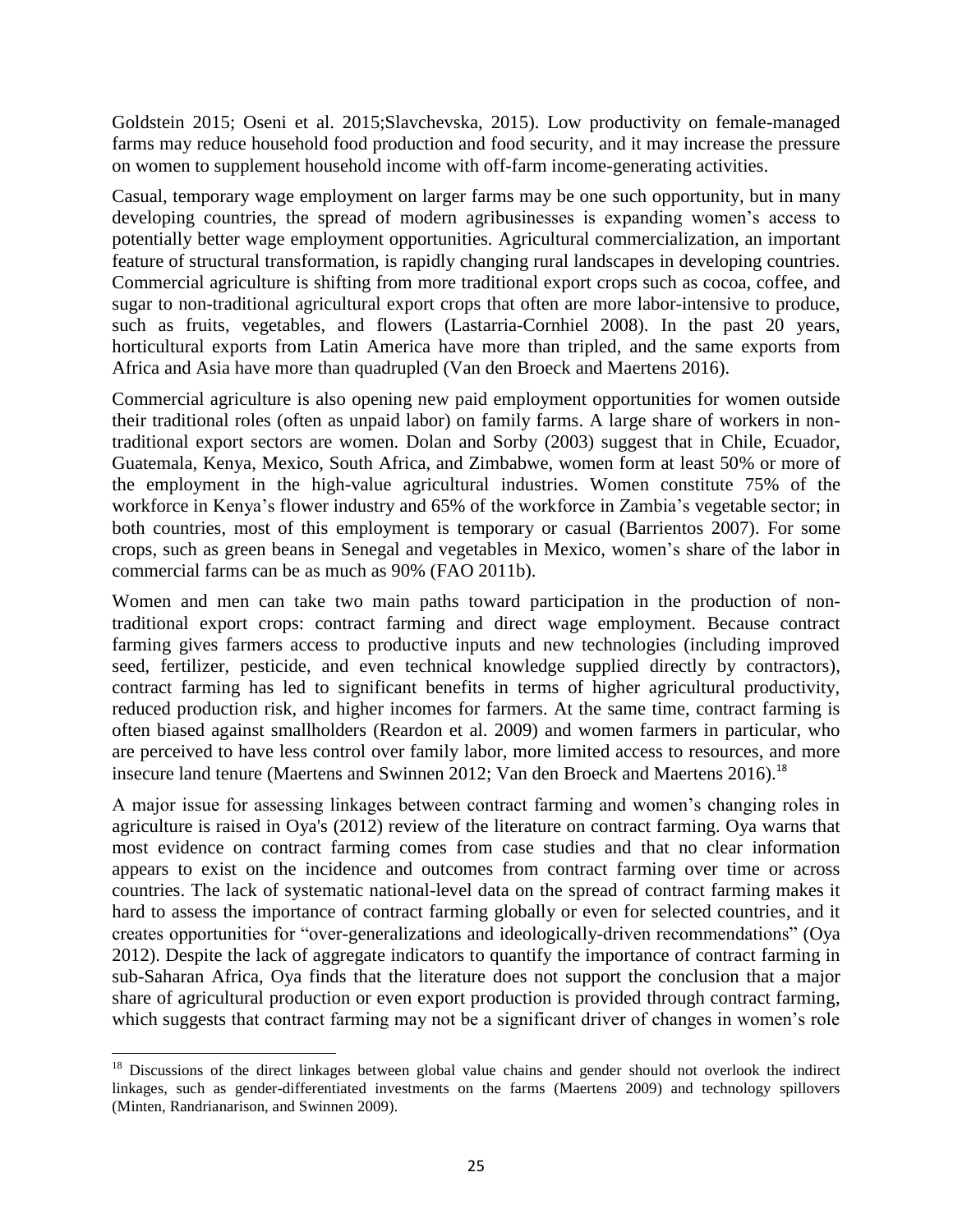Goldstein 2015; Oseni et al. 2015;Slavchevska, 2015). Low productivity on female-managed farms may reduce household food production and food security, and it may increase the pressure on women to supplement household income with off-farm income-generating activities.

Casual, temporary wage employment on larger farms may be one such opportunity, but in many developing countries, the spread of modern agribusinesses is expanding women's access to potentially better wage employment opportunities. Agricultural commercialization, an important feature of structural transformation, is rapidly changing rural landscapes in developing countries. Commercial agriculture is shifting from more traditional export crops such as cocoa, coffee, and sugar to non-traditional agricultural export crops that often are more labor-intensive to produce, such as fruits, vegetables, and flowers (Lastarria-Cornhiel 2008). In the past 20 years, horticultural exports from Latin America have more than tripled, and the same exports from Africa and Asia have more than quadrupled (Van den Broeck and Maertens 2016).

Commercial agriculture is also opening new paid employment opportunities for women outside their traditional roles (often as unpaid labor) on family farms. A large share of workers in non-traditional export sectors are women. Dolan and Sorby (2003) suggest that in Chile, Ecuador, Guatemala, Kenya, Mexico, South Africa, and Zimbabwe, women form at least 50% or more of the employment in the high-value agricultural industries. Women constitute 75% of the workforce in Kenya's flower industry and 65% of the workforce in Zambia's vegetable sector; in both countries, most of this employment is temporary or casual (Barrientos 2007). For some crops, such as green beans in Senegal and vegetables in Mexico, women's share of the labor in commercial farms can be as much as 90% (FAO 2011b).

Women and men can take two main paths toward participation in the production of non-traditional export crops: contract farming and direct wage employment. Because contract farming gives farmers access to productive inputs and new technologies (including improved seed, fertilizer, pesticide, and even technical knowledge supplied directly by contractors), contract farming has led to significant benefits in terms of higher agricultural productivity, reduced production risk, and higher incomes for farmers. At the same time, contract farming is often biased against smallholders (Reardon et al. 2009) and women farmers in particular, who are perceived to have less control over family labor, more limited access to resources, and more insecure land tenure (Maertens and Swinnen 2012; Van den Broeck and Maertens 2016).[18]

A major issue for assessing linkages between contract farming and women's changing roles in agriculture is raised in Oya's (2012) review of the literature on contract farming. Oya warns that most evidence on contract farming comes from case studies and that no clear information appears to exist on the incidence and outcomes from contract farming over time or across countries. The lack of systematic national-level data on the spread of contract farming makes it hard to assess the importance of contract farming globally or even for selected countries, and it creates opportunities for "over-generalizations and ideologically-driven recommendations" (Oya 2012). Despite the lack of aggregate indicators to quantify the importance of contract farming in sub-Saharan Africa, Oya finds that the literature does not support the conclusion that a major share of agricultural production or even export production is provided through contract farming, which suggests that contract farming may not be a significant driver of changes in women's role

[18] Discussions of the direct linkages between global value chains and gender should not overlook the indirect linkages, such as gender-differentiated investments on the farms (Maertens 2009) and technology spillovers (Minten, Randrianarison, and Swinnen 2009).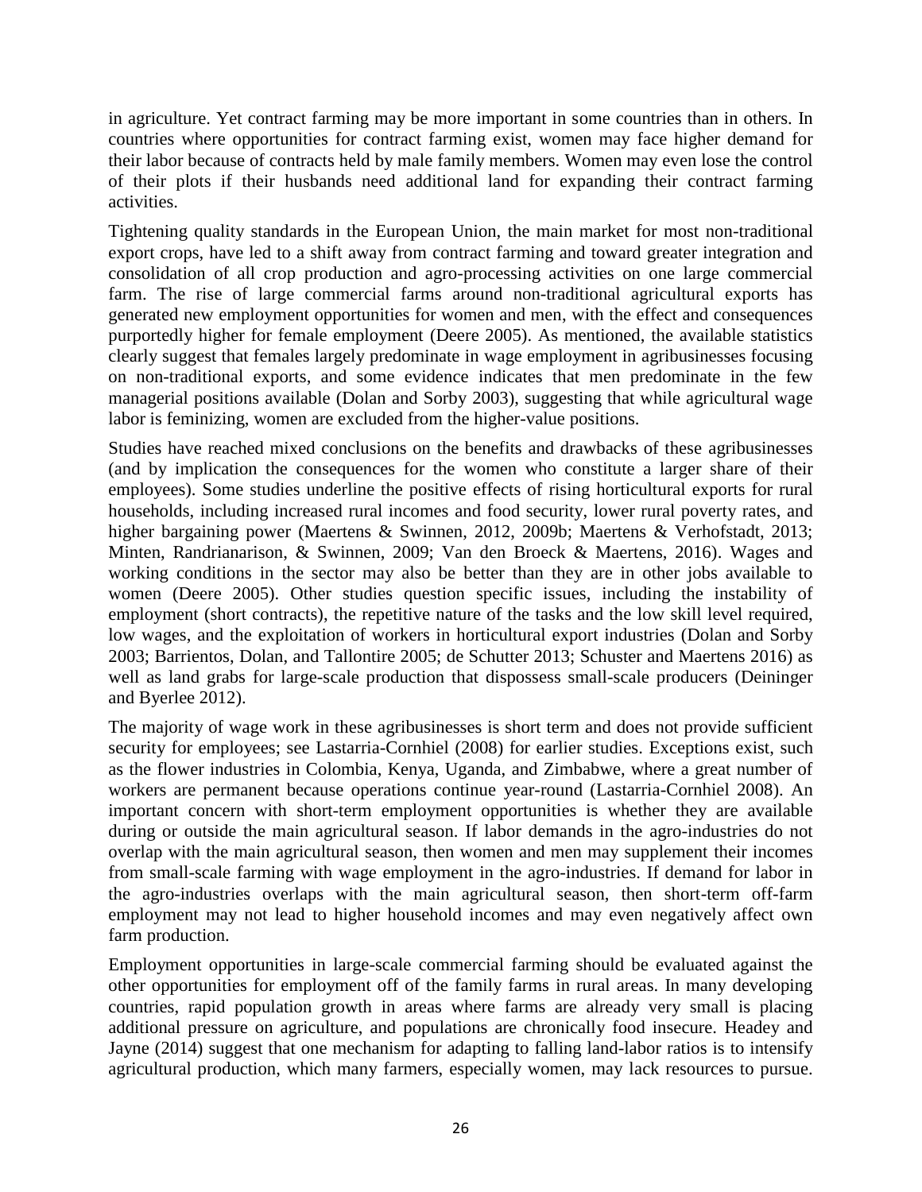in agriculture. Yet contract farming may be more important in some countries than in others. In countries where opportunities for contract farming exist, women may face higher demand for their labor because of contracts held by male family members. Women may even lose the control of their plots if their husbands need additional land for expanding their contract farming activities.

Tightening quality standards in the European Union, the main market for most non-traditional export crops, have led to a shift away from contract farming and toward greater integration and consolidation of all crop production and agro-processing activities on one large commercial farm. The rise of large commercial farms around non-traditional agricultural exports has generated new employment opportunities for women and men, with the effect and consequences purportedly higher for female employment (Deere 2005). As mentioned, the available statistics clearly suggest that females largely predominate in wage employment in agribusinesses focusing on non-traditional exports, and some evidence indicates that men predominate in the few managerial positions available (Dolan and Sorby 2003), suggesting that while agricultural wage labor is feminizing, women are excluded from the higher-value positions.

Studies have reached mixed conclusions on the benefits and drawbacks of these agribusinesses (and by implication the consequences for the women who constitute a larger share of their employees). Some studies underline the positive effects of rising horticultural exports for rural households, including increased rural incomes and food security, lower rural poverty rates, and higher bargaining power (Maertens & Swinnen, 2012, 2009b; Maertens & Verhofstadt, 2013; Minten, Randrianarison, & Swinnen, 2009; Van den Broeck & Maertens, 2016). Wages and working conditions in the sector may also be better than they are in other jobs available to women (Deere 2005). Other studies question specific issues, including the instability of employment (short contracts), the repetitive nature of the tasks and the low skill level required, low wages, and the exploitation of workers in horticultural export industries (Dolan and Sorby 2003; Barrientos, Dolan, and Tallontire 2005; de Schutter 2013; Schuster and Maertens 2016) as well as land grabs for large-scale production that dispossess small-scale producers (Deininger and Byerlee 2012).

The majority of wage work in these agribusinesses is short term and does not provide sufficient security for employees; see Lastarria-Cornhiel (2008) for earlier studies. Exceptions exist, such as the flower industries in Colombia, Kenya, Uganda, and Zimbabwe, where a great number of workers are permanent because operations continue year-round (Lastarria-Cornhiel 2008). An important concern with short-term employment opportunities is whether they are available during or outside the main agricultural season. If labor demands in the agro-industries do not overlap with the main agricultural season, then women and men may supplement their incomes from small-scale farming with wage employment in the agro-industries. If demand for labor in the agro-industries overlaps with the main agricultural season, then short-term off-farm employment may not lead to higher household incomes and may even negatively affect own farm production.

Employment opportunities in large-scale commercial farming should be evaluated against the other opportunities for employment off of the family farms in rural areas. In many developing countries, rapid population growth in areas where farms are already very small is placing additional pressure on agriculture, and populations are chronically food insecure. Headey and Jayne (2014) suggest that one mechanism for adapting to falling land-labor ratios is to intensify agricultural production, which many farmers, especially women, may lack resources to pursue.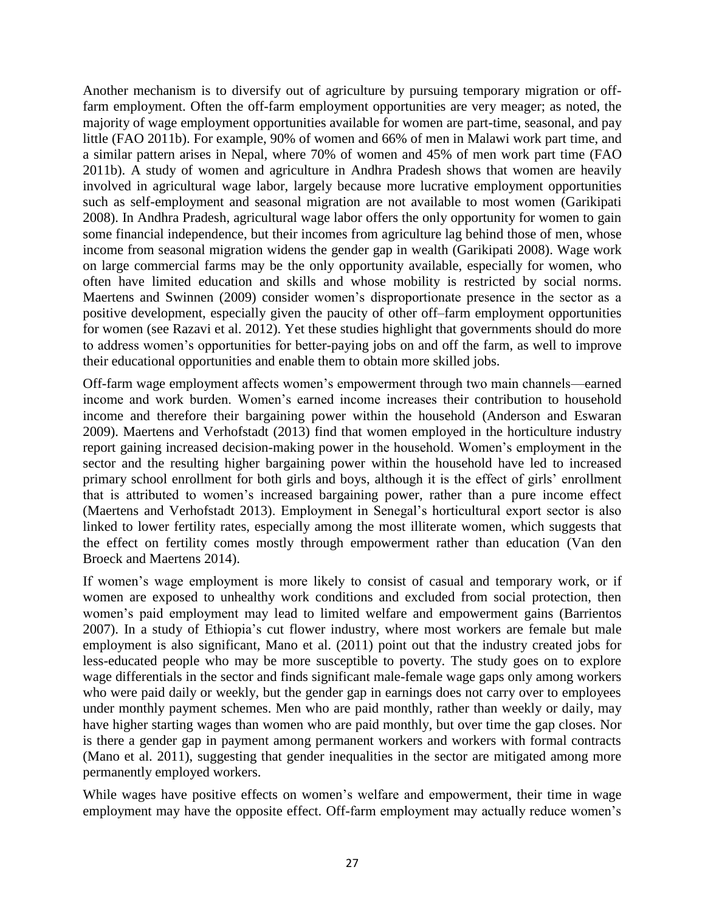Another mechanism is to diversify out of agriculture by pursuing temporary migration or off-farm employment. Often the off-farm employment opportunities are very meager; as noted, the majority of wage employment opportunities available for women are part-time, seasonal, and pay little (FAO 2011b). For example, 90% of women and 66% of men in Malawi work part time, and a similar pattern arises in Nepal, where 70% of women and 45% of men work part time (FAO 2011b). A study of women and agriculture in Andhra Pradesh shows that women are heavily involved in agricultural wage labor, largely because more lucrative employment opportunities such as self-employment and seasonal migration are not available to most women (Garikipati 2008). In Andhra Pradesh, agricultural wage labor offers the only opportunity for women to gain some financial independence, but their incomes from agriculture lag behind those of men, whose income from seasonal migration widens the gender gap in wealth (Garikipati 2008). Wage work on large commercial farms may be the only opportunity available, especially for women, who often have limited education and skills and whose mobility is restricted by social norms. Maertens and Swinnen (2009) consider women's disproportionate presence in the sector as a positive development, especially given the paucity of other off–farm employment opportunities for women (see Razavi et al. 2012). Yet these studies highlight that governments should do more to address women's opportunities for better-paying jobs on and off the farm, as well to improve their educational opportunities and enable them to obtain more skilled jobs.

Off-farm wage employment affects women's empowerment through two main channels—earned income and work burden. Women's earned income increases their contribution to household income and therefore their bargaining power within the household (Anderson and Eswaran 2009). Maertens and Verhofstadt (2013) find that women employed in the horticulture industry report gaining increased decision-making power in the household. Women's employment in the sector and the resulting higher bargaining power within the household have led to increased primary school enrollment for both girls and boys, although it is the effect of girls' enrollment that is attributed to women's increased bargaining power, rather than a pure income effect (Maertens and Verhofstadt 2013). Employment in Senegal's horticultural export sector is also linked to lower fertility rates, especially among the most illiterate women, which suggests that the effect on fertility comes mostly through empowerment rather than education (Van den Broeck and Maertens 2014).

If women's wage employment is more likely to consist of casual and temporary work, or if women are exposed to unhealthy work conditions and excluded from social protection, then women's paid employment may lead to limited welfare and empowerment gains (Barrientos 2007). In a study of Ethiopia's cut flower industry, where most workers are female but male employment is also significant, Mano et al. (2011) point out that the industry created jobs for less-educated people who may be more susceptible to poverty. The study goes on to explore wage differentials in the sector and finds significant male-female wage gaps only among workers who were paid daily or weekly, but the gender gap in earnings does not carry over to employees under monthly payment schemes. Men who are paid monthly, rather than weekly or daily, may have higher starting wages than women who are paid monthly, but over time the gap closes. Nor is there a gender gap in payment among permanent workers and workers with formal contracts (Mano et al. 2011), suggesting that gender inequalities in the sector are mitigated among more permanently employed workers.

While wages have positive effects on women's welfare and empowerment, their time in wage employment may have the opposite effect. Off-farm employment may actually reduce women's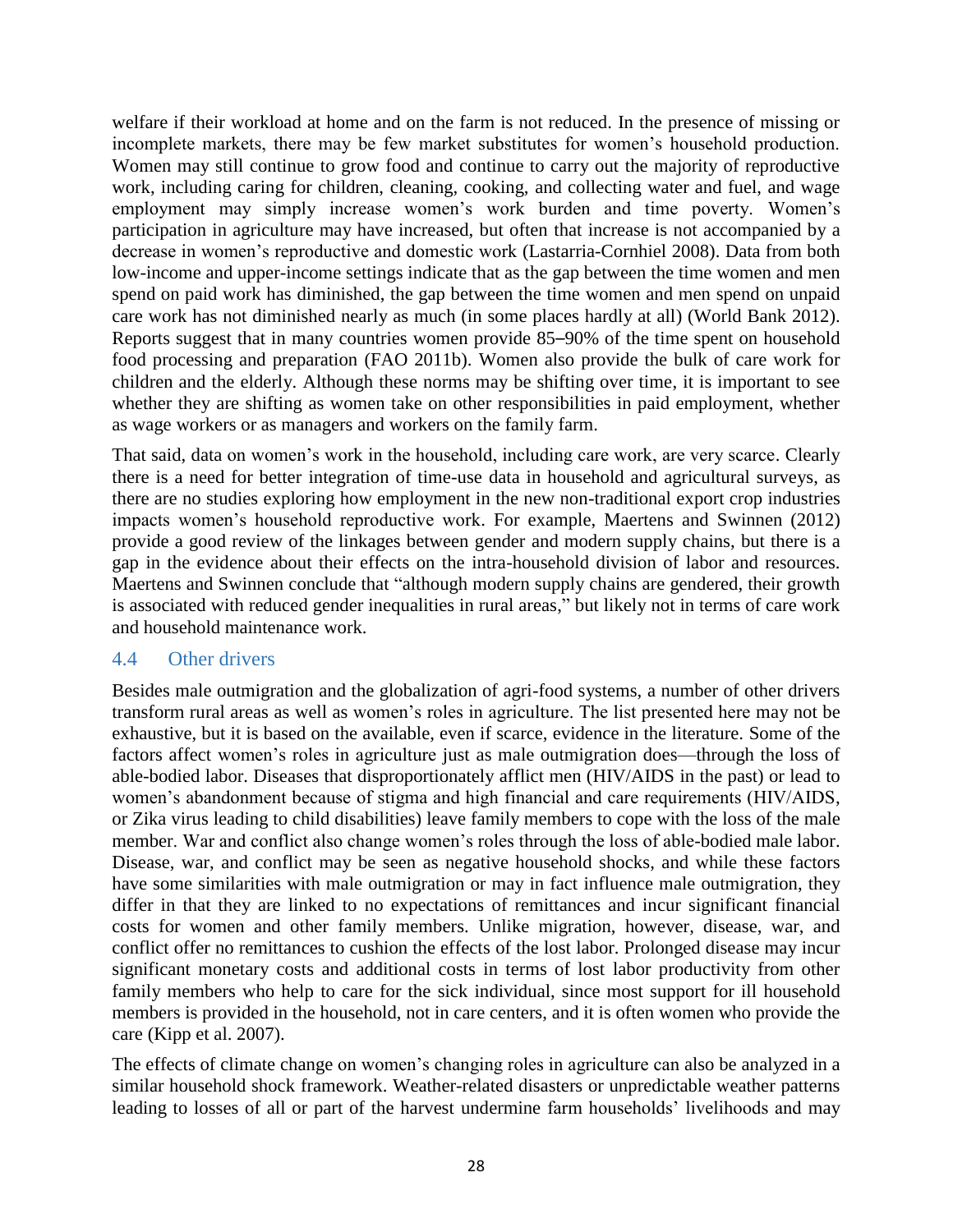welfare if their workload at home and on the farm is not reduced. In the presence of missing or incomplete markets, there may be few market substitutes for women's household production. Women may still continue to grow food and continue to carry out the majority of reproductive work, including caring for children, cleaning, cooking, and collecting water and fuel, and wage employment may simply increase women's work burden and time poverty. Women's participation in agriculture may have increased, but often that increase is not accompanied by a decrease in women's reproductive and domestic work (Lastarria-Cornhiel 2008). Data from both low-income and upper-income settings indicate that as the gap between the time women and men spend on paid work has diminished, the gap between the time women and men spend on unpaid care work has not diminished nearly as much (in some places hardly at all) (World Bank 2012). Reports suggest that in many countries women provide 85–90% of the time spent on household food processing and preparation (FAO 2011b). Women also provide the bulk of care work for children and the elderly. Although these norms may be shifting over time, it is important to see whether they are shifting as women take on other responsibilities in paid employment, whether as wage workers or as managers and workers on the family farm.

That said, data on women's work in the household, including care work, are very scarce. Clearly there is a need for better integration of time-use data in household and agricultural surveys, as there are no studies exploring how employment in the new non-traditional export crop industries impacts women's household reproductive work. For example, Maertens and Swinnen (2012) provide a good review of the linkages between gender and modern supply chains, but there is a gap in the evidence about their effects on the intra-household division of labor and resources. Maertens and Swinnen conclude that "although modern supply chains are gendered, their growth is associated with reduced gender inequalities in rural areas," but likely not in terms of care work and household maintenance work.

## 4.4 Other drivers

Besides male outmigration and the globalization of agri-food systems, a number of other drivers transform rural areas as well as women's roles in agriculture. The list presented here may not be exhaustive, but it is based on the available, even if scarce, evidence in the literature. Some of the factors affect women's roles in agriculture just as male outmigration does—through the loss of able-bodied labor. Diseases that disproportionately afflict men (HIV/AIDS in the past) or lead to women's abandonment because of stigma and high financial and care requirements (HIV/AIDS, or Zika virus leading to child disabilities) leave family members to cope with the loss of the male member. War and conflict also change women's roles through the loss of able-bodied male labor. Disease, war, and conflict may be seen as negative household shocks, and while these factors have some similarities with male outmigration or may in fact influence male outmigration, they differ in that they are linked to no expectations of remittances and incur significant financial costs for women and other family members. Unlike migration, however, disease, war, and conflict offer no remittances to cushion the effects of the lost labor. Prolonged disease may incur significant monetary costs and additional costs in terms of lost labor productivity from other family members who help to care for the sick individual, since most support for ill household members is provided in the household, not in care centers, and it is often women who provide the care (Kipp et al. 2007).

The effects of climate change on women's changing roles in agriculture can also be analyzed in a similar household shock framework. Weather-related disasters or unpredictable weather patterns leading to losses of all or part of the harvest undermine farm households' livelihoods and may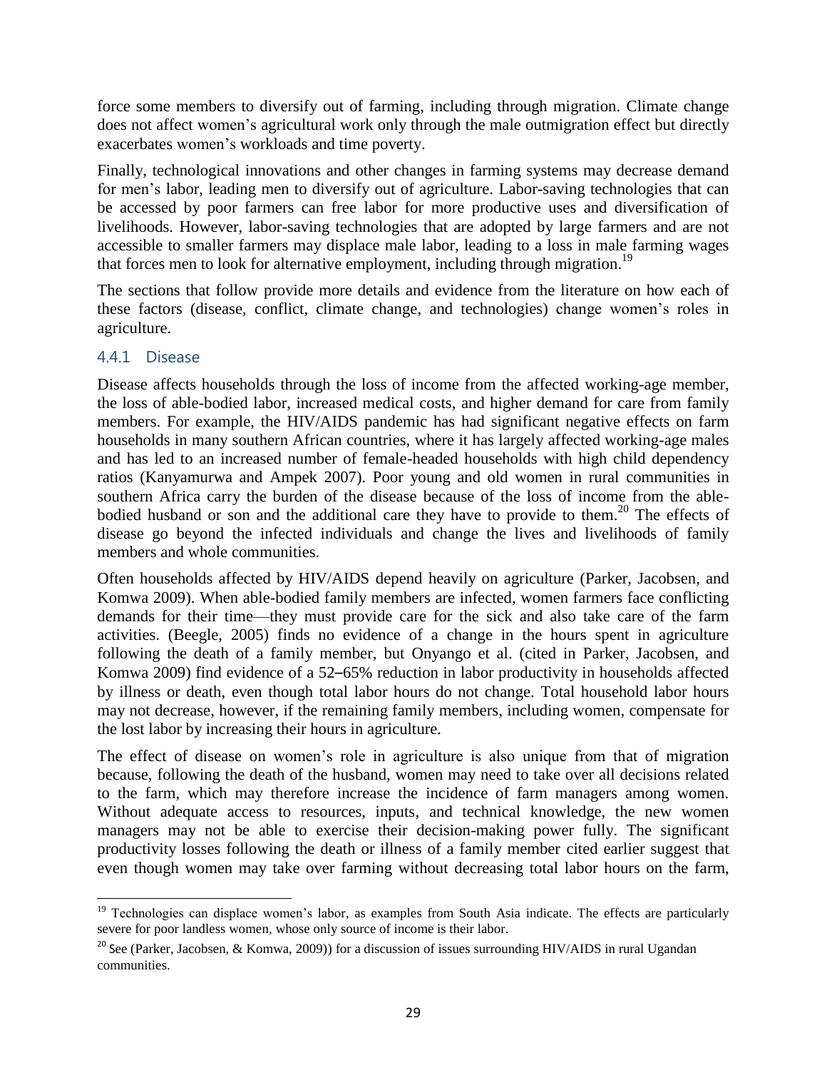force some members to diversify out of farming, including through migration. Climate change does not affect women's agricultural work only through the male outmigration effect but directly exacerbates women's workloads and time poverty.

Finally, technological innovations and other changes in farming systems may decrease demand for men's labor, leading men to diversify out of agriculture. Labor-saving technologies that can be accessed by poor farmers can free labor for more productive uses and diversification of livelihoods. However, labor-saving technologies that are adopted by large farmers and are not accessible to smaller farmers may displace male labor, leading to a loss in male farming wages that forces men to look for alternative employment, including through migration.[19]

The sections that follow provide more details and evidence from the literature on how each of these factors (disease, conflict, climate change, and technologies) change women's roles in agriculture.

### 4.4.1 Disease

Disease affects households through the loss of income from the affected working-age member, the loss of able-bodied labor, increased medical costs, and higher demand for care from family members. For example, the HIV/AIDS pandemic has had significant negative effects on farm households in many southern African countries, where it has largely affected working-age males and has led to an increased number of female-headed households with high child dependency ratios (Kanyamurwa and Ampek 2007). Poor young and old women in rural communities in southern Africa carry the burden of the disease because of the loss of income from the able-bodied husband or son and the additional care they have to provide to them.[20] The effects of disease go beyond the infected individuals and change the lives and livelihoods of family members and whole communities.

Often households affected by HIV/AIDS depend heavily on agriculture (Parker, Jacobsen, and Komwa 2009). When able-bodied family members are infected, women farmers face conflicting demands for their time—they must provide care for the sick and also take care of the farm activities. (Beegle, 2005) finds no evidence of a change in the hours spent in agriculture following the death of a family member, but Onyango et al. (cited in Parker, Jacobsen, and Komwa 2009) find evidence of a 52–65% reduction in labor productivity in households affected by illness or death, even though total labor hours do not change. Total household labor hours may not decrease, however, if the remaining family members, including women, compensate for the lost labor by increasing their hours in agriculture.

The effect of disease on women's role in agriculture is also unique from that of migration because, following the death of the husband, women may need to take over all decisions related to the farm, which may therefore increase the incidence of farm managers among women. Without adequate access to resources, inputs, and technical knowledge, the new women managers may not be able to exercise their decision-making power fully. The significant productivity losses following the death or illness of a family member cited earlier suggest that even though women may take over farming without decreasing total labor hours on the farm,

---

[19] Technologies can displace women's labor, as examples from South Asia indicate. The effects are particularly severe for poor landless women, whose only source of income is their labor.

[20] See (Parker, Jacobsen, & Komwa, 2009)) for a discussion of issues surrounding HIV/AIDS in rural Ugandan communities.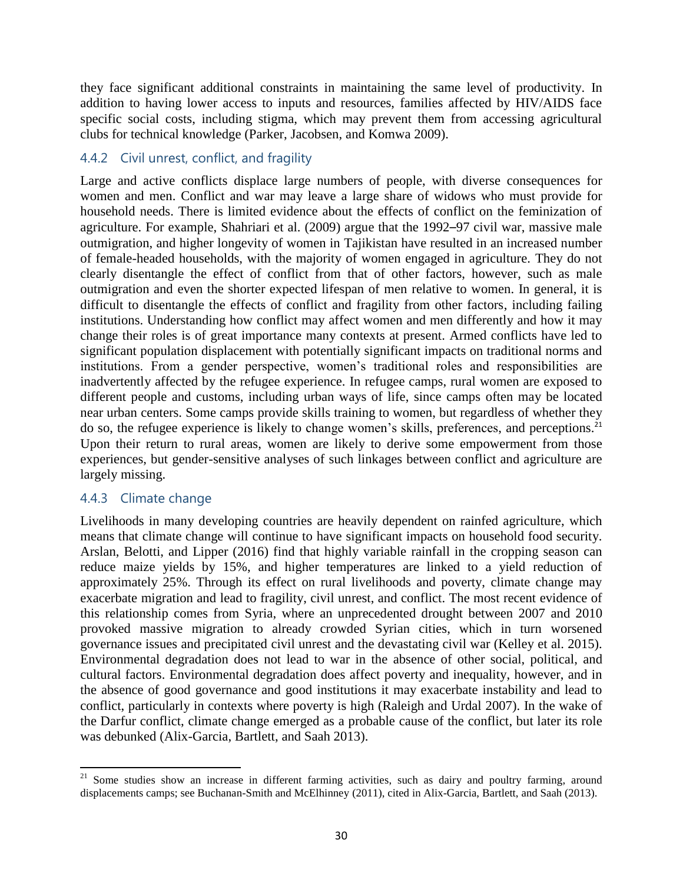they face significant additional constraints in maintaining the same level of productivity. In addition to having lower access to inputs and resources, families affected by HIV/AIDS face specific social costs, including stigma, which may prevent them from accessing agricultural clubs for technical knowledge (Parker, Jacobsen, and Komwa 2009).

### 4.4.2 Civil unrest, conflict, and fragility

Large and active conflicts displace large numbers of people, with diverse consequences for women and men. Conflict and war may leave a large share of widows who must provide for household needs. There is limited evidence about the effects of conflict on the feminization of agriculture. For example, Shahriari et al. (2009) argue that the 1992–97 civil war, massive male outmigration, and higher longevity of women in Tajikistan have resulted in an increased number of female-headed households, with the majority of women engaged in agriculture. They do not clearly disentangle the effect of conflict from that of other factors, however, such as male outmigration and even the shorter expected lifespan of men relative to women. In general, it is difficult to disentangle the effects of conflict and fragility from other factors, including failing institutions. Understanding how conflict may affect women and men differently and how it may change their roles is of great importance many contexts at present. Armed conflicts have led to significant population displacement with potentially significant impacts on traditional norms and institutions. From a gender perspective, women's traditional roles and responsibilities are inadvertently affected by the refugee experience. In refugee camps, rural women are exposed to different people and customs, including urban ways of life, since camps often may be located near urban centers. Some camps provide skills training to women, but regardless of whether they do so, the refugee experience is likely to change women's skills, preferences, and perceptions.[21] Upon their return to rural areas, women are likely to derive some empowerment from those experiences, but gender-sensitive analyses of such linkages between conflict and agriculture are largely missing.

### 4.4.3 Climate change

Livelihoods in many developing countries are heavily dependent on rainfed agriculture, which means that climate change will continue to have significant impacts on household food security. Arslan, Belotti, and Lipper (2016) find that highly variable rainfall in the cropping season can reduce maize yields by 15%, and higher temperatures are linked to a yield reduction of approximately 25%. Through its effect on rural livelihoods and poverty, climate change may exacerbate migration and lead to fragility, civil unrest, and conflict. The most recent evidence of this relationship comes from Syria, where an unprecedented drought between 2007 and 2010 provoked massive migration to already crowded Syrian cities, which in turn worsened governance issues and precipitated civil unrest and the devastating civil war (Kelley et al. 2015). Environmental degradation does not lead to war in the absence of other social, political, and cultural factors. Environmental degradation does affect poverty and inequality, however, and in the absence of good governance and good institutions it may exacerbate instability and lead to conflict, particularly in contexts where poverty is high (Raleigh and Urdal 2007). In the wake of the Darfur conflict, climate change emerged as a probable cause of the conflict, but later its role was debunked (Alix-Garcia, Bartlett, and Saah 2013).

[21] Some studies show an increase in different farming activities, such as dairy and poultry farming, around displacements camps; see Buchanan-Smith and McElhinney (2011), cited in Alix-Garcia, Bartlett, and Saah (2013).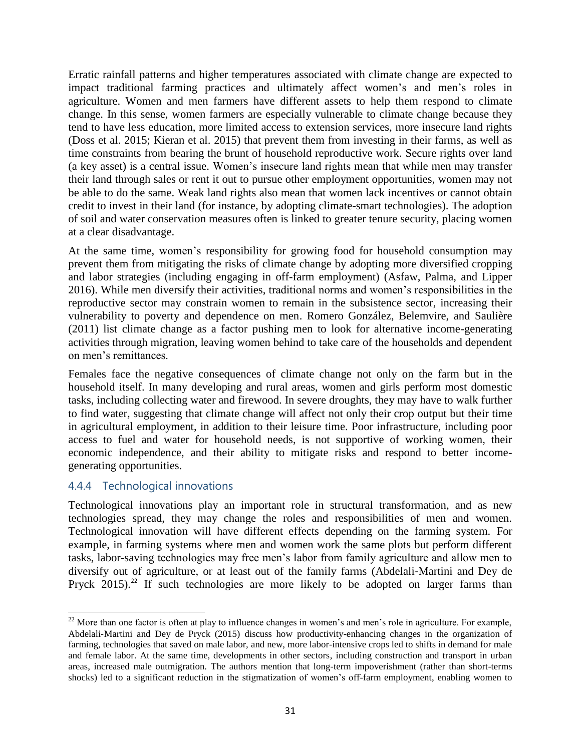Erratic rainfall patterns and higher temperatures associated with climate change are expected to impact traditional farming practices and ultimately affect women's and men's roles in agriculture. Women and men farmers have different assets to help them respond to climate change. In this sense, women farmers are especially vulnerable to climate change because they tend to have less education, more limited access to extension services, more insecure land rights (Doss et al. 2015; Kieran et al. 2015) that prevent them from investing in their farms, as well as time constraints from bearing the brunt of household reproductive work. Secure rights over land (a key asset) is a central issue. Women's insecure land rights mean that while men may transfer their land through sales or rent it out to pursue other employment opportunities, women may not be able to do the same. Weak land rights also mean that women lack incentives or cannot obtain credit to invest in their land (for instance, by adopting climate-smart technologies). The adoption of soil and water conservation measures often is linked to greater tenure security, placing women at a clear disadvantage.

At the same time, women's responsibility for growing food for household consumption may prevent them from mitigating the risks of climate change by adopting more diversified cropping and labor strategies (including engaging in off-farm employment) (Asfaw, Palma, and Lipper 2016). While men diversify their activities, traditional norms and women's responsibilities in the reproductive sector may constrain women to remain in the subsistence sector, increasing their vulnerability to poverty and dependence on men. Romero González, Belemvire, and Saulière (2011) list climate change as a factor pushing men to look for alternative income-generating activities through migration, leaving women behind to take care of the households and dependent on men's remittances.

Females face the negative consequences of climate change not only on the farm but in the household itself. In many developing and rural areas, women and girls perform most domestic tasks, including collecting water and firewood. In severe droughts, they may have to walk further to find water, suggesting that climate change will affect not only their crop output but their time in agricultural employment, in addition to their leisure time. Poor infrastructure, including poor access to fuel and water for household needs, is not supportive of working women, their economic independence, and their ability to mitigate risks and respond to better income-generating opportunities.

### 4.4.4 Technological innovations

Technological innovations play an important role in structural transformation, and as new technologies spread, they may change the roles and responsibilities of men and women. Technological innovation will have different effects depending on the farming system. For example, in farming systems where men and women work the same plots but perform different tasks, labor-saving technologies may free men's labor from family agriculture and allow men to diversify out of agriculture, or at least out of the family farms (Abdelali-Martini and Dey de Pryck 2015).[22] If such technologies are more likely to be adopted on larger farms than

[22] More than one factor is often at play to influence changes in women's and men's role in agriculture. For example, Abdelali-Martini and Dey de Pryck (2015) discuss how productivity-enhancing changes in the organization of farming, technologies that saved on male labor, and new, more labor-intensive crops led to shifts in demand for male and female labor. At the same time, developments in other sectors, including construction and transport in urban areas, increased male outmigration. The authors mention that long-term impoverishment (rather than short-terms shocks) led to a significant reduction in the stigmatization of women's off-farm employment, enabling women to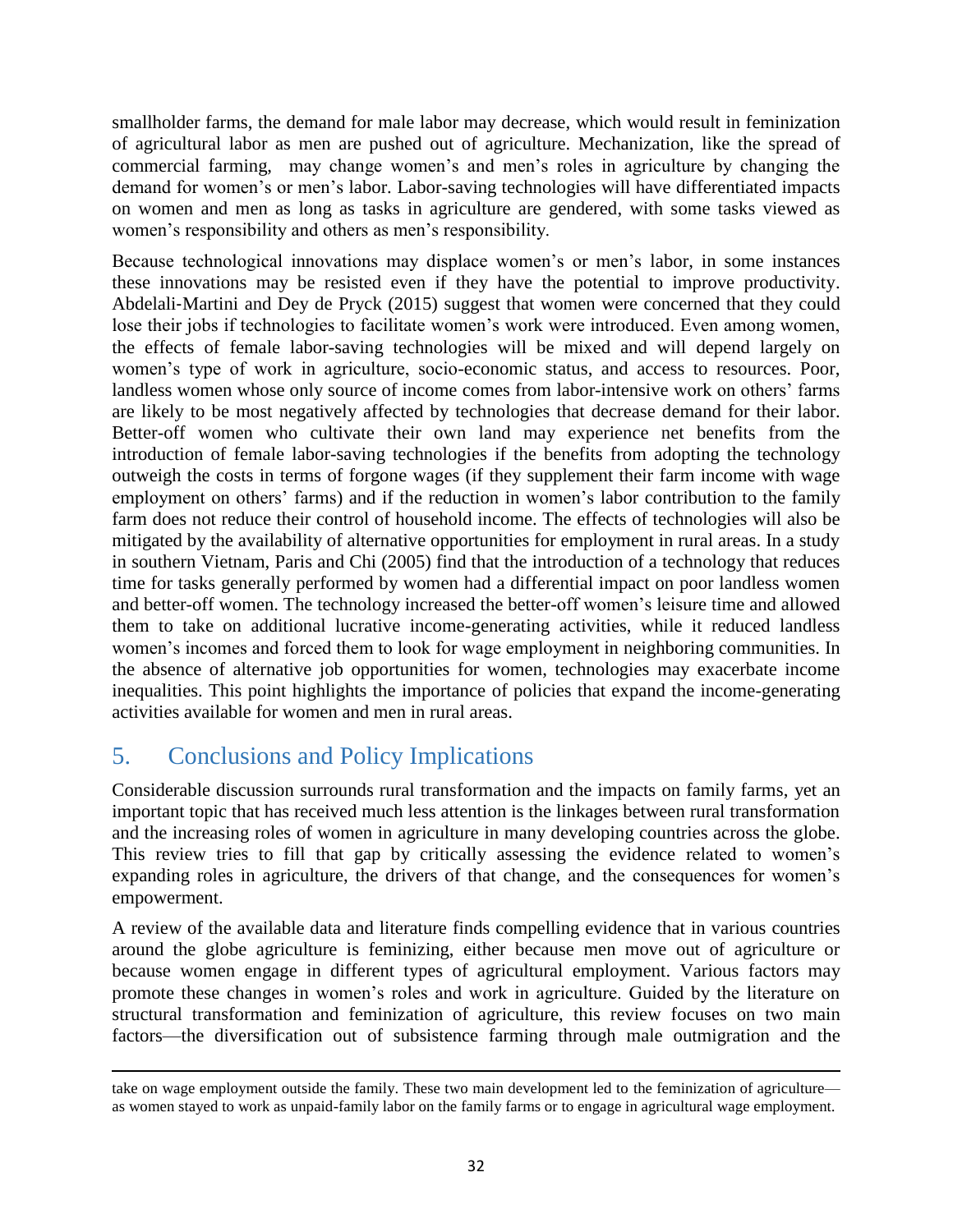smallholder farms, the demand for male labor may decrease, which would result in feminization of agricultural labor as men are pushed out of agriculture. Mechanization, like the spread of commercial farming, may change women's and men's roles in agriculture by changing the demand for women's or men's labor. Labor-saving technologies will have differentiated impacts on women and men as long as tasks in agriculture are gendered, with some tasks viewed as women's responsibility and others as men's responsibility.

Because technological innovations may displace women's or men's labor, in some instances these innovations may be resisted even if they have the potential to improve productivity. Abdelali-Martini and Dey de Pryck (2015) suggest that women were concerned that they could lose their jobs if technologies to facilitate women's work were introduced. Even among women, the effects of female labor-saving technologies will be mixed and will depend largely on women's type of work in agriculture, socio-economic status, and access to resources. Poor, landless women whose only source of income comes from labor-intensive work on others' farms are likely to be most negatively affected by technologies that decrease demand for their labor. Better-off women who cultivate their own land may experience net benefits from the introduction of female labor-saving technologies if the benefits from adopting the technology outweigh the costs in terms of forgone wages (if they supplement their farm income with wage employment on others' farms) and if the reduction in women's labor contribution to the family farm does not reduce their control of household income. The effects of technologies will also be mitigated by the availability of alternative opportunities for employment in rural areas. In a study in southern Vietnam, Paris and Chi (2005) find that the introduction of a technology that reduces time for tasks generally performed by women had a differential impact on poor landless women and better-off women. The technology increased the better-off women's leisure time and allowed them to take on additional lucrative income-generating activities, while it reduced landless women's incomes and forced them to look for wage employment in neighboring communities. In the absence of alternative job opportunities for women, technologies may exacerbate income inequalities. This point highlights the importance of policies that expand the income-generating activities available for women and men in rural areas.

## 5. Conclusions and Policy Implications

Considerable discussion surrounds rural transformation and the impacts on family farms, yet an important topic that has received much less attention is the linkages between rural transformation and the increasing roles of women in agriculture in many developing countries across the globe. This review tries to fill that gap by critically assessing the evidence related to women's expanding roles in agriculture, the drivers of that change, and the consequences for women's empowerment.

A review of the available data and literature finds compelling evidence that in various countries around the globe agriculture is feminizing, either because men move out of agriculture or because women engage in different types of agricultural employment. Various factors may promote these changes in women's roles and work in agriculture. Guided by the literature on structural transformation and feminization of agriculture, this review focuses on two main factors—the diversification out of subsistence farming through male outmigration and the

---

take on wage employment outside the family. These two main development led to the feminization of agriculture—as women stayed to work as unpaid-family labor on the family farms or to engage in agricultural wage employment.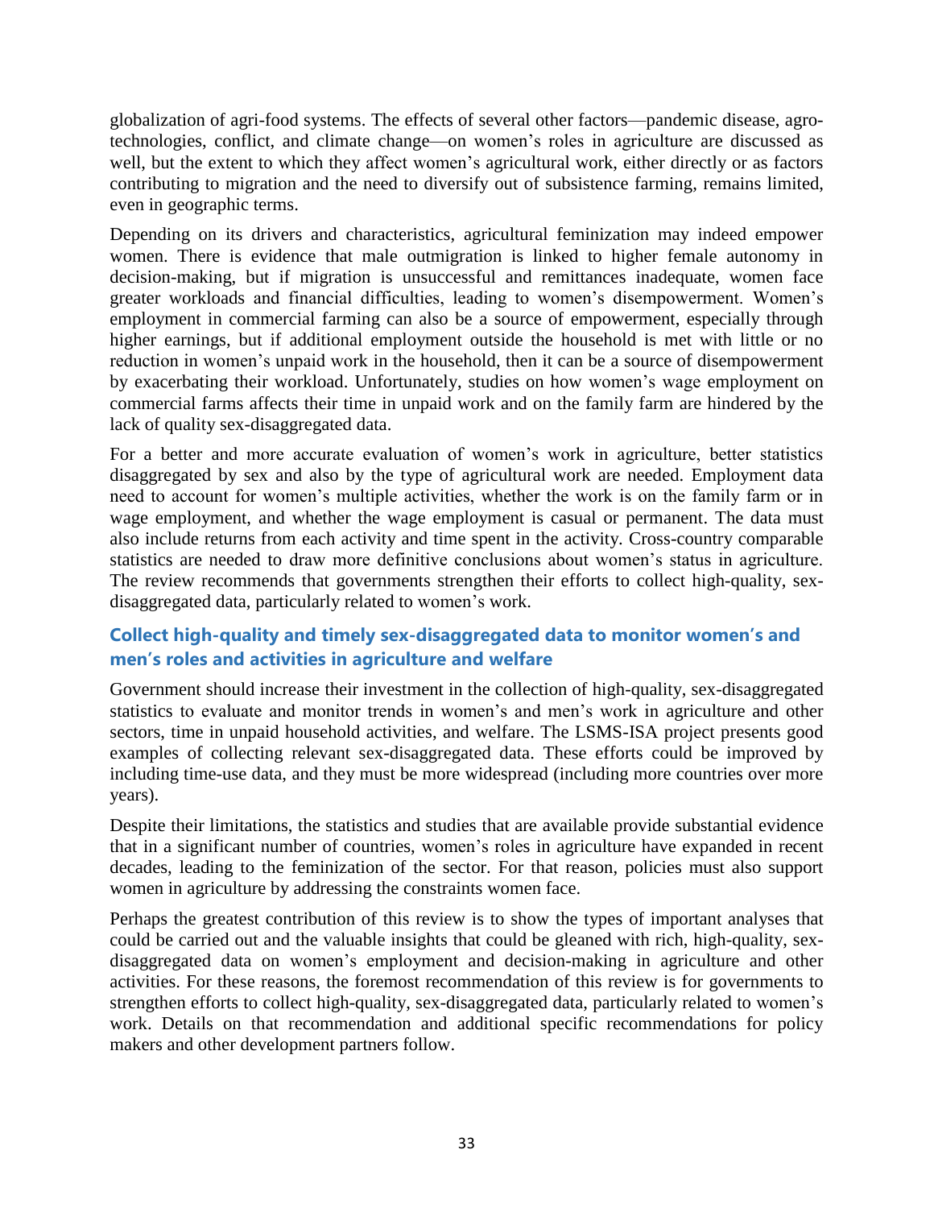globalization of agri-food systems. The effects of several other factors—pandemic disease, agro-technologies, conflict, and climate change—on women's roles in agriculture are discussed as well, but the extent to which they affect women's agricultural work, either directly or as factors contributing to migration and the need to diversify out of subsistence farming, remains limited, even in geographic terms.

Depending on its drivers and characteristics, agricultural feminization may indeed empower women. There is evidence that male outmigration is linked to higher female autonomy in decision-making, but if migration is unsuccessful and remittances inadequate, women face greater workloads and financial difficulties, leading to women's disempowerment. Women's employment in commercial farming can also be a source of empowerment, especially through higher earnings, but if additional employment outside the household is met with little or no reduction in women's unpaid work in the household, then it can be a source of disempowerment by exacerbating their workload. Unfortunately, studies on how women's wage employment on commercial farms affects their time in unpaid work and on the family farm are hindered by the lack of quality sex-disaggregated data.

For a better and more accurate evaluation of women's work in agriculture, better statistics disaggregated by sex and also by the type of agricultural work are needed. Employment data need to account for women's multiple activities, whether the work is on the family farm or in wage employment, and whether the wage employment is casual or permanent. The data must also include returns from each activity and time spent in the activity. Cross-country comparable statistics are needed to draw more definitive conclusions about women's status in agriculture. The review recommends that governments strengthen their efforts to collect high-quality, sex-disaggregated data, particularly related to women's work.

### Collect high-quality and timely sex-disaggregated data to monitor women's and men's roles and activities in agriculture and welfare

Government should increase their investment in the collection of high-quality, sex-disaggregated statistics to evaluate and monitor trends in women's and men's work in agriculture and other sectors, time in unpaid household activities, and welfare. The LSMS-ISA project presents good examples of collecting relevant sex-disaggregated data. These efforts could be improved by including time-use data, and they must be more widespread (including more countries over more years).

Despite their limitations, the statistics and studies that are available provide substantial evidence that in a significant number of countries, women's roles in agriculture have expanded in recent decades, leading to the feminization of the sector. For that reason, policies must also support women in agriculture by addressing the constraints women face.

Perhaps the greatest contribution of this review is to show the types of important analyses that could be carried out and the valuable insights that could be gleaned with rich, high-quality, sex-disaggregated data on women's employment and decision-making in agriculture and other activities. For these reasons, the foremost recommendation of this review is for governments to strengthen efforts to collect high-quality, sex-disaggregated data, particularly related to women's work. Details on that recommendation and additional specific recommendations for policy makers and other development partners follow.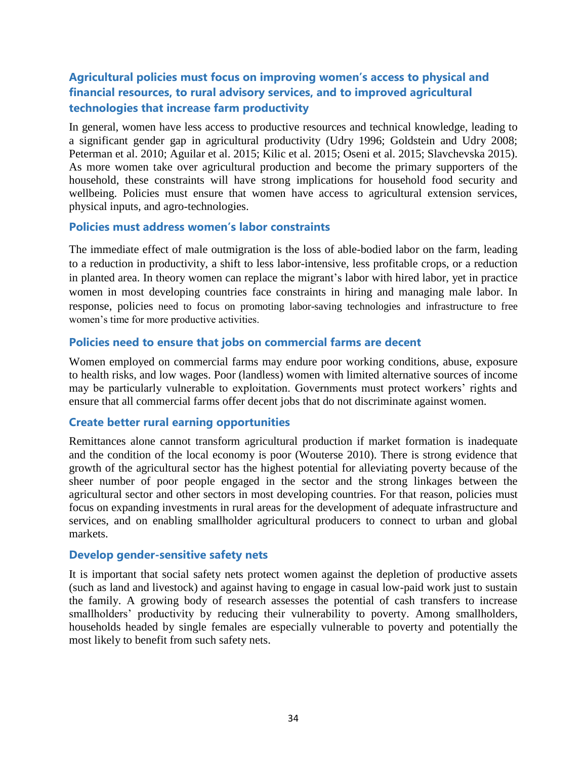### Agricultural policies must focus on improving women's access to physical and financial resources, to rural advisory services, and to improved agricultural technologies that increase farm productivity

In general, women have less access to productive resources and technical knowledge, leading to a significant gender gap in agricultural productivity (Udry 1996; Goldstein and Udry 2008; Peterman et al. 2010; Aguilar et al. 2015; Kilic et al. 2015; Oseni et al. 2015; Slavchevska 2015). As more women take over agricultural production and become the primary supporters of the household, these constraints will have strong implications for household food security and wellbeing. Policies must ensure that women have access to agricultural extension services, physical inputs, and agro-technologies.

### Policies must address women's labor constraints

The immediate effect of male outmigration is the loss of able-bodied labor on the farm, leading to a reduction in productivity, a shift to less labor-intensive, less profitable crops, or a reduction in planted area. In theory women can replace the migrant's labor with hired labor, yet in practice women in most developing countries face constraints in hiring and managing male labor. In response, policies need to focus on promoting labor-saving technologies and infrastructure to free women's time for more productive activities.

### Policies need to ensure that jobs on commercial farms are decent

Women employed on commercial farms may endure poor working conditions, abuse, exposure to health risks, and low wages. Poor (landless) women with limited alternative sources of income may be particularly vulnerable to exploitation. Governments must protect workers' rights and ensure that all commercial farms offer decent jobs that do not discriminate against women.

### Create better rural earning opportunities

Remittances alone cannot transform agricultural production if market formation is inadequate and the condition of the local economy is poor (Wouterse 2010). There is strong evidence that growth of the agricultural sector has the highest potential for alleviating poverty because of the sheer number of poor people engaged in the sector and the strong linkages between the agricultural sector and other sectors in most developing countries. For that reason, policies must focus on expanding investments in rural areas for the development of adequate infrastructure and services, and on enabling smallholder agricultural producers to connect to urban and global markets.

### Develop gender-sensitive safety nets

It is important that social safety nets protect women against the depletion of productive assets (such as land and livestock) and against having to engage in casual low-paid work just to sustain the family. A growing body of research assesses the potential of cash transfers to increase smallholders' productivity by reducing their vulnerability to poverty. Among smallholders, households headed by single females are especially vulnerable to poverty and potentially the most likely to benefit from such safety nets.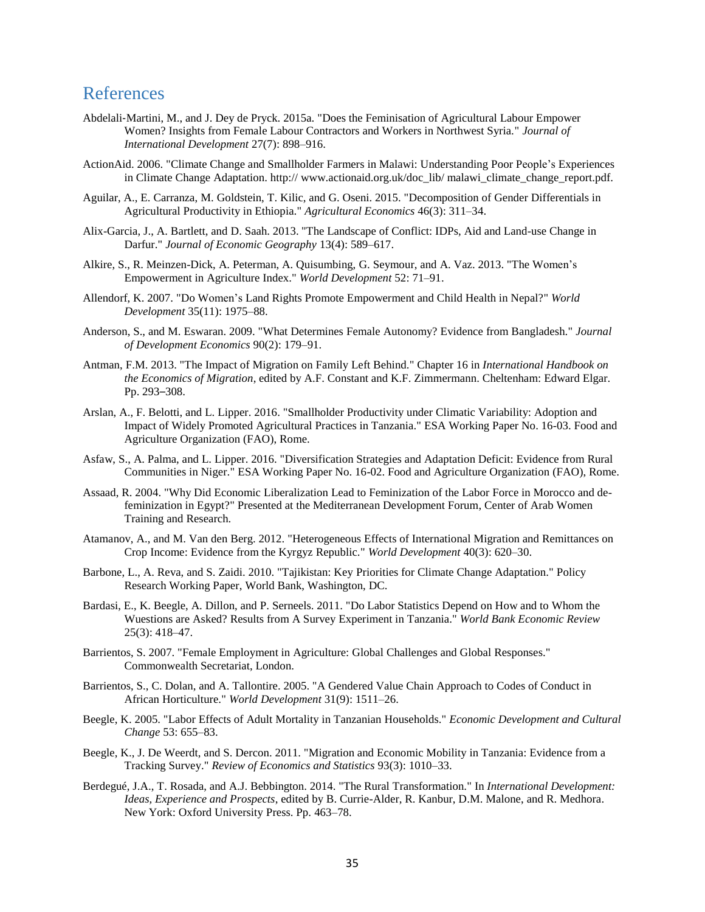# References

Abdelali-Martini, M., and J. Dey de Pryck. 2015a. "Does the Feminisation of Agricultural Labour Empower Women? Insights from Female Labour Contractors and Workers in Northwest Syria." *Journal of International Development* 27(7): 898–916.

ActionAid. 2006. "Climate Change and Smallholder Farmers in Malawi: Understanding Poor People's Experiences in Climate Change Adaptation. http:// www.actionaid.org.uk/doc_lib/ malawi_climate_change_report.pdf.

Aguilar, A., E. Carranza, M. Goldstein, T. Kilic, and G. Oseni. 2015. "Decomposition of Gender Differentials in Agricultural Productivity in Ethiopia." *Agricultural Economics* 46(3): 311–34.

Alix-Garcia, J., A. Bartlett, and D. Saah. 2013. "The Landscape of Conflict: IDPs, Aid and Land-use Change in Darfur." *Journal of Economic Geography* 13(4): 589–617.

Alkire, S., R. Meinzen-Dick, A. Peterman, A. Quisumbing, G. Seymour, and A. Vaz. 2013. "The Women's Empowerment in Agriculture Index." *World Development* 52: 71–91.

Allendorf, K. 2007. "Do Women's Land Rights Promote Empowerment and Child Health in Nepal?" *World Development* 35(11): 1975–88.

Anderson, S., and M. Eswaran. 2009. "What Determines Female Autonomy? Evidence from Bangladesh." *Journal of Development Economics* 90(2): 179–91.

Antman, F.M. 2013. "The Impact of Migration on Family Left Behind." Chapter 16 in *International Handbook on the Economics of Migration*, edited by A.F. Constant and K.F. Zimmermann. Cheltenham: Edward Elgar. Pp. 293–308.

Arslan, A., F. Belotti, and L. Lipper. 2016. "Smallholder Productivity under Climatic Variability: Adoption and Impact of Widely Promoted Agricultural Practices in Tanzania." ESA Working Paper No. 16-03. Food and Agriculture Organization (FAO), Rome.

Asfaw, S., A. Palma, and L. Lipper. 2016. "Diversification Strategies and Adaptation Deficit: Evidence from Rural Communities in Niger." ESA Working Paper No. 16-02. Food and Agriculture Organization (FAO), Rome.

Assaad, R. 2004. "Why Did Economic Liberalization Lead to Feminization of the Labor Force in Morocco and de-feminization in Egypt?" Presented at the Mediterranean Development Forum, Center of Arab Women Training and Research.

Atamanov, A., and M. Van den Berg. 2012. "Heterogeneous Effects of International Migration and Remittances on Crop Income: Evidence from the Kyrgyz Republic." *World Development* 40(3): 620–30.

Barbone, L., A. Reva, and S. Zaidi. 2010. "Tajikistan: Key Priorities for Climate Change Adaptation." Policy Research Working Paper, World Bank, Washington, DC.

Bardasi, E., K. Beegle, A. Dillon, and P. Serneels. 2011. "Do Labor Statistics Depend on How and to Whom the Wuestions are Asked? Results from A Survey Experiment in Tanzania." *World Bank Economic Review* 25(3): 418–47.

Barrientos, S. 2007. "Female Employment in Agriculture: Global Challenges and Global Responses." Commonwealth Secretariat, London.

Barrientos, S., C. Dolan, and A. Tallontire. 2005. "A Gendered Value Chain Approach to Codes of Conduct in African Horticulture." *World Development* 31(9): 1511–26.

Beegle, K. 2005. "Labor Effects of Adult Mortality in Tanzanian Households." *Economic Development and Cultural Change* 53: 655–83.

Beegle, K., J. De Weerdt, and S. Dercon. 2011. "Migration and Economic Mobility in Tanzania: Evidence from a Tracking Survey." *Review of Economics and Statistics* 93(3): 1010–33.

Berdegué, J.A., T. Rosada, and A.J. Bebbington. 2014. "The Rural Transformation." In *International Development: Ideas, Experience and Prospects*, edited by B. Currie-Alder, R. Kanbur, D.M. Malone, and R. Medhora. New York: Oxford University Press. Pp. 463–78.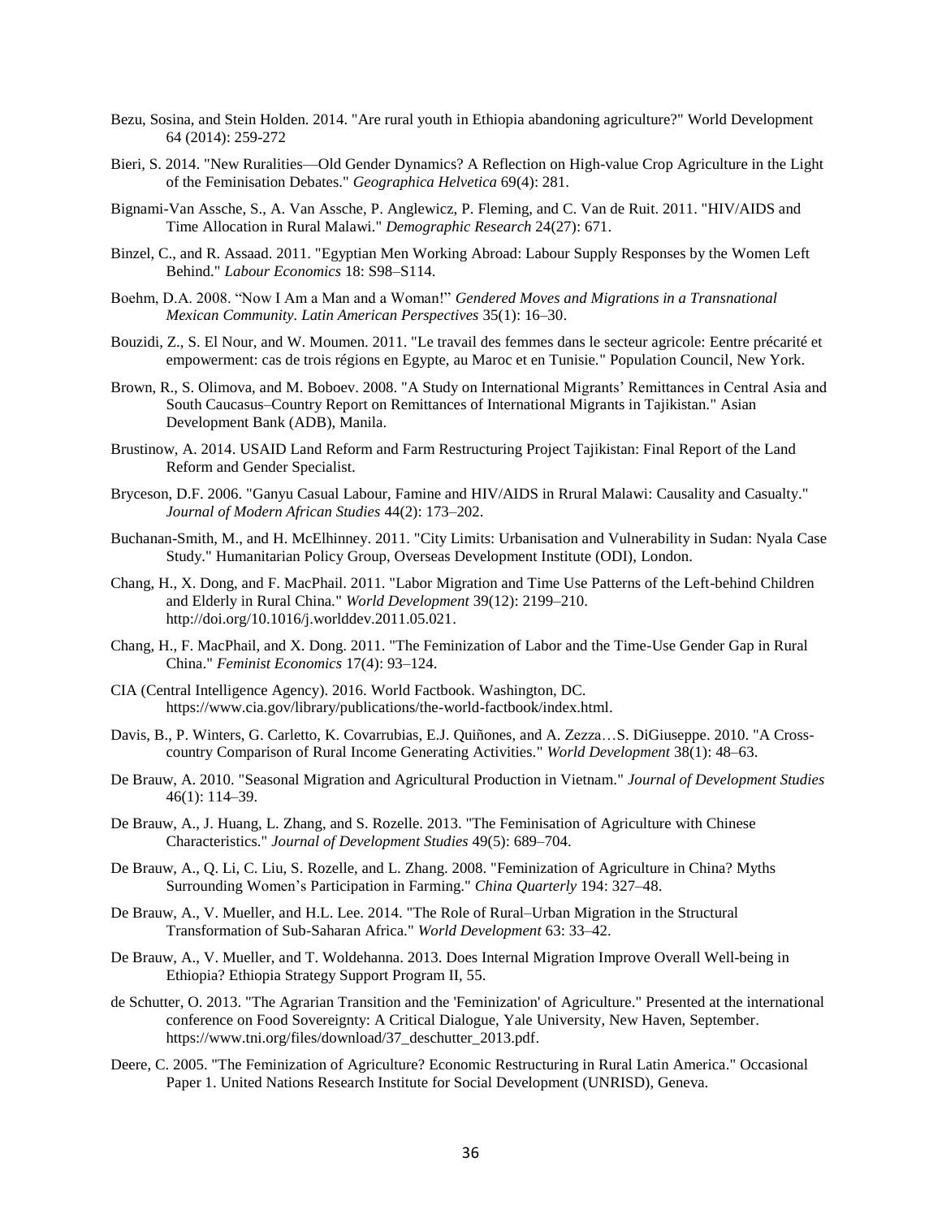Bezu, Sosina, and Stein Holden. 2014. "Are rural youth in Ethiopia abandoning agriculture?" World Development 64 (2014): 259-272

Bieri, S. 2014. "New Ruralities—Old Gender Dynamics? A Reflection on High-value Crop Agriculture in the Light of the Feminisation Debates." *Geographica Helvetica* 69(4): 281.

Bignami-Van Assche, S., A. Van Assche, P. Anglewicz, P. Fleming, and C. Van de Ruit. 2011. "HIV/AIDS and Time Allocation in Rural Malawi." *Demographic Research* 24(27): 671.

Binzel, C., and R. Assaad. 2011. "Egyptian Men Working Abroad: Labour Supply Responses by the Women Left Behind." *Labour Economics* 18: S98–S114.

Boehm, D.A. 2008. "Now I Am a Man and a Woman!" *Gendered Moves and Migrations in a Transnational Mexican Community. Latin American Perspectives* 35(1): 16–30.

Bouzidi, Z., S. El Nour, and W. Moumen. 2011. "Le travail des femmes dans le secteur agricole: Eentre précarité et empowerment: cas de trois régions en Egypte, au Maroc et en Tunisie." Population Council, New York.

Brown, R., S. Olimova, and M. Boboev. 2008. "A Study on International Migrants' Remittances in Central Asia and South Caucasus–Country Report on Remittances of International Migrants in Tajikistan." Asian Development Bank (ADB), Manila.

Brustinow, A. 2014. USAID Land Reform and Farm Restructuring Project Tajikistan: Final Report of the Land Reform and Gender Specialist.

Bryceson, D.F. 2006. "Ganyu Casual Labour, Famine and HIV/AIDS in Rrural Malawi: Causality and Casualty." *Journal of Modern African Studies* 44(2): 173–202.

Buchanan-Smith, M., and H. McElhinney. 2011. "City Limits: Urbanisation and Vulnerability in Sudan: Nyala Case Study." Humanitarian Policy Group, Overseas Development Institute (ODI), London.

Chang, H., X. Dong, and F. MacPhail. 2011. "Labor Migration and Time Use Patterns of the Left-behind Children and Elderly in Rural China." *World Development* 39(12): 2199–210. http://doi.org/10.1016/j.worlddev.2011.05.021.

Chang, H., F. MacPhail, and X. Dong. 2011. "The Feminization of Labor and the Time-Use Gender Gap in Rural China." *Feminist Economics* 17(4): 93–124.

CIA (Central Intelligence Agency). 2016. World Factbook. Washington, DC. https://www.cia.gov/library/publications/the-world-factbook/index.html.

Davis, B., P. Winters, G. Carletto, K. Covarrubias, E.J. Quiñones, and A. Zezza…S. DiGiuseppe. 2010. "A Cross-country Comparison of Rural Income Generating Activities." *World Development* 38(1): 48–63.

De Brauw, A. 2010. "Seasonal Migration and Agricultural Production in Vietnam." *Journal of Development Studies* 46(1): 114–39.

De Brauw, A., J. Huang, L. Zhang, and S. Rozelle. 2013. "The Feminisation of Agriculture with Chinese Characteristics." *Journal of Development Studies* 49(5): 689–704.

De Brauw, A., Q. Li, C. Liu, S. Rozelle, and L. Zhang. 2008. "Feminization of Agriculture in China? Myths Surrounding Women's Participation in Farming." *China Quarterly* 194: 327–48.

De Brauw, A., V. Mueller, and H.L. Lee. 2014. "The Role of Rural–Urban Migration in the Structural Transformation of Sub-Saharan Africa." *World Development* 63: 33–42.

De Brauw, A., V. Mueller, and T. Woldehanna. 2013. Does Internal Migration Improve Overall Well-being in Ethiopia? Ethiopia Strategy Support Program II, 55.

de Schutter, O. 2013. "The Agrarian Transition and the 'Feminization' of Agriculture." Presented at the international conference on Food Sovereignty: A Critical Dialogue, Yale University, New Haven, September. https://www.tni.org/files/download/37_deschutter_2013.pdf.

Deere, C. 2005. "The Feminization of Agriculture? Economic Restructuring in Rural Latin America." Occasional Paper 1. United Nations Research Institute for Social Development (UNRISD), Geneva.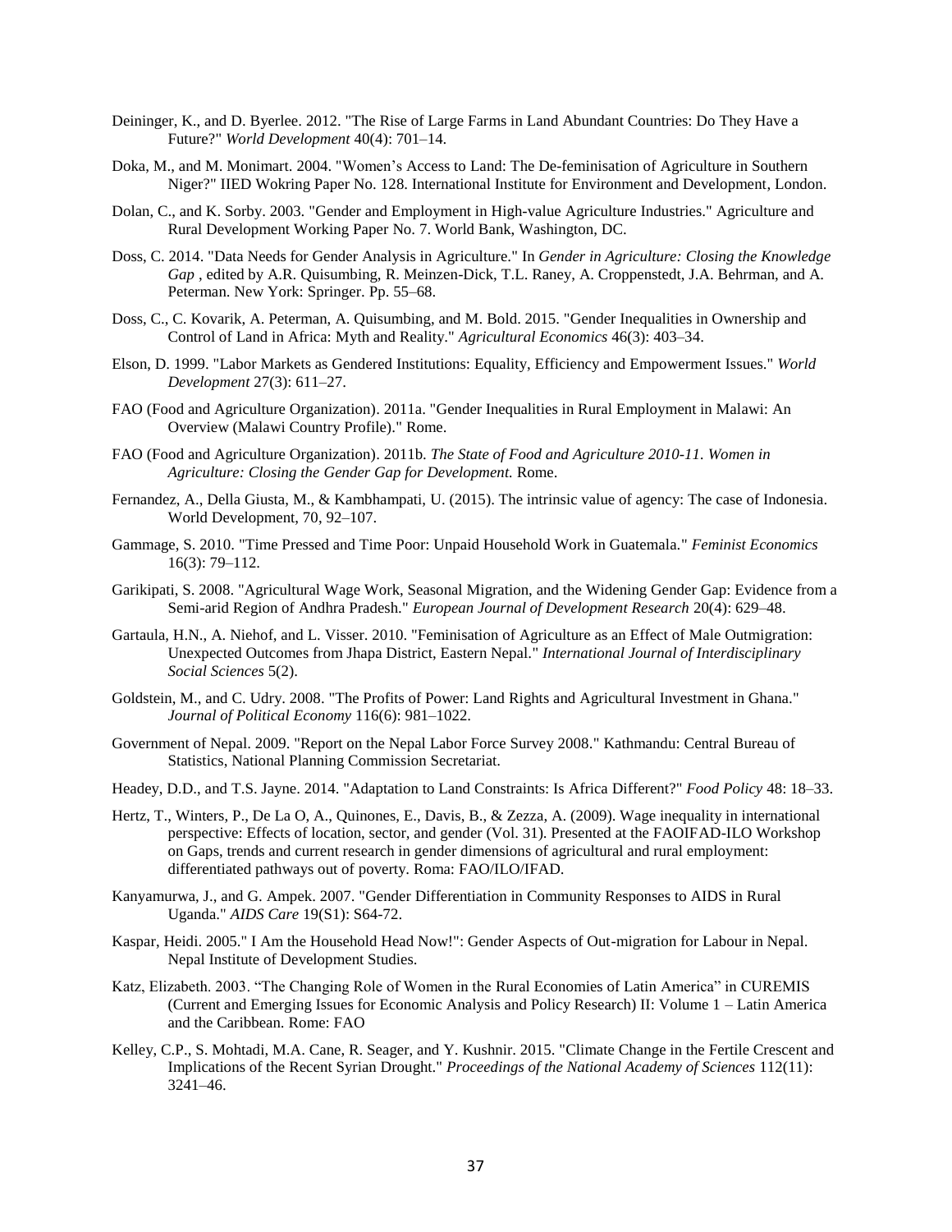Deininger, K., and D. Byerlee. 2012. "The Rise of Large Farms in Land Abundant Countries: Do They Have a Future?" *World Development* 40(4): 701–14.

Doka, M., and M. Monimart. 2004. "Women's Access to Land: The De-feminisation of Agriculture in Southern Niger?" IIED Wokring Paper No. 128. International Institute for Environment and Development, London.

Dolan, C., and K. Sorby. 2003. "Gender and Employment in High-value Agriculture Industries." Agriculture and Rural Development Working Paper No. 7. World Bank, Washington, DC.

Doss, C. 2014. "Data Needs for Gender Analysis in Agriculture." In *Gender in Agriculture: Closing the Knowledge Gap* , edited by A.R. Quisumbing, R. Meinzen-Dick, T.L. Raney, A. Croppenstedt, J.A. Behrman, and A. Peterman. New York: Springer. Pp. 55–68.

Doss, C., C. Kovarik, A. Peterman, A. Quisumbing, and M. Bold. 2015. "Gender Inequalities in Ownership and Control of Land in Africa: Myth and Reality." *Agricultural Economics* 46(3): 403–34.

Elson, D. 1999. "Labor Markets as Gendered Institutions: Equality, Efficiency and Empowerment Issues." *World Development* 27(3): 611–27.

FAO (Food and Agriculture Organization). 2011a. "Gender Inequalities in Rural Employment in Malawi: An Overview (Malawi Country Profile)." Rome.

FAO (Food and Agriculture Organization). 2011b. *The State of Food and Agriculture 2010-11. Women in Agriculture: Closing the Gender Gap for Development.* Rome.

Fernandez, A., Della Giusta, M., & Kambhampati, U. (2015). The intrinsic value of agency: The case of Indonesia. World Development, 70, 92–107.

Gammage, S. 2010. "Time Pressed and Time Poor: Unpaid Household Work in Guatemala." *Feminist Economics* 16(3): 79–112.

Garikipati, S. 2008. "Agricultural Wage Work, Seasonal Migration, and the Widening Gender Gap: Evidence from a Semi-arid Region of Andhra Pradesh." *European Journal of Development Research* 20(4): 629–48.

Gartaula, H.N., A. Niehof, and L. Visser. 2010. "Feminisation of Agriculture as an Effect of Male Outmigration: Unexpected Outcomes from Jhapa District, Eastern Nepal." *International Journal of Interdisciplinary Social Sciences* 5(2).

Goldstein, M., and C. Udry. 2008. "The Profits of Power: Land Rights and Agricultural Investment in Ghana." *Journal of Political Economy* 116(6): 981–1022.

Government of Nepal. 2009. "Report on the Nepal Labor Force Survey 2008." Kathmandu: Central Bureau of Statistics, National Planning Commission Secretariat.

Headey, D.D., and T.S. Jayne. 2014. "Adaptation to Land Constraints: Is Africa Different?" *Food Policy* 48: 18–33.

Hertz, T., Winters, P., De La O, A., Quinones, E., Davis, B., & Zezza, A. (2009). Wage inequality in international perspective: Effects of location, sector, and gender (Vol. 31). Presented at the FAOIFAD-ILO Workshop on Gaps, trends and current research in gender dimensions of agricultural and rural employment: differentiated pathways out of poverty. Roma: FAO/ILO/IFAD.

Kanyamurwa, J., and G. Ampek. 2007. "Gender Differentiation in Community Responses to AIDS in Rural Uganda." *AIDS Care* 19(S1): S64-72.

Kaspar, Heidi. 2005." I Am the Household Head Now!": Gender Aspects of Out-migration for Labour in Nepal. Nepal Institute of Development Studies.

Katz, Elizabeth. 2003. "The Changing Role of Women in the Rural Economies of Latin America" in CUREMIS (Current and Emerging Issues for Economic Analysis and Policy Research) II: Volume 1 – Latin America and the Caribbean. Rome: FAO

Kelley, C.P., S. Mohtadi, M.A. Cane, R. Seager, and Y. Kushnir. 2015. "Climate Change in the Fertile Crescent and Implications of the Recent Syrian Drought." *Proceedings of the National Academy of Sciences* 112(11): 3241–46.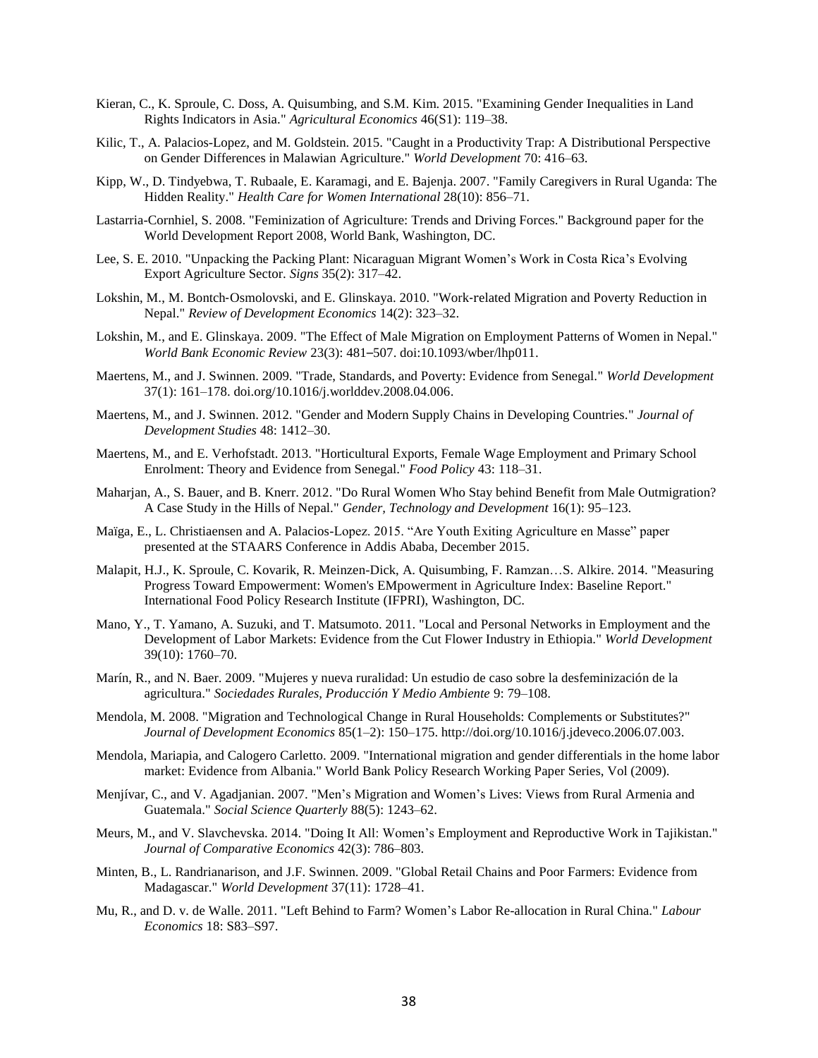Kieran, C., K. Sproule, C. Doss, A. Quisumbing, and S.M. Kim. 2015. "Examining Gender Inequalities in Land Rights Indicators in Asia." *Agricultural Economics* 46(S1): 119–38.

Kilic, T., A. Palacios-Lopez, and M. Goldstein. 2015. "Caught in a Productivity Trap: A Distributional Perspective on Gender Differences in Malawian Agriculture." *World Development* 70: 416–63.

Kipp, W., D. Tindyebwa, T. Rubaale, E. Karamagi, and E. Bajenja. 2007. "Family Caregivers in Rural Uganda: The Hidden Reality." *Health Care for Women International* 28(10): 856–71.

Lastarria-Cornhiel, S. 2008. "Feminization of Agriculture: Trends and Driving Forces." Background paper for the World Development Report 2008, World Bank, Washington, DC.

Lee, S. E. 2010. "Unpacking the Packing Plant: Nicaraguan Migrant Women's Work in Costa Rica's Evolving Export Agriculture Sector. *Signs* 35(2): 317–42.

Lokshin, M., M. Bontch-Osmolovski, and E. Glinskaya. 2010. "Work-related Migration and Poverty Reduction in Nepal." *Review of Development Economics* 14(2): 323–32.

Lokshin, M., and E. Glinskaya. 2009. "The Effect of Male Migration on Employment Patterns of Women in Nepal." *World Bank Economic Review* 23(3): 481–507. doi:10.1093/wber/lhp011.

Maertens, M., and J. Swinnen. 2009. "Trade, Standards, and Poverty: Evidence from Senegal." *World Development* 37(1): 161–178. doi.org/10.1016/j.worlddev.2008.04.006.

Maertens, M., and J. Swinnen. 2012. "Gender and Modern Supply Chains in Developing Countries." *Journal of Development Studies* 48: 1412–30.

Maertens, M., and E. Verhofstadt. 2013. "Horticultural Exports, Female Wage Employment and Primary School Enrolment: Theory and Evidence from Senegal." *Food Policy* 43: 118–31.

Maharjan, A., S. Bauer, and B. Knerr. 2012. "Do Rural Women Who Stay behind Benefit from Male Outmigration? A Case Study in the Hills of Nepal." *Gender, Technology and Development* 16(1): 95–123.

Maïga, E., L. Christiaensen and A. Palacios-Lopez. 2015. "Are Youth Exiting Agriculture en Masse" paper presented at the STAARS Conference in Addis Ababa, December 2015.

Malapit, H.J., K. Sproule, C. Kovarik, R. Meinzen-Dick, A. Quisumbing, F. Ramzan…S. Alkire. 2014. "Measuring Progress Toward Empowerment: Women's EMpowerment in Agriculture Index: Baseline Report." International Food Policy Research Institute (IFPRI), Washington, DC.

Mano, Y., T. Yamano, A. Suzuki, and T. Matsumoto. 2011. "Local and Personal Networks in Employment and the Development of Labor Markets: Evidence from the Cut Flower Industry in Ethiopia." *World Development* 39(10): 1760–70.

Marín, R., and N. Baer. 2009. "Mujeres y nueva ruralidad: Un estudio de caso sobre la desfeminización de la agricultura." *Sociedades Rurales, Producción Y Medio Ambiente* 9: 79–108.

Mendola, M. 2008. "Migration and Technological Change in Rural Households: Complements or Substitutes?" *Journal of Development Economics* 85(1–2): 150–175. http://doi.org/10.1016/j.jdeveco.2006.07.003.

Mendola, Mariapia, and Calogero Carletto. 2009. "International migration and gender differentials in the home labor market: Evidence from Albania." World Bank Policy Research Working Paper Series, Vol (2009).

Menjívar, C., and V. Agadjanian. 2007. "Men's Migration and Women's Lives: Views from Rural Armenia and Guatemala." *Social Science Quarterly* 88(5): 1243–62.

Meurs, M., and V. Slavchevska. 2014. "Doing It All: Women's Employment and Reproductive Work in Tajikistan." *Journal of Comparative Economics* 42(3): 786–803.

Minten, B., L. Randrianarison, and J.F. Swinnen. 2009. "Global Retail Chains and Poor Farmers: Evidence from Madagascar." *World Development* 37(11): 1728–41.

Mu, R., and D. v. de Walle. 2011. "Left Behind to Farm? Women's Labor Re-allocation in Rural China." *Labour Economics* 18: S83–S97.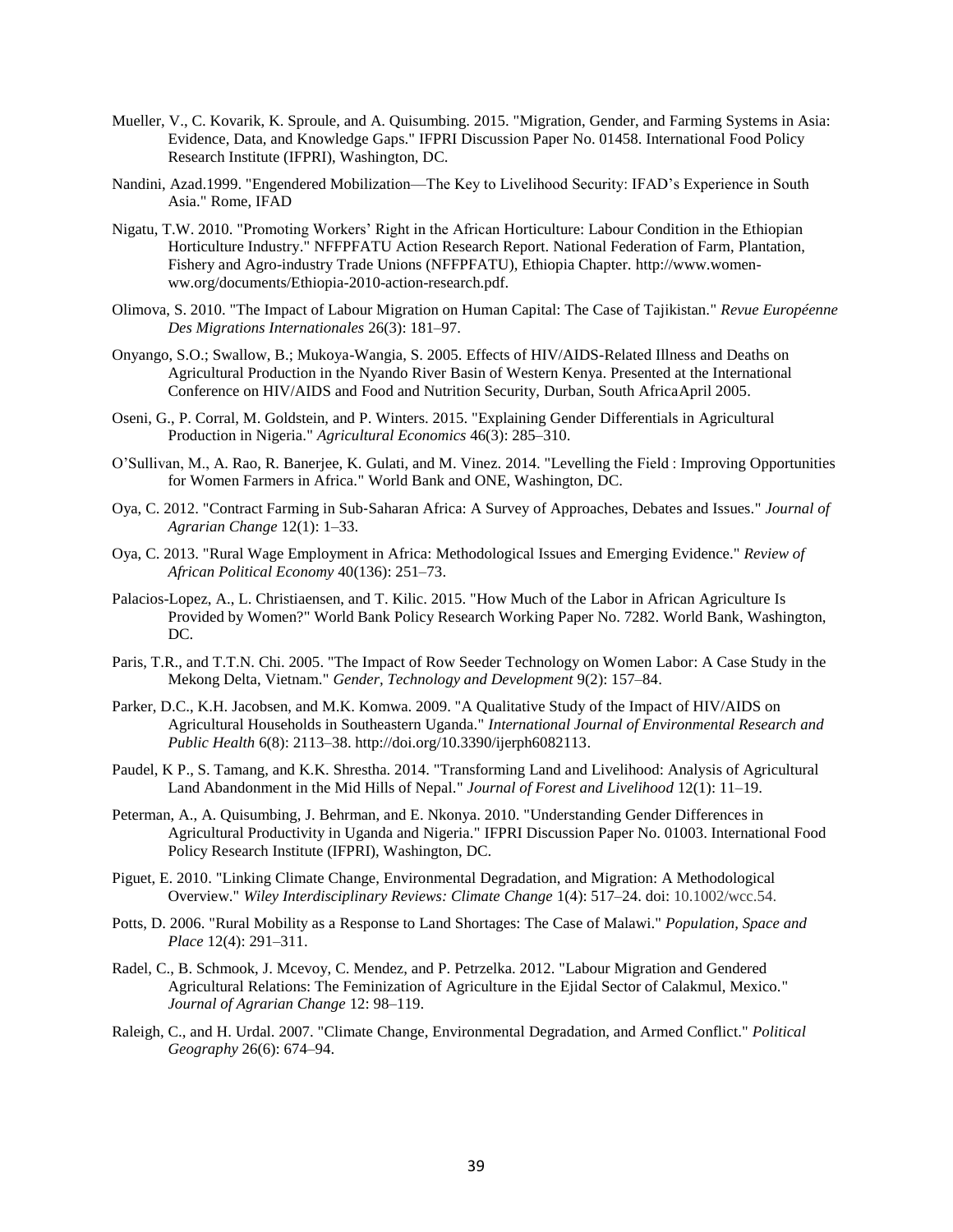Mueller, V., C. Kovarik, K. Sproule, and A. Quisumbing. 2015. "Migration, Gender, and Farming Systems in Asia: Evidence, Data, and Knowledge Gaps." IFPRI Discussion Paper No. 01458. International Food Policy Research Institute (IFPRI), Washington, DC.

Nandini, Azad.1999. "Engendered Mobilization—The Key to Livelihood Security: IFAD's Experience in South Asia." Rome, IFAD

Nigatu, T.W. 2010. "Promoting Workers' Right in the African Horticulture: Labour Condition in the Ethiopian Horticulture Industry." NFFPFATU Action Research Report. National Federation of Farm, Plantation, Fishery and Agro-industry Trade Unions (NFFPFATU), Ethiopia Chapter. http://www.women-ww.org/documents/Ethiopia-2010-action-research.pdf.

Olimova, S. 2010. "The Impact of Labour Migration on Human Capital: The Case of Tajikistan." *Revue Européenne Des Migrations Internationales* 26(3): 181–97.

Onyango, S.O.; Swallow, B.; Mukoya-Wangia, S. 2005. Effects of HIV/AIDS-Related Illness and Deaths on Agricultural Production in the Nyando River Basin of Western Kenya. Presented at the International Conference on HIV/AIDS and Food and Nutrition Security, Durban, South AfricaApril 2005.

Oseni, G., P. Corral, M. Goldstein, and P. Winters. 2015. "Explaining Gender Differentials in Agricultural Production in Nigeria." *Agricultural Economics* 46(3): 285–310.

O'Sullivan, M., A. Rao, R. Banerjee, K. Gulati, and M. Vinez. 2014. "Levelling the Field : Improving Opportunities for Women Farmers in Africa." World Bank and ONE, Washington, DC.

Oya, C. 2012. "Contract Farming in Sub-Saharan Africa: A Survey of Approaches, Debates and Issues." *Journal of Agrarian Change* 12(1): 1–33.

Oya, C. 2013. "Rural Wage Employment in Africa: Methodological Issues and Emerging Evidence." *Review of African Political Economy* 40(136): 251–73.

Palacios-Lopez, A., L. Christiaensen, and T. Kilic. 2015. "How Much of the Labor in African Agriculture Is Provided by Women?" World Bank Policy Research Working Paper No. 7282. World Bank, Washington, DC.

Paris, T.R., and T.T.N. Chi. 2005. "The Impact of Row Seeder Technology on Women Labor: A Case Study in the Mekong Delta, Vietnam." *Gender, Technology and Development* 9(2): 157–84.

Parker, D.C., K.H. Jacobsen, and M.K. Komwa. 2009. "A Qualitative Study of the Impact of HIV/AIDS on Agricultural Households in Southeastern Uganda." *International Journal of Environmental Research and Public Health* 6(8): 2113–38. http://doi.org/10.3390/ijerph6082113.

Paudel, K P., S. Tamang, and K.K. Shrestha. 2014. "Transforming Land and Livelihood: Analysis of Agricultural Land Abandonment in the Mid Hills of Nepal." *Journal of Forest and Livelihood* 12(1): 11–19.

Peterman, A., A. Quisumbing, J. Behrman, and E. Nkonya. 2010. "Understanding Gender Differences in Agricultural Productivity in Uganda and Nigeria." IFPRI Discussion Paper No. 01003. International Food Policy Research Institute (IFPRI), Washington, DC.

Piguet, E. 2010. "Linking Climate Change, Environmental Degradation, and Migration: A Methodological Overview." *Wiley Interdisciplinary Reviews: Climate Change* 1(4): 517–24. doi: 10.1002/wcc.54.

Potts, D. 2006. "Rural Mobility as a Response to Land Shortages: The Case of Malawi." *Population, Space and Place* 12(4): 291–311.

Radel, C., B. Schmook, J. Mcevoy, C. Mendez, and P. Petrzelka. 2012. "Labour Migration and Gendered Agricultural Relations: The Feminization of Agriculture in the Ejidal Sector of Calakmul, Mexico." *Journal of Agrarian Change* 12: 98–119.

Raleigh, C., and H. Urdal. 2007. "Climate Change, Environmental Degradation, and Armed Conflict." *Political Geography* 26(6): 674–94.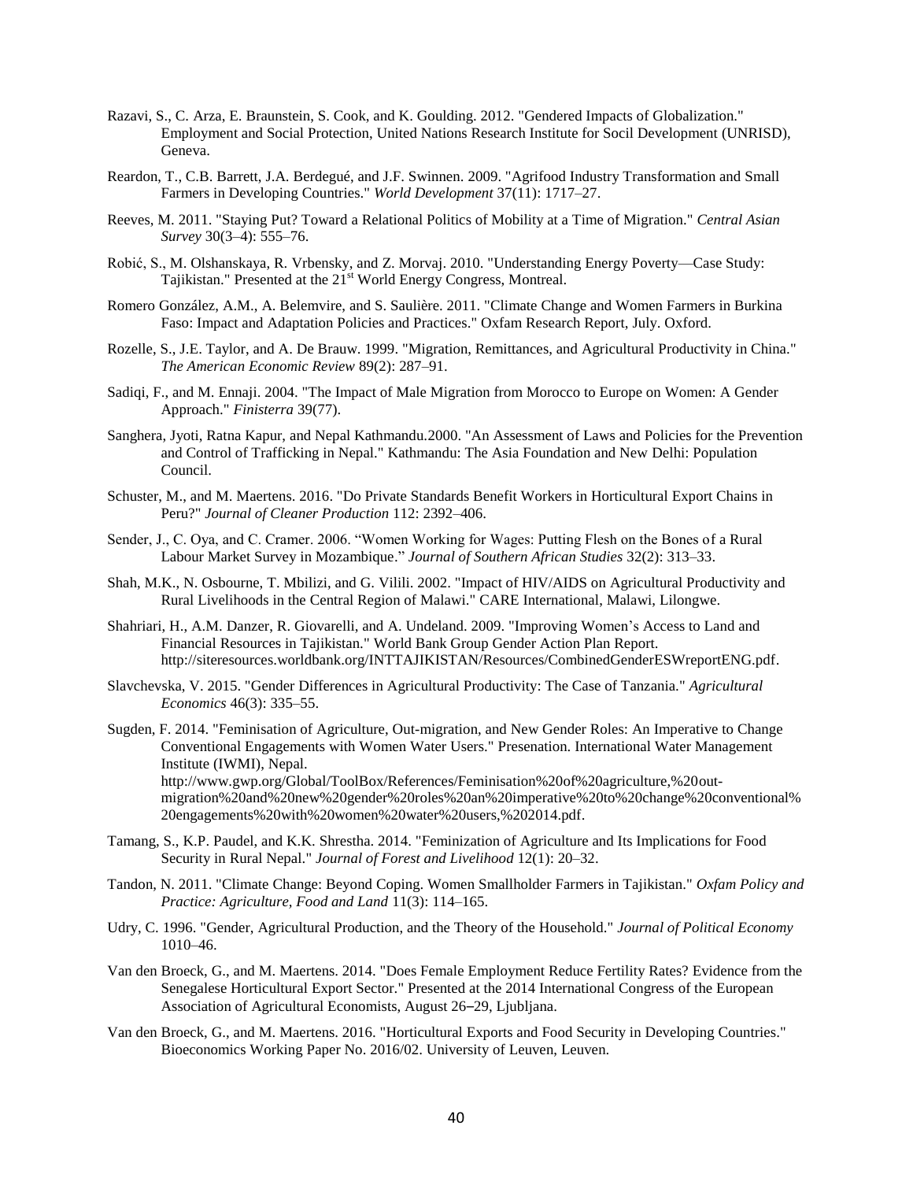Razavi, S., C. Arza, E. Braunstein, S. Cook, and K. Goulding. 2012. "Gendered Impacts of Globalization." Employment and Social Protection, United Nations Research Institute for Socil Development (UNRISD), Geneva.

Reardon, T., C.B. Barrett, J.A. Berdegué, and J.F. Swinnen. 2009. "Agrifood Industry Transformation and Small Farmers in Developing Countries." *World Development* 37(11): 1717–27.

Reeves, M. 2011. "Staying Put? Toward a Relational Politics of Mobility at a Time of Migration." *Central Asian Survey* 30(3–4): 555–76.

Robić, S., M. Olshanskaya, R. Vrbensky, and Z. Morvaj. 2010. "Understanding Energy Poverty—Case Study: Tajikistan." Presented at the 21st World Energy Congress, Montreal.

Romero González, A.M., A. Belemvire, and S. Saulière. 2011. "Climate Change and Women Farmers in Burkina Faso: Impact and Adaptation Policies and Practices." Oxfam Research Report, July. Oxford.

Rozelle, S., J.E. Taylor, and A. De Brauw. 1999. "Migration, Remittances, and Agricultural Productivity in China." *The American Economic Review* 89(2): 287–91.

Sadiqi, F., and M. Ennaji. 2004. "The Impact of Male Migration from Morocco to Europe on Women: A Gender Approach." *Finisterra* 39(77).

Sanghera, Jyoti, Ratna Kapur, and Nepal Kathmandu.2000. "An Assessment of Laws and Policies for the Prevention and Control of Trafficking in Nepal." Kathmandu: The Asia Foundation and New Delhi: Population Council.

Schuster, M., and M. Maertens. 2016. "Do Private Standards Benefit Workers in Horticultural Export Chains in Peru?" *Journal of Cleaner Production* 112: 2392–406.

Sender, J., C. Oya, and C. Cramer. 2006. "Women Working for Wages: Putting Flesh on the Bones of a Rural Labour Market Survey in Mozambique." *Journal of Southern African Studies* 32(2): 313–33.

Shah, M.K., N. Osbourne, T. Mbilizi, and G. Vilili. 2002. "Impact of HIV/AIDS on Agricultural Productivity and Rural Livelihoods in the Central Region of Malawi." CARE International, Malawi, Lilongwe.

Shahriari, H., A.M. Danzer, R. Giovarelli, and A. Undeland. 2009. "Improving Women's Access to Land and Financial Resources in Tajikistan." World Bank Group Gender Action Plan Report. http://siteresources.worldbank.org/INTTAJIKISTAN/Resources/CombinedGenderESWreportENG.pdf.

Slavchevska, V. 2015. "Gender Differences in Agricultural Productivity: The Case of Tanzania." *Agricultural Economics* 46(3): 335–55.

Sugden, F. 2014. "Feminisation of Agriculture, Out-migration, and New Gender Roles: An Imperative to Change Conventional Engagements with Women Water Users." Presenation. International Water Management Institute (IWMI), Nepal. http://www.gwp.org/Global/ToolBox/References/Feminisation%20of%20agriculture,%20out-migration%20and%20new%20gender%20roles%20an%20imperative%20to%20change%20conventional%20engagements%20with%20women%20water%20users,%202014.pdf.

Tamang, S., K.P. Paudel, and K.K. Shrestha. 2014. "Feminization of Agriculture and Its Implications for Food Security in Rural Nepal." *Journal of Forest and Livelihood* 12(1): 20–32.

Tandon, N. 2011. "Climate Change: Beyond Coping. Women Smallholder Farmers in Tajikistan." *Oxfam Policy and Practice: Agriculture, Food and Land* 11(3): 114–165.

Udry, C. 1996. "Gender, Agricultural Production, and the Theory of the Household." *Journal of Political Economy* 1010–46.

Van den Broeck, G., and M. Maertens. 2014. "Does Female Employment Reduce Fertility Rates? Evidence from the Senegalese Horticultural Export Sector." Presented at the 2014 International Congress of the European Association of Agricultural Economists, August 26–29, Ljubljana.

Van den Broeck, G., and M. Maertens. 2016. "Horticultural Exports and Food Security in Developing Countries." Bioeconomics Working Paper No. 2016/02. University of Leuven, Leuven.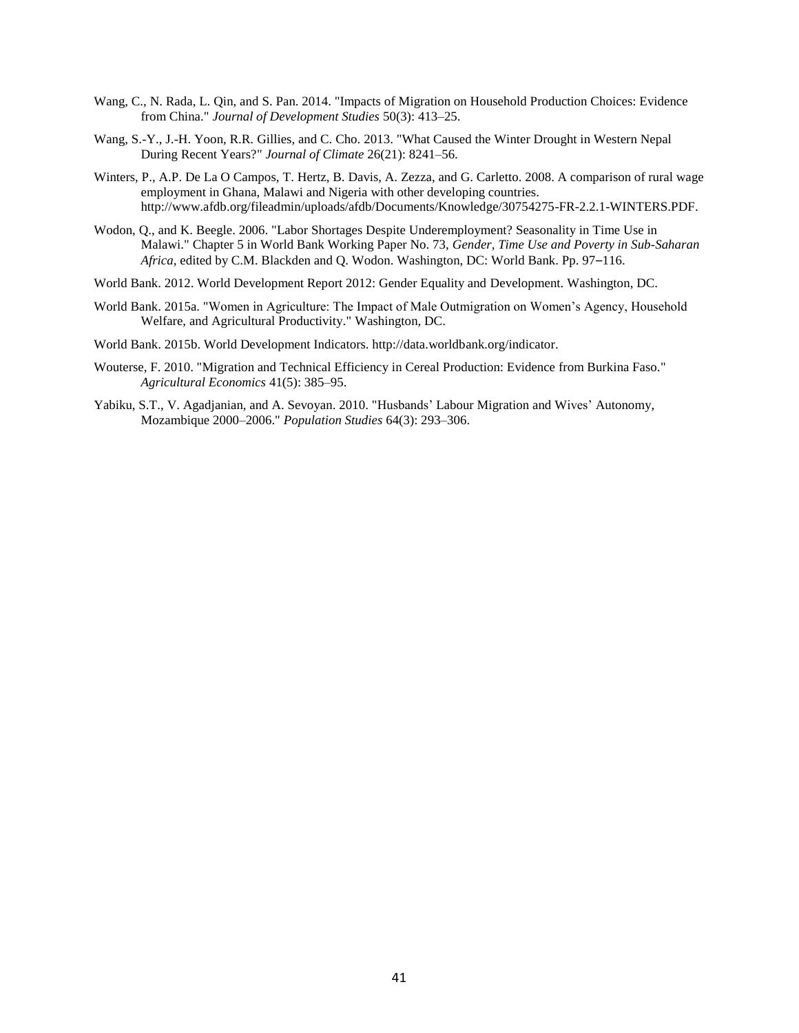Wang, C., N. Rada, L. Qin, and S. Pan. 2014. "Impacts of Migration on Household Production Choices: Evidence from China." *Journal of Development Studies* 50(3): 413–25.

Wang, S.-Y., J.-H. Yoon, R.R. Gillies, and C. Cho. 2013. "What Caused the Winter Drought in Western Nepal During Recent Years?" *Journal of Climate* 26(21): 8241–56.

Winters, P., A.P. De La O Campos, T. Hertz, B. Davis, A. Zezza, and G. Carletto. 2008. A comparison of rural wage employment in Ghana, Malawi and Nigeria with other developing countries. http://www.afdb.org/fileadmin/uploads/afdb/Documents/Knowledge/30754275-FR-2.2.1-WINTERS.PDF.

Wodon, Q., and K. Beegle. 2006. "Labor Shortages Despite Underemployment? Seasonality in Time Use in Malawi." Chapter 5 in World Bank Working Paper No. 73, *Gender, Time Use and Poverty in Sub-Saharan Africa*, edited by C.M. Blackden and Q. Wodon. Washington, DC: World Bank. Pp. 97–116.

World Bank. 2012. World Development Report 2012: Gender Equality and Development. Washington, DC.

World Bank. 2015a. "Women in Agriculture: The Impact of Male Outmigration on Women's Agency, Household Welfare, and Agricultural Productivity." Washington, DC.

World Bank. 2015b. World Development Indicators. http://data.worldbank.org/indicator.

Wouterse, F. 2010. "Migration and Technical Efficiency in Cereal Production: Evidence from Burkina Faso." *Agricultural Economics* 41(5): 385–95.

Yabiku, S.T., V. Agadjanian, and A. Sevoyan. 2010. "Husbands' Labour Migration and Wives' Autonomy, Mozambique 2000–2006." *Population Studies* 64(3): 293–306.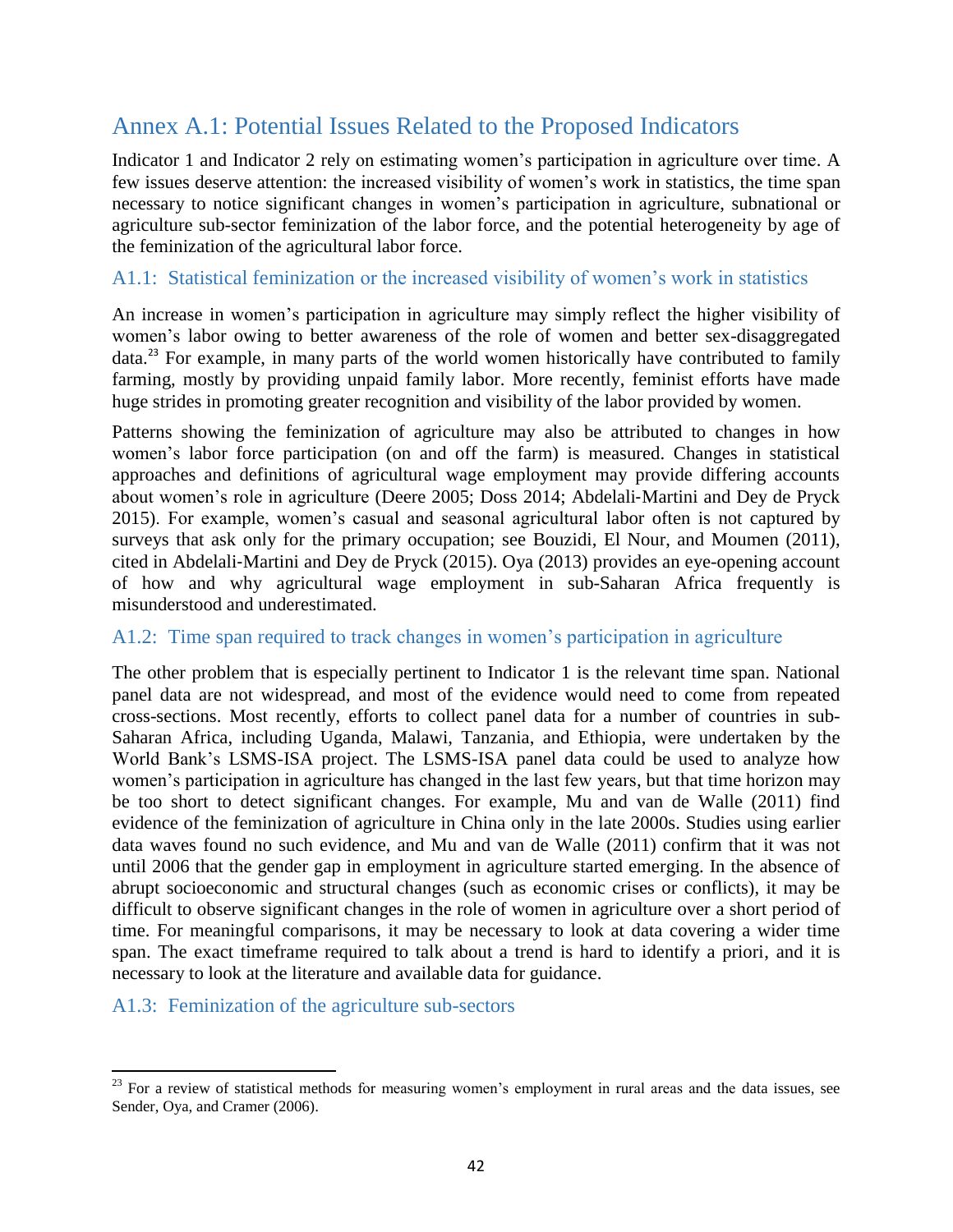## Annex A.1: Potential Issues Related to the Proposed Indicators

Indicator 1 and Indicator 2 rely on estimating women's participation in agriculture over time. A few issues deserve attention: the increased visibility of women's work in statistics, the time span necessary to notice significant changes in women's participation in agriculture, subnational or agriculture sub-sector feminization of the labor force, and the potential heterogeneity by age of the feminization of the agricultural labor force.

### A1.1: Statistical feminization or the increased visibility of women's work in statistics

An increase in women's participation in agriculture may simply reflect the higher visibility of women's labor owing to better awareness of the role of women and better sex-disaggregated data.[23] For example, in many parts of the world women historically have contributed to family farming, mostly by providing unpaid family labor. More recently, feminist efforts have made huge strides in promoting greater recognition and visibility of the labor provided by women.

Patterns showing the feminization of agriculture may also be attributed to changes in how women's labor force participation (on and off the farm) is measured. Changes in statistical approaches and definitions of agricultural wage employment may provide differing accounts about women's role in agriculture (Deere 2005; Doss 2014; Abdelali-Martini and Dey de Pryck 2015). For example, women's casual and seasonal agricultural labor often is not captured by surveys that ask only for the primary occupation; see Bouzidi, El Nour, and Moumen (2011), cited in Abdelali-Martini and Dey de Pryck (2015). Oya (2013) provides an eye-opening account of how and why agricultural wage employment in sub-Saharan Africa frequently is misunderstood and underestimated.

### A1.2: Time span required to track changes in women's participation in agriculture

The other problem that is especially pertinent to Indicator 1 is the relevant time span. National panel data are not widespread, and most of the evidence would need to come from repeated cross-sections. Most recently, efforts to collect panel data for a number of countries in sub-Saharan Africa, including Uganda, Malawi, Tanzania, and Ethiopia, were undertaken by the World Bank's LSMS-ISA project. The LSMS-ISA panel data could be used to analyze how women's participation in agriculture has changed in the last few years, but that time horizon may be too short to detect significant changes. For example, Mu and van de Walle (2011) find evidence of the feminization of agriculture in China only in the late 2000s. Studies using earlier data waves found no such evidence, and Mu and van de Walle (2011) confirm that it was not until 2006 that the gender gap in employment in agriculture started emerging. In the absence of abrupt socioeconomic and structural changes (such as economic crises or conflicts), it may be difficult to observe significant changes in the role of women in agriculture over a short period of time. For meaningful comparisons, it may be necessary to look at data covering a wider time span. The exact timeframe required to talk about a trend is hard to identify a priori, and it is necessary to look at the literature and available data for guidance.

### A1.3: Feminization of the agriculture sub-sectors

[23] For a review of statistical methods for measuring women's employment in rural areas and the data issues, see Sender, Oya, and Cramer (2006).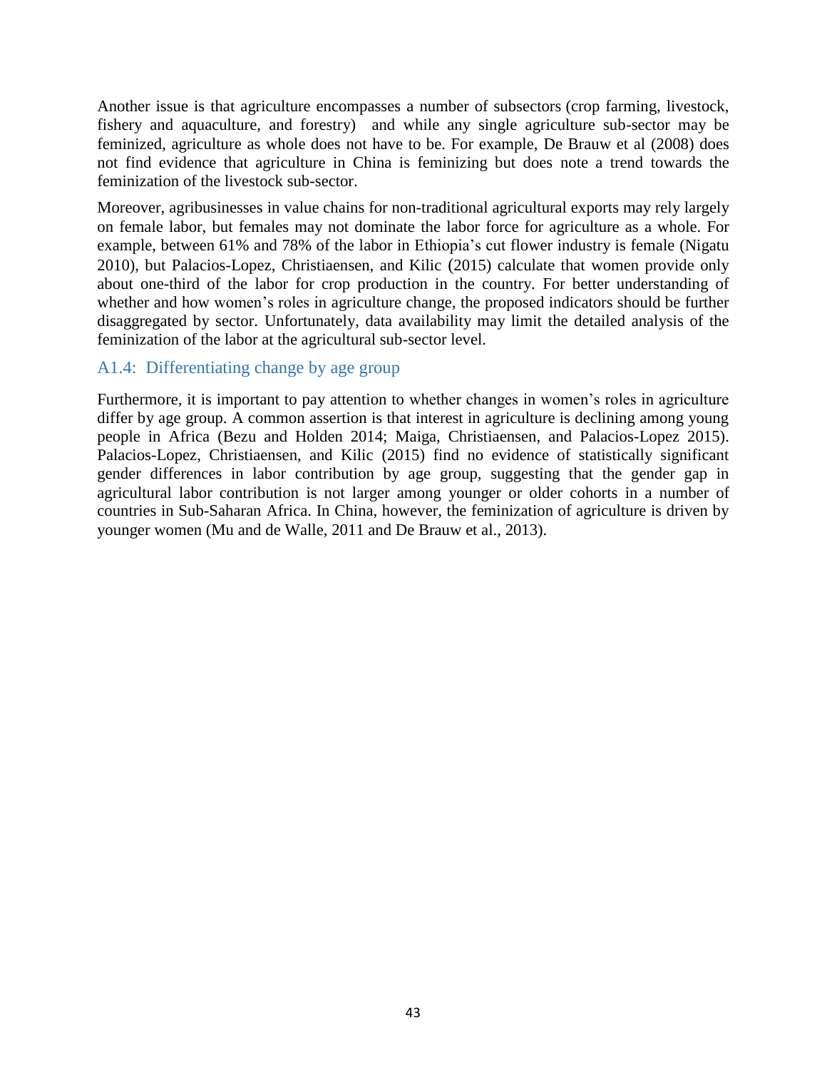Another issue is that agriculture encompasses a number of subsectors (crop farming, livestock, fishery and aquaculture, and forestry) and while any single agriculture sub-sector may be feminized, agriculture as whole does not have to be. For example, De Brauw et al (2008) does not find evidence that agriculture in China is feminizing but does note a trend towards the feminization of the livestock sub-sector.

Moreover, agribusinesses in value chains for non-traditional agricultural exports may rely largely on female labor, but females may not dominate the labor force for agriculture as a whole. For example, between 61% and 78% of the labor in Ethiopia's cut flower industry is female (Nigatu 2010), but Palacios-Lopez, Christiaensen, and Kilic (2015) calculate that women provide only about one-third of the labor for crop production in the country. For better understanding of whether and how women's roles in agriculture change, the proposed indicators should be further disaggregated by sector. Unfortunately, data availability may limit the detailed analysis of the feminization of the labor at the agricultural sub-sector level.

### A1.4: Differentiating change by age group

Furthermore, it is important to pay attention to whether changes in women's roles in agriculture differ by age group. A common assertion is that interest in agriculture is declining among young people in Africa (Bezu and Holden 2014; Maiga, Christiaensen, and Palacios-Lopez 2015). Palacios-Lopez, Christiaensen, and Kilic (2015) find no evidence of statistically significant gender differences in labor contribution by age group, suggesting that the gender gap in agricultural labor contribution is not larger among younger or older cohorts in a number of countries in Sub-Saharan Africa. In China, however, the feminization of agriculture is driven by younger women (Mu and de Walle, 2011 and De Brauw et al., 2013).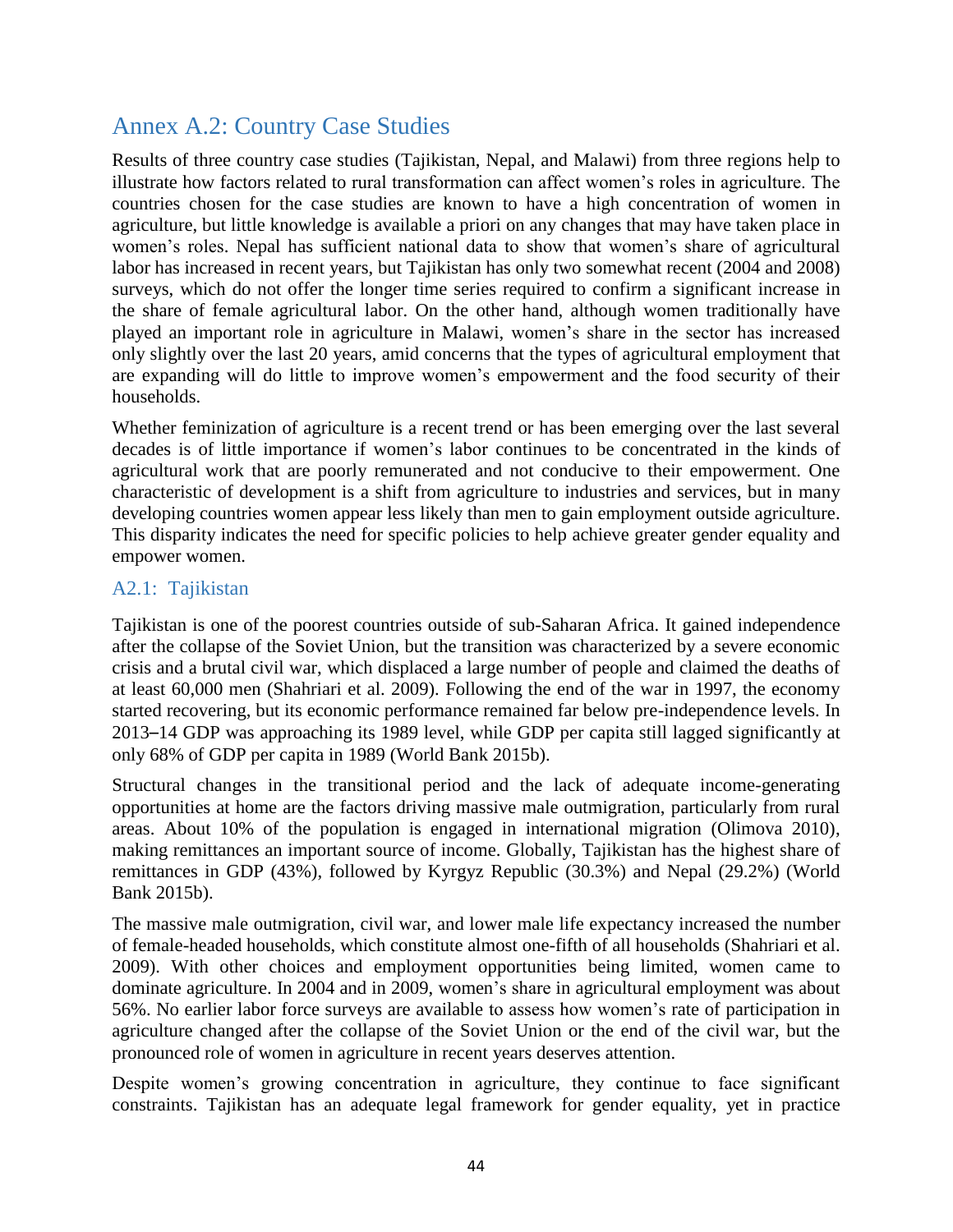# Annex A.2: Country Case Studies

Results of three country case studies (Tajikistan, Nepal, and Malawi) from three regions help to illustrate how factors related to rural transformation can affect women's roles in agriculture. The countries chosen for the case studies are known to have a high concentration of women in agriculture, but little knowledge is available a priori on any changes that may have taken place in women's roles. Nepal has sufficient national data to show that women's share of agricultural labor has increased in recent years, but Tajikistan has only two somewhat recent (2004 and 2008) surveys, which do not offer the longer time series required to confirm a significant increase in the share of female agricultural labor. On the other hand, although women traditionally have played an important role in agriculture in Malawi, women's share in the sector has increased only slightly over the last 20 years, amid concerns that the types of agricultural employment that are expanding will do little to improve women's empowerment and the food security of their households.

Whether feminization of agriculture is a recent trend or has been emerging over the last several decades is of little importance if women's labor continues to be concentrated in the kinds of agricultural work that are poorly remunerated and not conducive to their empowerment. One characteristic of development is a shift from agriculture to industries and services, but in many developing countries women appear less likely than men to gain employment outside agriculture. This disparity indicates the need for specific policies to help achieve greater gender equality and empower women.

## A2.1: Tajikistan

Tajikistan is one of the poorest countries outside of sub-Saharan Africa. It gained independence after the collapse of the Soviet Union, but the transition was characterized by a severe economic crisis and a brutal civil war, which displaced a large number of people and claimed the deaths of at least 60,000 men (Shahriari et al. 2009). Following the end of the war in 1997, the economy started recovering, but its economic performance remained far below pre-independence levels. In 2013–14 GDP was approaching its 1989 level, while GDP per capita still lagged significantly at only 68% of GDP per capita in 1989 (World Bank 2015b).

Structural changes in the transitional period and the lack of adequate income-generating opportunities at home are the factors driving massive male outmigration, particularly from rural areas. About 10% of the population is engaged in international migration (Olimova 2010), making remittances an important source of income. Globally, Tajikistan has the highest share of remittances in GDP (43%), followed by Kyrgyz Republic (30.3%) and Nepal (29.2%) (World Bank 2015b).

The massive male outmigration, civil war, and lower male life expectancy increased the number of female-headed households, which constitute almost one-fifth of all households (Shahriari et al. 2009). With other choices and employment opportunities being limited, women came to dominate agriculture. In 2004 and in 2009, women's share in agricultural employment was about 56%. No earlier labor force surveys are available to assess how women's rate of participation in agriculture changed after the collapse of the Soviet Union or the end of the civil war, but the pronounced role of women in agriculture in recent years deserves attention.

Despite women's growing concentration in agriculture, they continue to face significant constraints. Tajikistan has an adequate legal framework for gender equality, yet in practice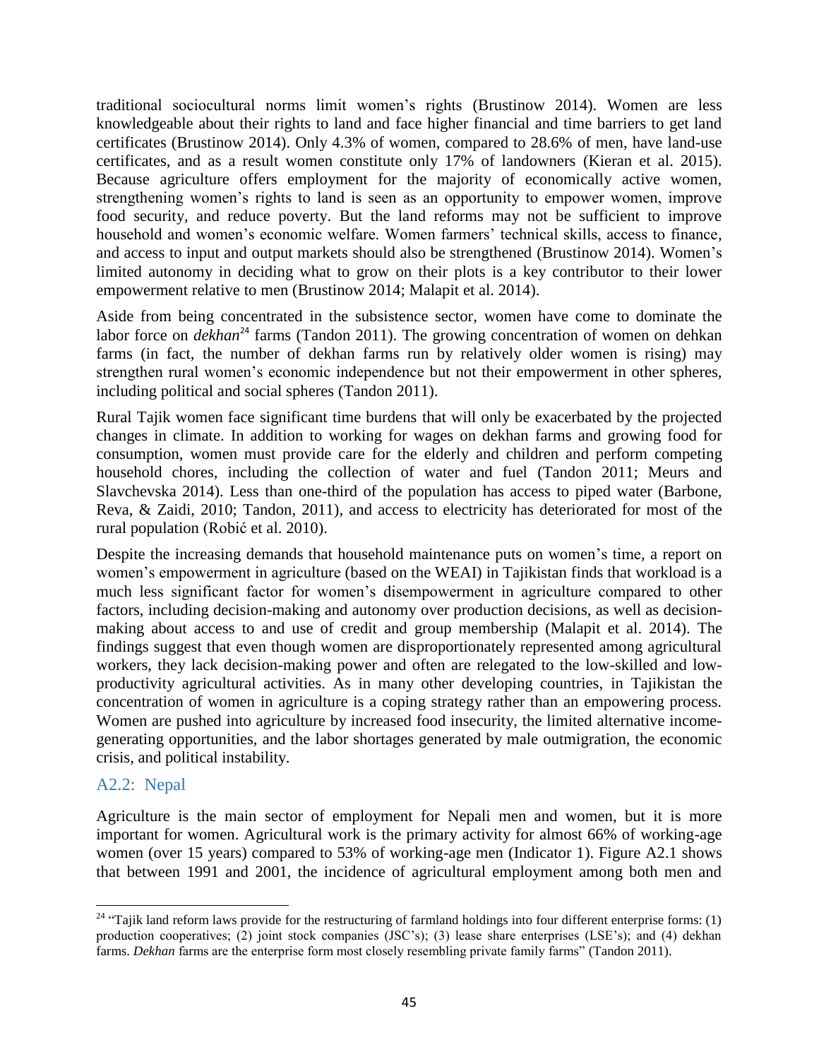traditional sociocultural norms limit women's rights (Brustinow 2014). Women are less knowledgeable about their rights to land and face higher financial and time barriers to get land certificates (Brustinow 2014). Only 4.3% of women, compared to 28.6% of men, have land-use certificates, and as a result women constitute only 17% of landowners (Kieran et al. 2015). Because agriculture offers employment for the majority of economically active women, strengthening women's rights to land is seen as an opportunity to empower women, improve food security, and reduce poverty. But the land reforms may not be sufficient to improve household and women's economic welfare. Women farmers' technical skills, access to finance, and access to input and output markets should also be strengthened (Brustinow 2014). Women's limited autonomy in deciding what to grow on their plots is a key contributor to their lower empowerment relative to men (Brustinow 2014; Malapit et al. 2014).

Aside from being concentrated in the subsistence sector, women have come to dominate the labor force on *dekhan*[24] farms (Tandon 2011). The growing concentration of women on dehkan farms (in fact, the number of dekhan farms run by relatively older women is rising) may strengthen rural women's economic independence but not their empowerment in other spheres, including political and social spheres (Tandon 2011).

Rural Tajik women face significant time burdens that will only be exacerbated by the projected changes in climate. In addition to working for wages on dekhan farms and growing food for consumption, women must provide care for the elderly and children and perform competing household chores, including the collection of water and fuel (Tandon 2011; Meurs and Slavchevska 2014). Less than one-third of the population has access to piped water (Barbone, Reva, & Zaidi, 2010; Tandon, 2011), and access to electricity has deteriorated for most of the rural population (Robić et al. 2010).

Despite the increasing demands that household maintenance puts on women's time, a report on women's empowerment in agriculture (based on the WEAI) in Tajikistan finds that workload is a much less significant factor for women's disempowerment in agriculture compared to other factors, including decision-making and autonomy over production decisions, as well as decision-making about access to and use of credit and group membership (Malapit et al. 2014). The findings suggest that even though women are disproportionately represented among agricultural workers, they lack decision-making power and often are relegated to the low-skilled and low-productivity agricultural activities. As in many other developing countries, in Tajikistan the concentration of women in agriculture is a coping strategy rather than an empowering process. Women are pushed into agriculture by increased food insecurity, the limited alternative income-generating opportunities, and the labor shortages generated by male outmigration, the economic crisis, and political instability.

### A2.2: Nepal

Agriculture is the main sector of employment for Nepali men and women, but it is more important for women. Agricultural work is the primary activity for almost 66% of working-age women (over 15 years) compared to 53% of working-age men (Indicator 1). Figure A2.1 shows that between 1991 and 2001, the incidence of agricultural employment among both men and

---

[24] "Tajik land reform laws provide for the restructuring of farmland holdings into four different enterprise forms: (1) production cooperatives; (2) joint stock companies (JSC's); (3) lease share enterprises (LSE's); and (4) dekhan farms. *Dekhan* farms are the enterprise form most closely resembling private family farms" (Tandon 2011).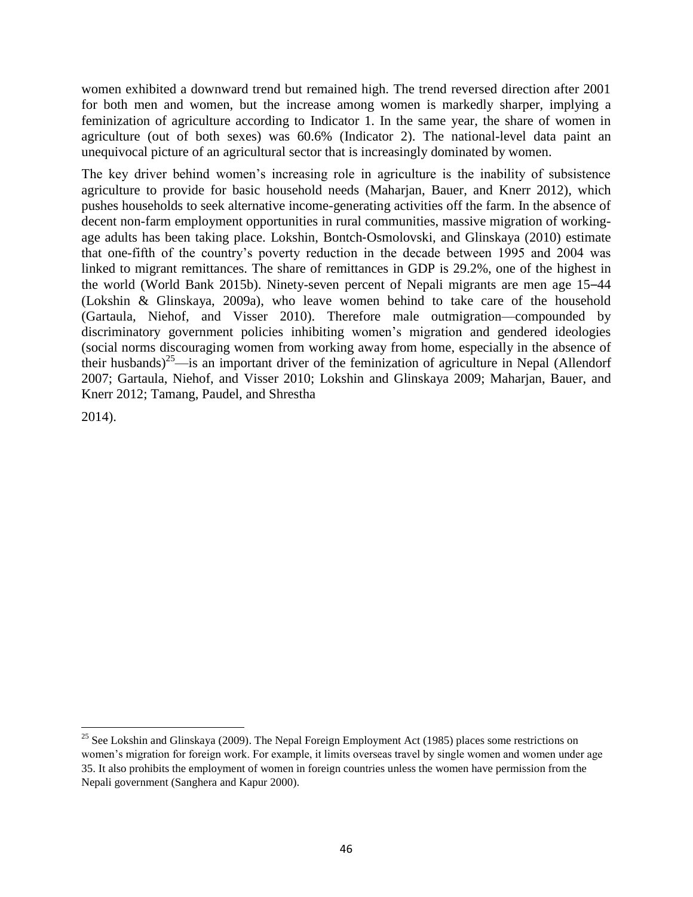women exhibited a downward trend but remained high. The trend reversed direction after 2001 for both men and women, but the increase among women is markedly sharper, implying a feminization of agriculture according to Indicator 1. In the same year, the share of women in agriculture (out of both sexes) was 60.6% (Indicator 2). The national-level data paint an unequivocal picture of an agricultural sector that is increasingly dominated by women.

The key driver behind women's increasing role in agriculture is the inability of subsistence agriculture to provide for basic household needs (Maharjan, Bauer, and Knerr 2012), which pushes households to seek alternative income-generating activities off the farm. In the absence of decent non-farm employment opportunities in rural communities, massive migration of working-age adults has been taking place. Lokshin, Bontch-Osmolovski, and Glinskaya (2010) estimate that one-fifth of the country's poverty reduction in the decade between 1995 and 2004 was linked to migrant remittances. The share of remittances in GDP is 29.2%, one of the highest in the world (World Bank 2015b). Ninety-seven percent of Nepali migrants are men age 15–44 (Lokshin & Glinskaya, 2009a), who leave women behind to take care of the household (Gartaula, Niehof, and Visser 2010). Therefore male outmigration—compounded by discriminatory government policies inhibiting women's migration and gendered ideologies (social norms discouraging women from working away from home, especially in the absence of their husbands)[25]—is an important driver of the feminization of agriculture in Nepal (Allendorf 2007; Gartaula, Niehof, and Visser 2010; Lokshin and Glinskaya 2009; Maharjan, Bauer, and Knerr 2012; Tamang, Paudel, and Shrestha 2014).

[25] See Lokshin and Glinskaya (2009). The Nepal Foreign Employment Act (1985) places some restrictions on women's migration for foreign work. For example, it limits overseas travel by single women and women under age 35. It also prohibits the employment of women in foreign countries unless the women have permission from the Nepali government (Sanghera and Kapur 2000).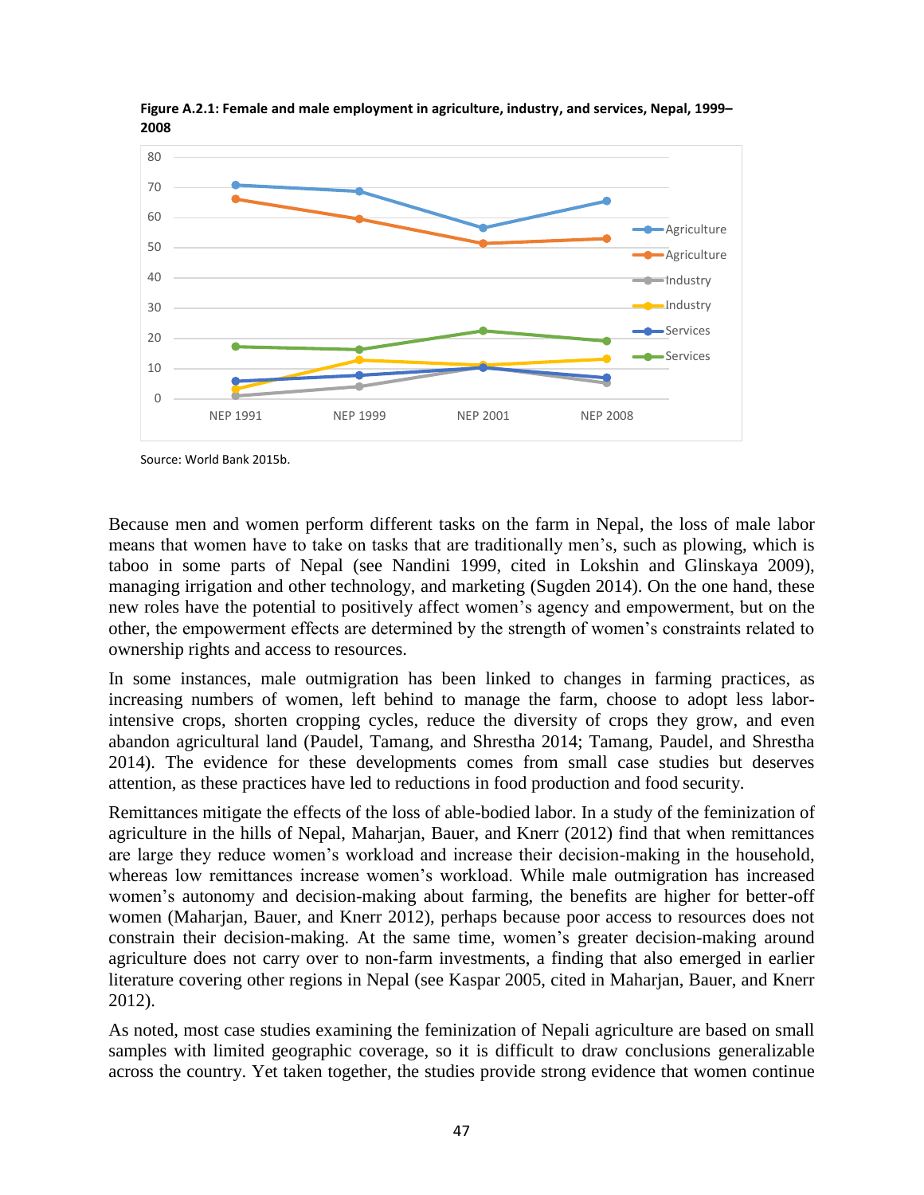**Figure A.2.1: Female and male employment in agriculture, industry, and services, Nepal, 1999–2008**

Source: World Bank 2015b.

Because men and women perform different tasks on the farm in Nepal, the loss of male labor means that women have to take on tasks that are traditionally men's, such as plowing, which is taboo in some parts of Nepal (see Nandini 1999, cited in Lokshin and Glinskaya 2009), managing irrigation and other technology, and marketing (Sugden 2014). On the one hand, these new roles have the potential to positively affect women's agency and empowerment, but on the other, the empowerment effects are determined by the strength of women's constraints related to ownership rights and access to resources.

In some instances, male outmigration has been linked to changes in farming practices, as increasing numbers of women, left behind to manage the farm, choose to adopt less labor-intensive crops, shorten cropping cycles, reduce the diversity of crops they grow, and even abandon agricultural land (Paudel, Tamang, and Shrestha 2014; Tamang, Paudel, and Shrestha 2014). The evidence for these developments comes from small case studies but deserves attention, as these practices have led to reductions in food production and food security.

Remittances mitigate the effects of the loss of able-bodied labor. In a study of the feminization of agriculture in the hills of Nepal, Maharjan, Bauer, and Knerr (2012) find that when remittances are large they reduce women's workload and increase their decision-making in the household, whereas low remittances increase women's workload. While male outmigration has increased women's autonomy and decision-making about farming, the benefits are higher for better-off women (Maharjan, Bauer, and Knerr 2012), perhaps because poor access to resources does not constrain their decision-making. At the same time, women's greater decision-making around agriculture does not carry over to non-farm investments, a finding that also emerged in earlier literature covering other regions in Nepal (see Kaspar 2005, cited in Maharjan, Bauer, and Knerr 2012).

As noted, most case studies examining the feminization of Nepali agriculture are based on small samples with limited geographic coverage, so it is difficult to draw conclusions generalizable across the country. Yet taken together, the studies provide strong evidence that women continue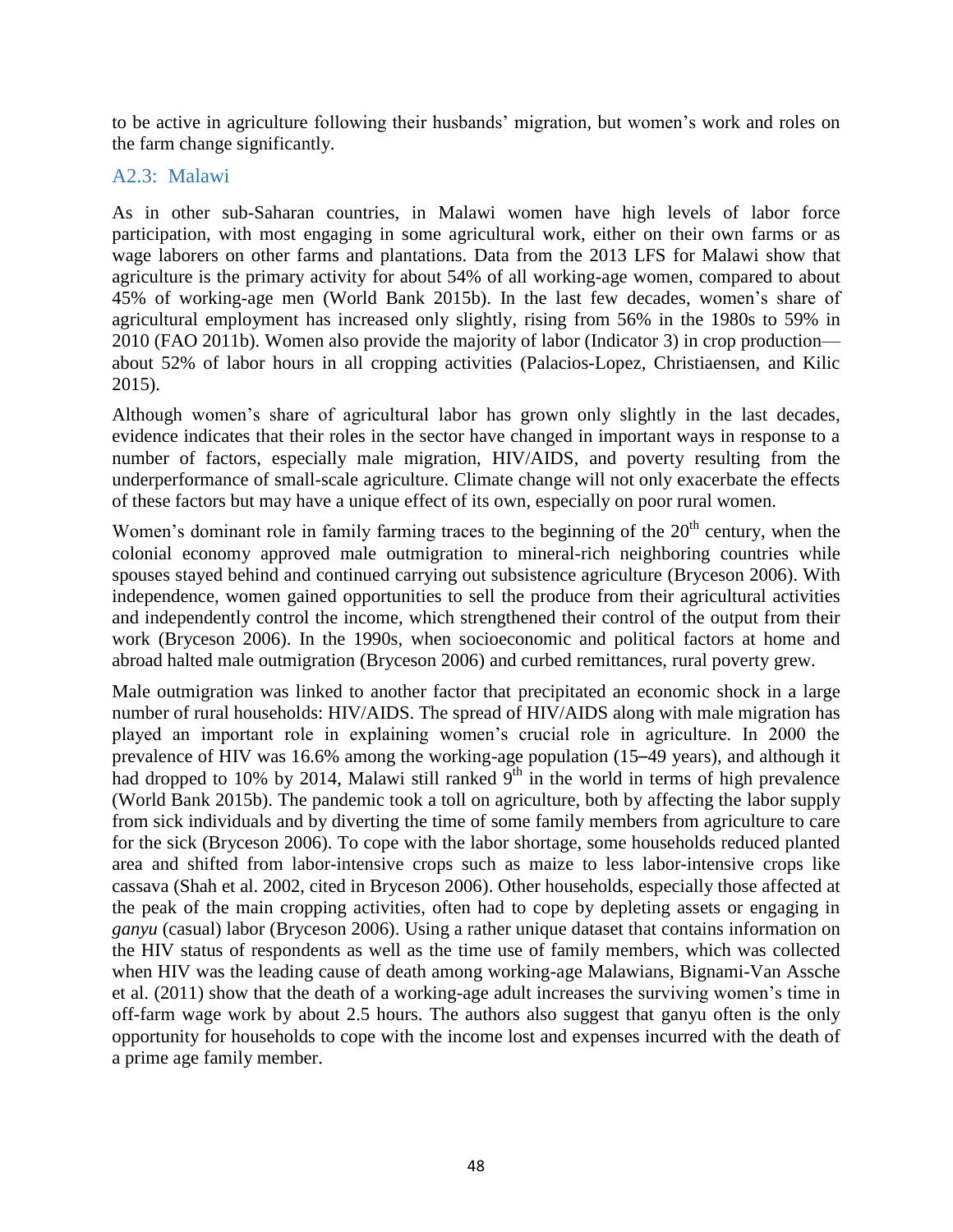to be active in agriculture following their husbands' migration, but women's work and roles on the farm change significantly.

### A2.3: Malawi

As in other sub-Saharan countries, in Malawi women have high levels of labor force participation, with most engaging in some agricultural work, either on their own farms or as wage laborers on other farms and plantations. Data from the 2013 LFS for Malawi show that agriculture is the primary activity for about 54% of all working-age women, compared to about 45% of working-age men (World Bank 2015b). In the last few decades, women's share of agricultural employment has increased only slightly, rising from 56% in the 1980s to 59% in 2010 (FAO 2011b). Women also provide the majority of labor (Indicator 3) in crop production—about 52% of labor hours in all cropping activities (Palacios-Lopez, Christiaensen, and Kilic 2015).

Although women's share of agricultural labor has grown only slightly in the last decades, evidence indicates that their roles in the sector have changed in important ways in response to a number of factors, especially male migration, HIV/AIDS, and poverty resulting from the underperformance of small-scale agriculture. Climate change will not only exacerbate the effects of these factors but may have a unique effect of its own, especially on poor rural women.

Women's dominant role in family farming traces to the beginning of the 20th century, when the colonial economy approved male outmigration to mineral-rich neighboring countries while spouses stayed behind and continued carrying out subsistence agriculture (Bryceson 2006). With independence, women gained opportunities to sell the produce from their agricultural activities and independently control the income, which strengthened their control of the output from their work (Bryceson 2006). In the 1990s, when socioeconomic and political factors at home and abroad halted male outmigration (Bryceson 2006) and curbed remittances, rural poverty grew.

Male outmigration was linked to another factor that precipitated an economic shock in a large number of rural households: HIV/AIDS. The spread of HIV/AIDS along with male migration has played an important role in explaining women's crucial role in agriculture. In 2000 the prevalence of HIV was 16.6% among the working-age population (15–49 years), and although it had dropped to 10% by 2014, Malawi still ranked 9th in the world in terms of high prevalence (World Bank 2015b). The pandemic took a toll on agriculture, both by affecting the labor supply from sick individuals and by diverting the time of some family members from agriculture to care for the sick (Bryceson 2006). To cope with the labor shortage, some households reduced planted area and shifted from labor-intensive crops such as maize to less labor-intensive crops like cassava (Shah et al. 2002, cited in Bryceson 2006). Other households, especially those affected at the peak of the main cropping activities, often had to cope by depleting assets or engaging in *ganyu* (casual) labor (Bryceson 2006). Using a rather unique dataset that contains information on the HIV status of respondents as well as the time use of family members, which was collected when HIV was the leading cause of death among working-age Malawians, Bignami-Van Assche et al. (2011) show that the death of a working-age adult increases the surviving women's time in off-farm wage work by about 2.5 hours. The authors also suggest that ganyu often is the only opportunity for households to cope with the income lost and expenses incurred with the death of a prime age family member.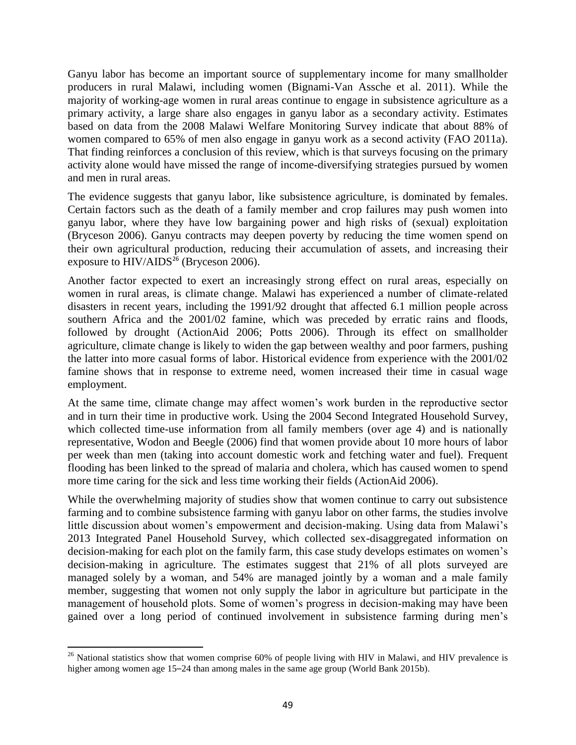Ganyu labor has become an important source of supplementary income for many smallholder producers in rural Malawi, including women (Bignami-Van Assche et al. 2011). While the majority of working-age women in rural areas continue to engage in subsistence agriculture as a primary activity, a large share also engages in ganyu labor as a secondary activity. Estimates based on data from the 2008 Malawi Welfare Monitoring Survey indicate that about 88% of women compared to 65% of men also engage in ganyu work as a second activity (FAO 2011a). That finding reinforces a conclusion of this review, which is that surveys focusing on the primary activity alone would have missed the range of income-diversifying strategies pursued by women and men in rural areas.

The evidence suggests that ganyu labor, like subsistence agriculture, is dominated by females. Certain factors such as the death of a family member and crop failures may push women into ganyu labor, where they have low bargaining power and high risks of (sexual) exploitation (Bryceson 2006). Ganyu contracts may deepen poverty by reducing the time women spend on their own agricultural production, reducing their accumulation of assets, and increasing their exposure to HIV/AIDS[26] (Bryceson 2006).

Another factor expected to exert an increasingly strong effect on rural areas, especially on women in rural areas, is climate change. Malawi has experienced a number of climate-related disasters in recent years, including the 1991/92 drought that affected 6.1 million people across southern Africa and the 2001/02 famine, which was preceded by erratic rains and floods, followed by drought (ActionAid 2006; Potts 2006). Through its effect on smallholder agriculture, climate change is likely to widen the gap between wealthy and poor farmers, pushing the latter into more casual forms of labor. Historical evidence from experience with the 2001/02 famine shows that in response to extreme need, women increased their time in casual wage employment.

At the same time, climate change may affect women's work burden in the reproductive sector and in turn their time in productive work. Using the 2004 Second Integrated Household Survey, which collected time-use information from all family members (over age 4) and is nationally representative, Wodon and Beegle (2006) find that women provide about 10 more hours of labor per week than men (taking into account domestic work and fetching water and fuel). Frequent flooding has been linked to the spread of malaria and cholera, which has caused women to spend more time caring for the sick and less time working their fields (ActionAid 2006).

While the overwhelming majority of studies show that women continue to carry out subsistence farming and to combine subsistence farming with ganyu labor on other farms, the studies involve little discussion about women's empowerment and decision-making. Using data from Malawi's 2013 Integrated Panel Household Survey, which collected sex-disaggregated information on decision-making for each plot on the family farm, this case study develops estimates on women's decision-making in agriculture. The estimates suggest that 21% of all plots surveyed are managed solely by a woman, and 54% are managed jointly by a woman and a male family member, suggesting that women not only supply the labor in agriculture but participate in the management of household plots. Some of women's progress in decision-making may have been gained over a long period of continued involvement in subsistence farming during men's

---

[26] National statistics show that women comprise 60% of people living with HIV in Malawi, and HIV prevalence is higher among women age 15–24 than among males in the same age group (World Bank 2015b).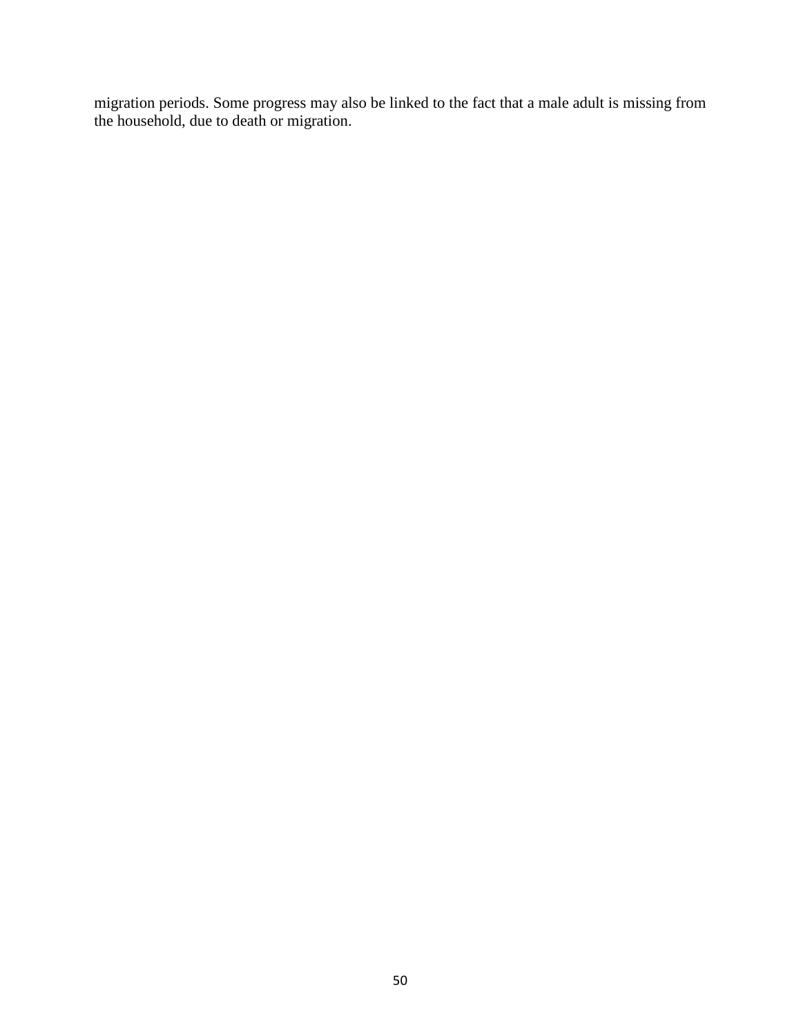migration periods. Some progress may also be linked to the fact that a male adult is missing from the household, due to death or migration.